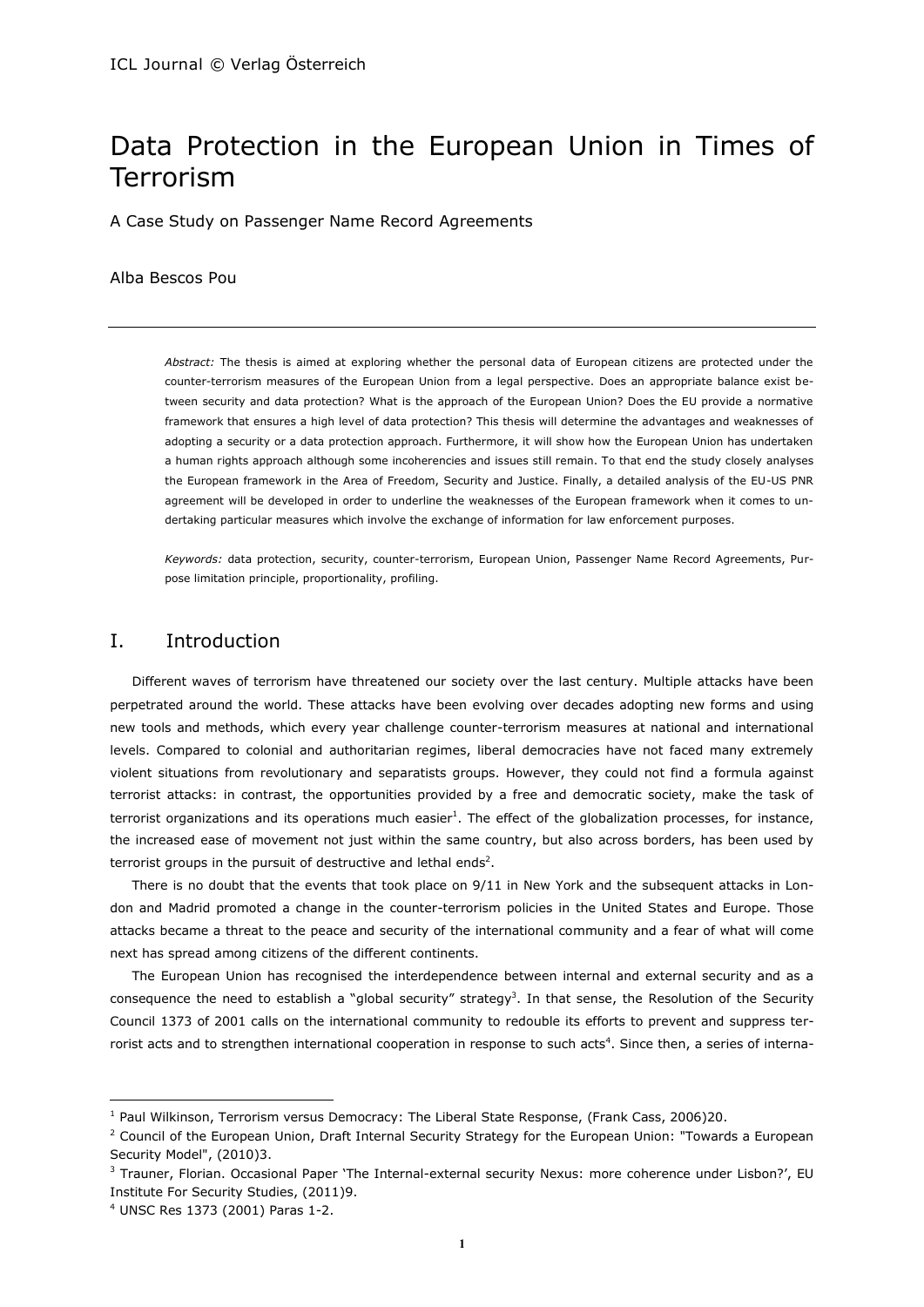# Data Protection in the European Union in Times of Terrorism

A Case Study on Passenger Name Record Agreements

Alba Bescos Pou

---

*Abstract:* The thesis is aimed at exploring whether the personal data of European citizens are protected under the counter-terrorism measures of the European Union from a legal perspective. Does an appropriate balance exist between security and data protection? What is the approach of the European Union? Does the EU provide a normative framework that ensures a high level of data protection? This thesis will determine the advantages and weaknesses of adopting a security or a data protection approach. Furthermore, it will show how the European Union has undertaken a human rights approach although some incoherencies and issues still remain. To that end the study closely analyses the European framework in the Area of Freedom, Security and Justice. Finally, a detailed analysis of the EU-US PNR agreement will be developed in order to underline the weaknesses of the European framework when it comes to undertaking particular measures which involve the exchange of information for law enforcement purposes.

*Keywords:* data protection, security, counter-terrorism, European Union, Passenger Name Record Agreements, Purpose limitation principle, proportionality, profiling.

## I. Introduction

Different waves of terrorism have threatened our society over the last century. Multiple attacks have been perpetrated around the world. These attacks have been evolving over decades adopting new forms and using new tools and methods, which every year challenge counter-terrorism measures at national and international levels. Compared to colonial and authoritarian regimes, liberal democracies have not faced many extremely violent situations from revolutionary and separatists groups. However, they could not find a formula against terrorist attacks: in contrast, the opportunities provided by a free and democratic society, make the task of terrorist organizations and its operations much easier[1]. The effect of the globalization processes, for instance, the increased ease of movement not just within the same country, but also across borders, has been used by terrorist groups in the pursuit of destructive and lethal ends[2].

There is no doubt that the events that took place on 9/11 in New York and the subsequent attacks in London and Madrid promoted a change in the counter-terrorism policies in the United States and Europe. Those attacks became a threat to the peace and security of the international community and a fear of what will come next has spread among citizens of the different continents.

The European Union has recognised the interdependence between internal and external security and as a consequence the need to establish a "global security" strategy[3]. In that sense, the Resolution of the Security Council 1373 of 2001 calls on the international community to redouble its efforts to prevent and suppress terrorist acts and to strengthen international cooperation in response to such acts[4]. Since then, a series of interna-

---

[1] Paul Wilkinson, Terrorism versus Democracy: The Liberal State Response, (Frank Cass, 2006)20.

[2] Council of the European Union, Draft Internal Security Strategy for the European Union: "Towards a European Security Model", (2010)3.

[3] Trauner, Florian. Occasional Paper 'The Internal-external security Nexus: more coherence under Lisbon?', EU Institute For Security Studies, (2011)9.

[4] UNSC Res 1373 (2001) Paras 1-2.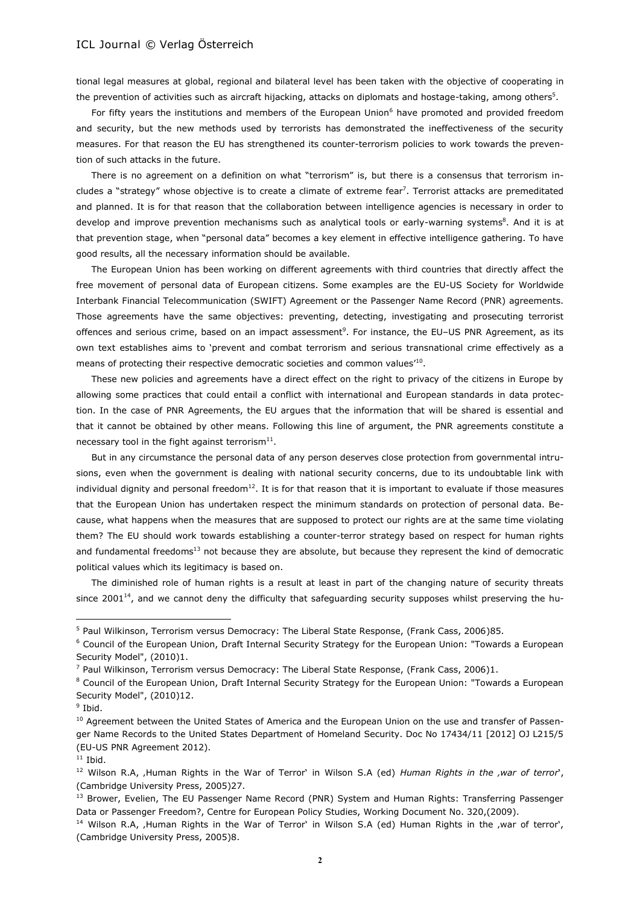tional legal measures at global, regional and bilateral level has been taken with the objective of cooperating in the prevention of activities such as aircraft hijacking, attacks on diplomats and hostage-taking, among others[5].

For fifty years the institutions and members of the European Union[6] have promoted and provided freedom and security, but the new methods used by terrorists has demonstrated the ineffectiveness of the security measures. For that reason the EU has strengthened its counter-terrorism policies to work towards the prevention of such attacks in the future.

There is no agreement on a definition on what "terrorism" is, but there is a consensus that terrorism includes a "strategy" whose objective is to create a climate of extreme fear[7]. Terrorist attacks are premeditated and planned. It is for that reason that the collaboration between intelligence agencies is necessary in order to develop and improve prevention mechanisms such as analytical tools or early-warning systems[8]. And it is at that prevention stage, when "personal data" becomes a key element in effective intelligence gathering. To have good results, all the necessary information should be available.

The European Union has been working on different agreements with third countries that directly affect the free movement of personal data of European citizens. Some examples are the EU-US Society for Worldwide Interbank Financial Telecommunication (SWIFT) Agreement or the Passenger Name Record (PNR) agreements. Those agreements have the same objectives: preventing, detecting, investigating and prosecuting terrorist offences and serious crime, based on an impact assessment[9]. For instance, the EU–US PNR Agreement, as its own text establishes aims to 'prevent and combat terrorism and serious transnational crime effectively as a means of protecting their respective democratic societies and common values'[10].

These new policies and agreements have a direct effect on the right to privacy of the citizens in Europe by allowing some practices that could entail a conflict with international and European standards in data protection. In the case of PNR Agreements, the EU argues that the information that will be shared is essential and that it cannot be obtained by other means. Following this line of argument, the PNR agreements constitute a necessary tool in the fight against terrorism[11].

But in any circumstance the personal data of any person deserves close protection from governmental intrusions, even when the government is dealing with national security concerns, due to its undoubtable link with individual dignity and personal freedom[12]. It is for that reason that it is important to evaluate if those measures that the European Union has undertaken respect the minimum standards on protection of personal data. Because, what happens when the measures that are supposed to protect our rights are at the same time violating them? The EU should work towards establishing a counter-terror strategy based on respect for human rights and fundamental freedoms[13] not because they are absolute, but because they represent the kind of democratic political values which its legitimacy is based on.

The diminished role of human rights is a result at least in part of the changing nature of security threats since 2001[14], and we cannot deny the difficulty that safeguarding security supposes whilst preserving the hu-

---

[5] Paul Wilkinson, Terrorism versus Democracy: The Liberal State Response, (Frank Cass, 2006)85.

[6] Council of the European Union, Draft Internal Security Strategy for the European Union: "Towards a European Security Model", (2010)1.

[7] Paul Wilkinson, Terrorism versus Democracy: The Liberal State Response, (Frank Cass, 2006)1.

[8] Council of the European Union, Draft Internal Security Strategy for the European Union: "Towards a European Security Model", (2010)12.

[9] Ibid.

[10] Agreement between the United States of America and the European Union on the use and transfer of Passenger Name Records to the United States Department of Homeland Security. Doc No 17434/11 [2012] OJ L215/5 (EU-US PNR Agreement 2012).

[11] Ibid.

[12] Wilson R.A, ‚Human Rights in the War of Terror' in Wilson S.A (ed) *Human Rights in the ‚war of terror*', (Cambridge University Press, 2005)27.

[13] Brower, Evelien, The EU Passenger Name Record (PNR) System and Human Rights: Transferring Passenger Data or Passenger Freedom?, Centre for European Policy Studies, Working Document No. 320,(2009).

[14] Wilson R.A, ‚Human Rights in the War of Terror' in Wilson S.A (ed) Human Rights in the ‚war of terror', (Cambridge University Press, 2005)8.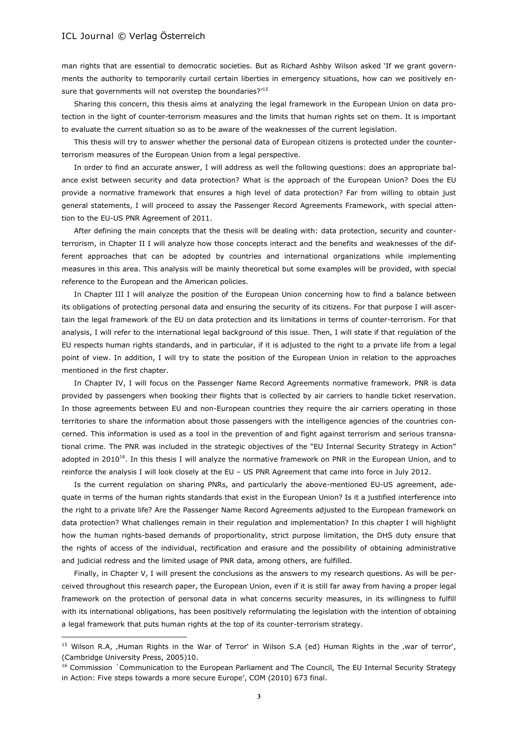man rights that are essential to democratic societies. But as Richard Ashby Wilson asked 'If we grant governments the authority to temporarily curtail certain liberties in emergency situations, how can we positively ensure that governments will not overstep the boundaries?'[15]

Sharing this concern, this thesis aims at analyzing the legal framework in the European Union on data protection in the light of counter-terrorism measures and the limits that human rights set on them. It is important to evaluate the current situation so as to be aware of the weaknesses of the current legislation.

This thesis will try to answer whether the personal data of European citizens is protected under the counter-terrorism measures of the European Union from a legal perspective.

In order to find an accurate answer, I will address as well the following questions: does an appropriate balance exist between security and data protection? What is the approach of the European Union? Does the EU provide a normative framework that ensures a high level of data protection? Far from willing to obtain just general statements, I will proceed to assay the Passenger Record Agreements Framework, with special attention to the EU-US PNR Agreement of 2011.

After defining the main concepts that the thesis will be dealing with: data protection, security and counter-terrorism, in Chapter II I will analyze how those concepts interact and the benefits and weaknesses of the different approaches that can be adopted by countries and international organizations while implementing measures in this area. This analysis will be mainly theoretical but some examples will be provided, with special reference to the European and the American policies.

In Chapter III I will analyze the position of the European Union concerning how to find a balance between its obligations of protecting personal data and ensuring the security of its citizens. For that purpose I will ascertain the legal framework of the EU on data protection and its limitations in terms of counter-terrorism. For that analysis, I will refer to the international legal background of this issue. Then, I will state if that regulation of the EU respects human rights standards, and in particular, if it is adjusted to the right to a private life from a legal point of view. In addition, I will try to state the position of the European Union in relation to the approaches mentioned in the first chapter.

In Chapter IV, I will focus on the Passenger Name Record Agreements normative framework. PNR is data provided by passengers when booking their flights that is collected by air carriers to handle ticket reservation. In those agreements between EU and non-European countries they require the air carriers operating in those territories to share the information about those passengers with the intelligence agencies of the countries concerned. This information is used as a tool in the prevention of and fight against terrorism and serious transnational crime. The PNR was included in the strategic objectives of the "EU Internal Security Strategy in Action" adopted in 2010[16]. In this thesis I will analyze the normative framework on PNR in the European Union, and to reinforce the analysis I will look closely at the EU – US PNR Agreement that came into force in July 2012.

Is the current regulation on sharing PNRs, and particularly the above-mentioned EU-US agreement, adequate in terms of the human rights standards that exist in the European Union? Is it a justified interference into the right to a private life? Are the Passenger Name Record Agreements adjusted to the European framework on data protection? What challenges remain in their regulation and implementation? In this chapter I will highlight how the human rights-based demands of proportionality, strict purpose limitation, the DHS duty ensure that the rights of access of the individual, rectification and erasure and the possibility of obtaining administrative and judicial redress and the limited usage of PNR data, among others, are fulfilled.

Finally, in Chapter V, I will present the conclusions as the answers to my research questions. As will be perceived throughout this research paper, the European Union, even if it is still far away from having a proper legal framework on the protection of personal data in what concerns security measures, in its willingness to fulfill with its international obligations, has been positively reformulating the legislation with the intention of obtaining a legal framework that puts human rights at the top of its counter-terrorism strategy.

---

[15] Wilson R.A, 'Human Rights in the War of Terror' in Wilson S.A (ed) Human Rights in the 'war of terror', (Cambridge University Press, 2005)10.

[16] Commission ´Communication to the European Parliament and The Council, The EU Internal Security Strategy in Action: Five steps towards a more secure Europe', COM (2010) 673 final.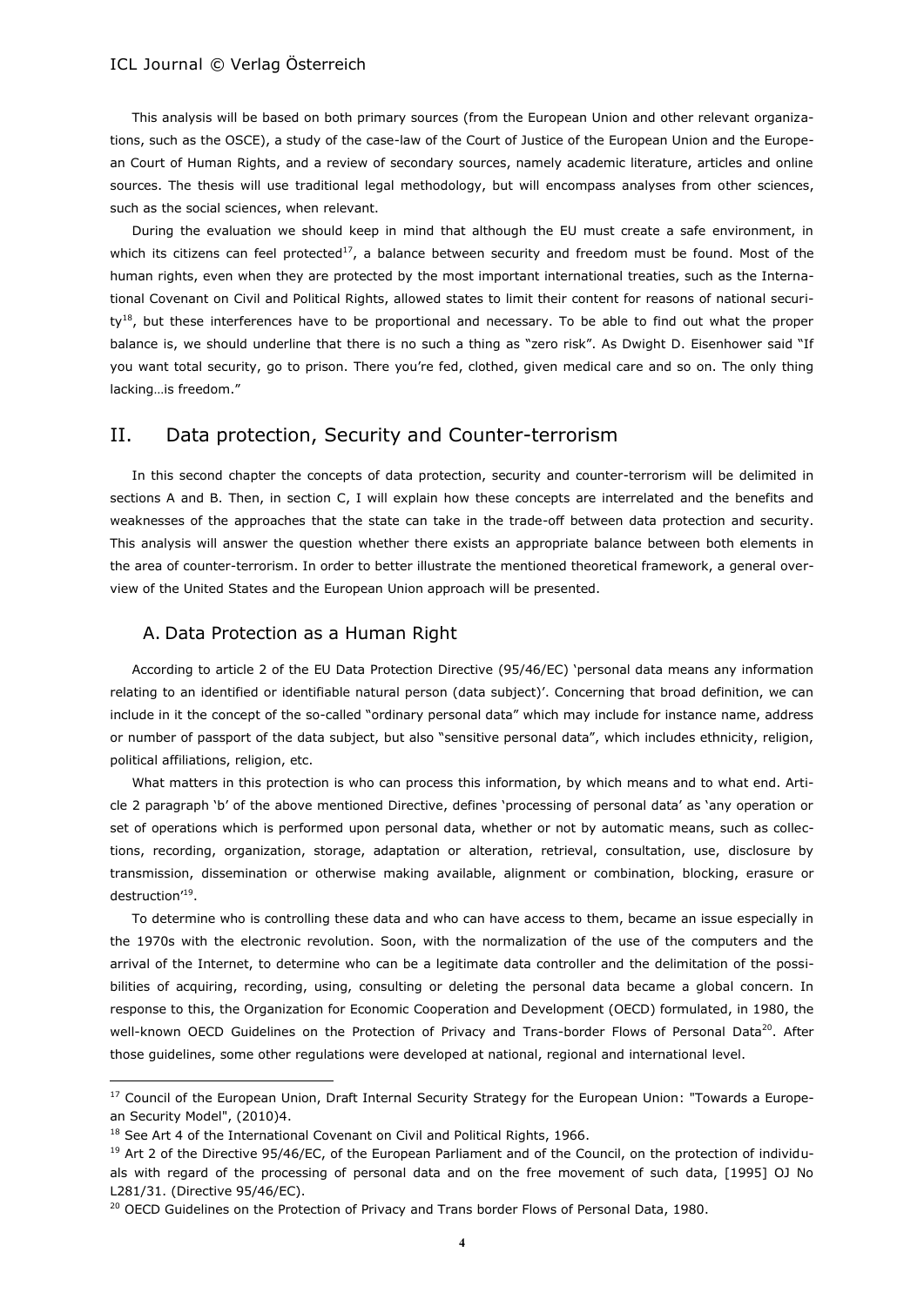This analysis will be based on both primary sources (from the European Union and other relevant organizations, such as the OSCE), a study of the case-law of the Court of Justice of the European Union and the European Court of Human Rights, and a review of secondary sources, namely academic literature, articles and online sources. The thesis will use traditional legal methodology, but will encompass analyses from other sciences, such as the social sciences, when relevant.

During the evaluation we should keep in mind that although the EU must create a safe environment, in which its citizens can feel protected[17], a balance between security and freedom must be found. Most of the human rights, even when they are protected by the most important international treaties, such as the International Covenant on Civil and Political Rights, allowed states to limit their content for reasons of national security[18], but these interferences have to be proportional and necessary. To be able to find out what the proper balance is, we should underline that there is no such a thing as "zero risk". As Dwight D. Eisenhower said "If you want total security, go to prison. There you're fed, clothed, given medical care and so on. The only thing lacking…is freedom."

## II. Data protection, Security and Counter-terrorism

In this second chapter the concepts of data protection, security and counter-terrorism will be delimited in sections A and B. Then, in section C, I will explain how these concepts are interrelated and the benefits and weaknesses of the approaches that the state can take in the trade-off between data protection and security. This analysis will answer the question whether there exists an appropriate balance between both elements in the area of counter-terrorism. In order to better illustrate the mentioned theoretical framework, a general overview of the United States and the European Union approach will be presented.

### A. Data Protection as a Human Right

According to article 2 of the EU Data Protection Directive (95/46/EC) 'personal data means any information relating to an identified or identifiable natural person (data subject)'. Concerning that broad definition, we can include in it the concept of the so-called "ordinary personal data" which may include for instance name, address or number of passport of the data subject, but also "sensitive personal data", which includes ethnicity, religion, political affiliations, religion, etc.

What matters in this protection is who can process this information, by which means and to what end. Article 2 paragraph 'b' of the above mentioned Directive, defines 'processing of personal data' as 'any operation or set of operations which is performed upon personal data, whether or not by automatic means, such as collections, recording, organization, storage, adaptation or alteration, retrieval, consultation, use, disclosure by transmission, dissemination or otherwise making available, alignment or combination, blocking, erasure or destruction'[19].

To determine who is controlling these data and who can have access to them, became an issue especially in the 1970s with the electronic revolution. Soon, with the normalization of the use of the computers and the arrival of the Internet, to determine who can be a legitimate data controller and the delimitation of the possibilities of acquiring, recording, using, consulting or deleting the personal data became a global concern. In response to this, the Organization for Economic Cooperation and Development (OECD) formulated, in 1980, the well-known OECD Guidelines on the Protection of Privacy and Trans-border Flows of Personal Data[20]. After those guidelines, some other regulations were developed at national, regional and international level.

---

[17] Council of the European Union, Draft Internal Security Strategy for the European Union: "Towards a European Security Model", (2010)4.

[18] See Art 4 of the International Covenant on Civil and Political Rights, 1966.

[19] Art 2 of the Directive 95/46/EC, of the European Parliament and of the Council, on the protection of individuals with regard of the processing of personal data and on the free movement of such data, [1995] OJ No L281/31. (Directive 95/46/EC).

[20] OECD Guidelines on the Protection of Privacy and Trans border Flows of Personal Data, 1980.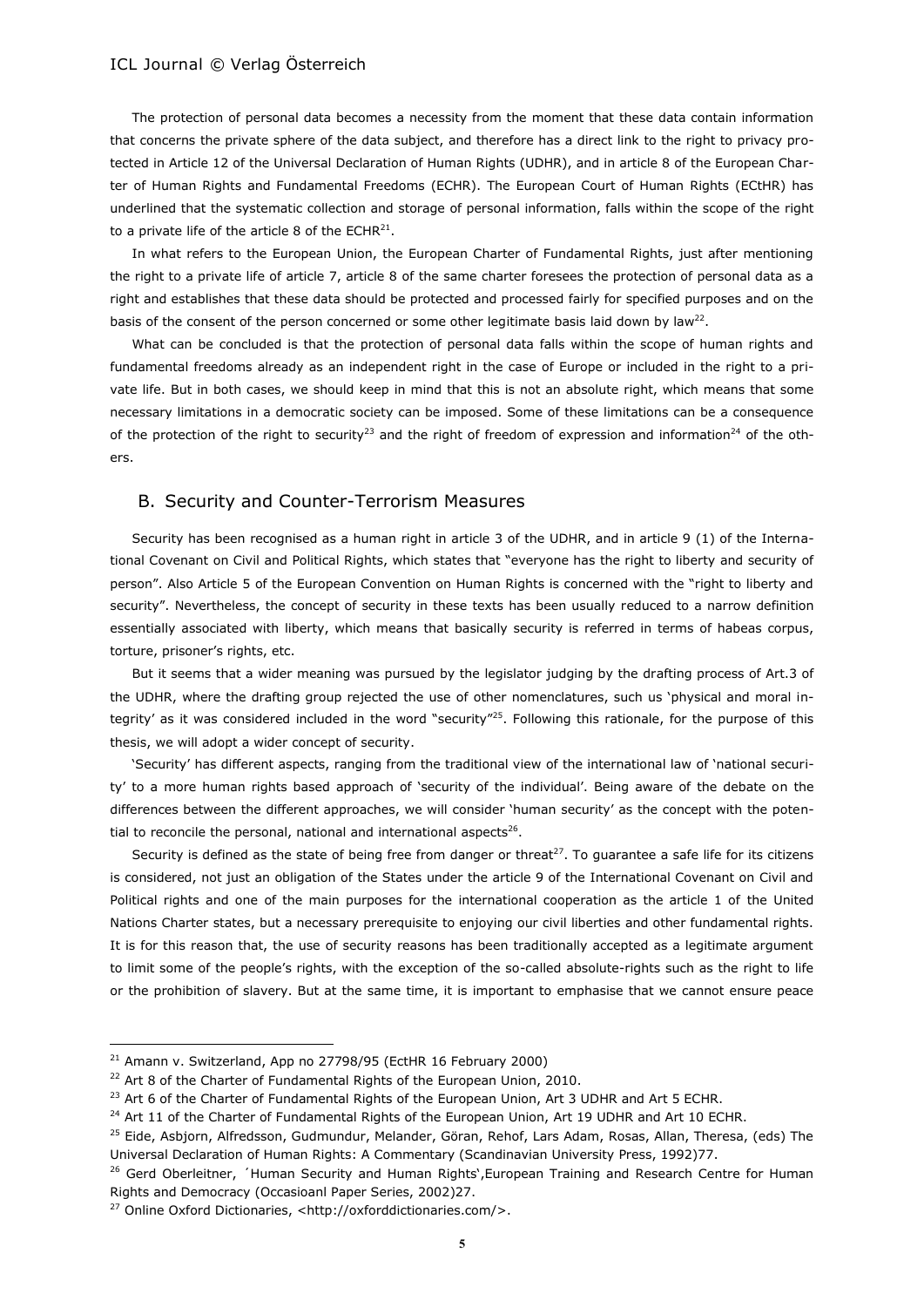The protection of personal data becomes a necessity from the moment that these data contain information that concerns the private sphere of the data subject, and therefore has a direct link to the right to privacy protected in Article 12 of the Universal Declaration of Human Rights (UDHR), and in article 8 of the European Charter of Human Rights and Fundamental Freedoms (ECHR). The European Court of Human Rights (ECtHR) has underlined that the systematic collection and storage of personal information, falls within the scope of the right to a private life of the article 8 of the ECHR[21].

In what refers to the European Union, the European Charter of Fundamental Rights, just after mentioning the right to a private life of article 7, article 8 of the same charter foresees the protection of personal data as a right and establishes that these data should be protected and processed fairly for specified purposes and on the basis of the consent of the person concerned or some other legitimate basis laid down by law[22].

What can be concluded is that the protection of personal data falls within the scope of human rights and fundamental freedoms already as an independent right in the case of Europe or included in the right to a private life. But in both cases, we should keep in mind that this is not an absolute right, which means that some necessary limitations in a democratic society can be imposed. Some of these limitations can be a consequence of the protection of the right to security[23] and the right of freedom of expression and information[24] of the others.

## B. Security and Counter-Terrorism Measures

Security has been recognised as a human right in article 3 of the UDHR, and in article 9 (1) of the International Covenant on Civil and Political Rights, which states that "everyone has the right to liberty and security of person". Also Article 5 of the European Convention on Human Rights is concerned with the "right to liberty and security". Nevertheless, the concept of security in these texts has been usually reduced to a narrow definition essentially associated with liberty, which means that basically security is referred in terms of habeas corpus, torture, prisoner's rights, etc.

But it seems that a wider meaning was pursued by the legislator judging by the drafting process of Art.3 of the UDHR, where the drafting group rejected the use of other nomenclatures, such us 'physical and moral integrity' as it was considered included in the word "security"[25]. Following this rationale, for the purpose of this thesis, we will adopt a wider concept of security.

'Security' has different aspects, ranging from the traditional view of the international law of 'national security' to a more human rights based approach of 'security of the individual'. Being aware of the debate on the differences between the different approaches, we will consider 'human security' as the concept with the potential to reconcile the personal, national and international aspects[26].

Security is defined as the state of being free from danger or threat[27]. To guarantee a safe life for its citizens is considered, not just an obligation of the States under the article 9 of the International Covenant on Civil and Political rights and one of the main purposes for the international cooperation as the article 1 of the United Nations Charter states, but a necessary prerequisite to enjoying our civil liberties and other fundamental rights. It is for this reason that, the use of security reasons has been traditionally accepted as a legitimate argument to limit some of the people's rights, with the exception of the so-called absolute-rights such as the right to life or the prohibition of slavery. But at the same time, it is important to emphasise that we cannot ensure peace

---

[21] Amann v. Switzerland, App no 27798/95 (EctHR 16 February 2000)

[22] Art 8 of the Charter of Fundamental Rights of the European Union, 2010.

[23] Art 6 of the Charter of Fundamental Rights of the European Union, Art 3 UDHR and Art 5 ECHR.

[24] Art 11 of the Charter of Fundamental Rights of the European Union, Art 19 UDHR and Art 10 ECHR.

[25] Eide, Asbjorn, Alfredsson, Gudmundur, Melander, Göran, Rehof, Lars Adam, Rosas, Allan, Theresa, (eds) The Universal Declaration of Human Rights: A Commentary (Scandinavian University Press, 1992)77.

[26] Gerd Oberleitner, ´Human Security and Human Rights',European Training and Research Centre for Human Rights and Democracy (Occasioanl Paper Series, 2002)27.

[27] Online Oxford Dictionaries, <http://oxforddictionaries.com/>.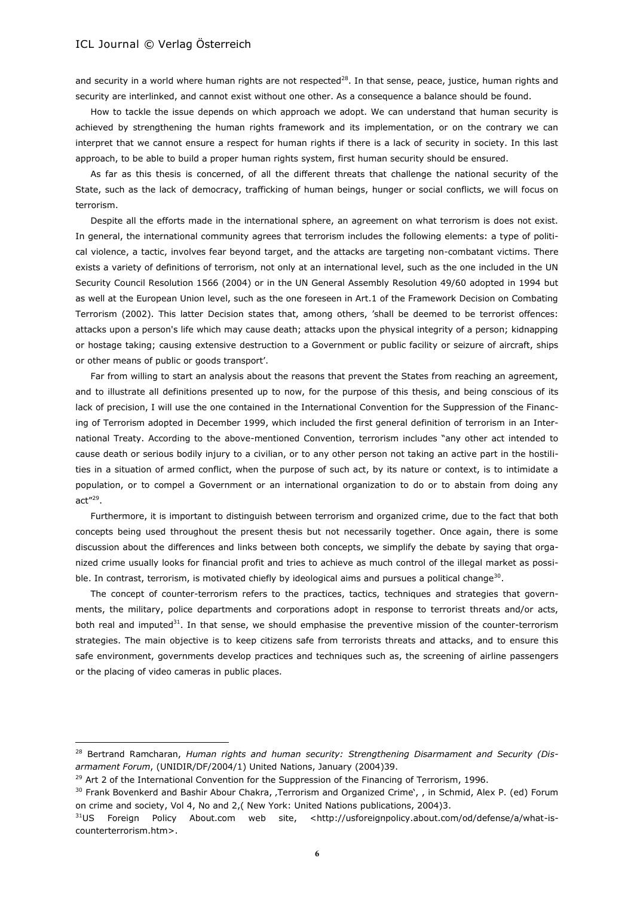and security in a world where human rights are not respected[28]. In that sense, peace, justice, human rights and security are interlinked, and cannot exist without one other. As a consequence a balance should be found.

How to tackle the issue depends on which approach we adopt. We can understand that human security is achieved by strengthening the human rights framework and its implementation, or on the contrary we can interpret that we cannot ensure a respect for human rights if there is a lack of security in society. In this last approach, to be able to build a proper human rights system, first human security should be ensured.

As far as this thesis is concerned, of all the different threats that challenge the national security of the State, such as the lack of democracy, trafficking of human beings, hunger or social conflicts, we will focus on terrorism.

Despite all the efforts made in the international sphere, an agreement on what terrorism is does not exist. In general, the international community agrees that terrorism includes the following elements: a type of political violence, a tactic, involves fear beyond target, and the attacks are targeting non-combatant victims. There exists a variety of definitions of terrorism, not only at an international level, such as the one included in the UN Security Council Resolution 1566 (2004) or in the UN General Assembly Resolution 49/60 adopted in 1994 but as well at the European Union level, such as the one foreseen in Art.1 of the Framework Decision on Combating Terrorism (2002). This latter Decision states that, among others, 'shall be deemed to be terrorist offences: attacks upon a person's life which may cause death; attacks upon the physical integrity of a person; kidnapping or hostage taking; causing extensive destruction to a Government or public facility or seizure of aircraft, ships or other means of public or goods transport'.

Far from willing to start an analysis about the reasons that prevent the States from reaching an agreement, and to illustrate all definitions presented up to now, for the purpose of this thesis, and being conscious of its lack of precision, I will use the one contained in the International Convention for the Suppression of the Financing of Terrorism adopted in December 1999, which included the first general definition of terrorism in an International Treaty. According to the above-mentioned Convention, terrorism includes "any other act intended to cause death or serious bodily injury to a civilian, or to any other person not taking an active part in the hostilities in a situation of armed conflict, when the purpose of such act, by its nature or context, is to intimidate a population, or to compel a Government or an international organization to do or to abstain from doing any act"[29].

Furthermore, it is important to distinguish between terrorism and organized crime, due to the fact that both concepts being used throughout the present thesis but not necessarily together. Once again, there is some discussion about the differences and links between both concepts, we simplify the debate by saying that organized crime usually looks for financial profit and tries to achieve as much control of the illegal market as possible. In contrast, terrorism, is motivated chiefly by ideological aims and pursues a political change[30].

The concept of counter-terrorism refers to the practices, tactics, techniques and strategies that governments, the military, police departments and corporations adopt in response to terrorist threats and/or acts, both real and imputed[31]. In that sense, we should emphasise the preventive mission of the counter-terrorism strategies. The main objective is to keep citizens safe from terrorists threats and attacks, and to ensure this safe environment, governments develop practices and techniques such as, the screening of airline passengers or the placing of video cameras in public places.

---

[28] Bertrand Ramcharan, *Human rights and human security: Strengthening Disarmament and Security (Disarmament Forum*, (UNIDIR/DF/2004/1) United Nations, January (2004)39.

[29] Art 2 of the International Convention for the Suppression of the Financing of Terrorism, 1996.

[30] Frank Bovenkerd and Bashir Abour Chakra, ‚Terrorism and Organized Crime', , in Schmid, Alex P. (ed) Forum on crime and society, Vol 4, No and 2,( New York: United Nations publications, 2004)3.

[31] US Foreign Policy About.com web site, <http://usforeignpolicy.about.com/od/defense/a/what-is-counterterrorism.htm>.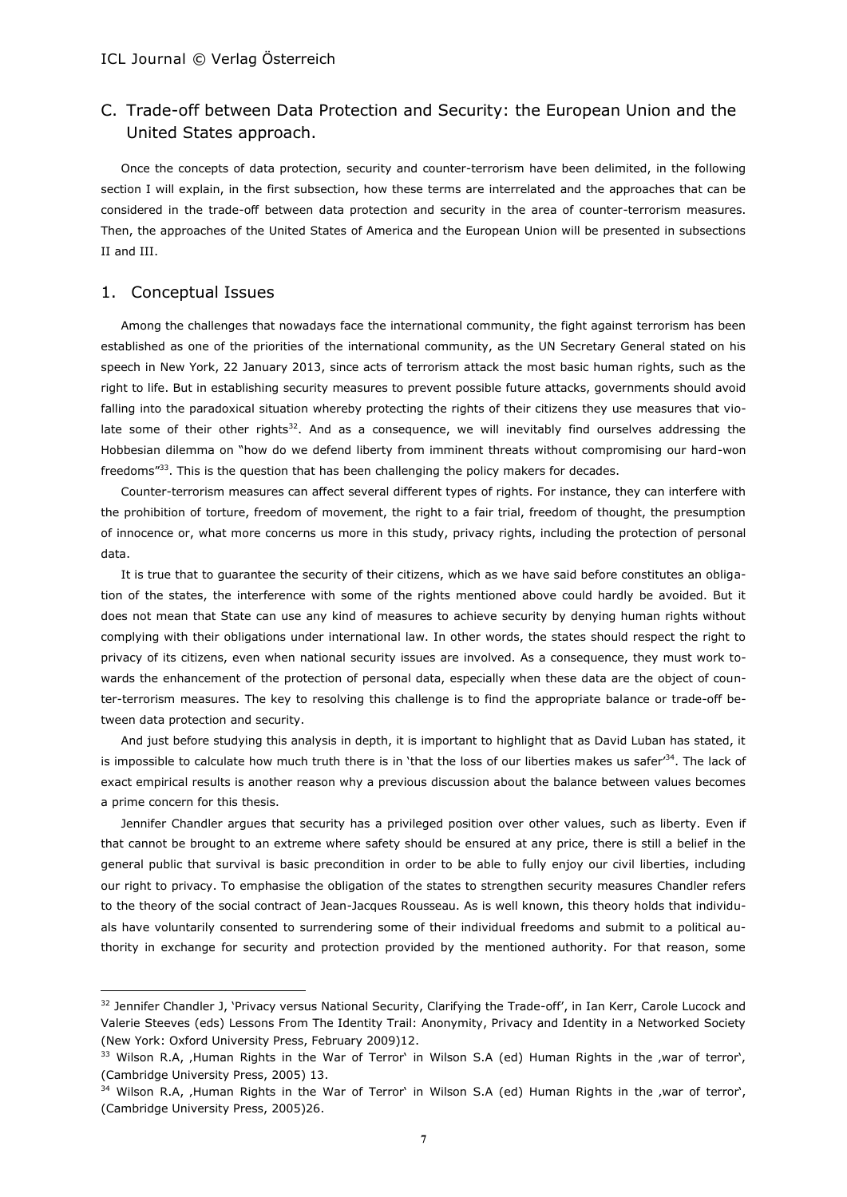## C. Trade-off between Data Protection and Security: the European Union and the United States approach.

Once the concepts of data protection, security and counter-terrorism have been delimited, in the following section I will explain, in the first subsection, how these terms are interrelated and the approaches that can be considered in the trade-off between data protection and security in the area of counter-terrorism measures. Then, the approaches of the United States of America and the European Union will be presented in subsections II and III.

### 1. Conceptual Issues

Among the challenges that nowadays face the international community, the fight against terrorism has been established as one of the priorities of the international community, as the UN Secretary General stated on his speech in New York, 22 January 2013, since acts of terrorism attack the most basic human rights, such as the right to life. But in establishing security measures to prevent possible future attacks, governments should avoid falling into the paradoxical situation whereby protecting the rights of their citizens they use measures that violate some of their other rights[32]. And as a consequence, we will inevitably find ourselves addressing the Hobbesian dilemma on "how do we defend liberty from imminent threats without compromising our hard-won freedoms"[33]. This is the question that has been challenging the policy makers for decades.

Counter-terrorism measures can affect several different types of rights. For instance, they can interfere with the prohibition of torture, freedom of movement, the right to a fair trial, freedom of thought, the presumption of innocence or, what more concerns us more in this study, privacy rights, including the protection of personal data.

It is true that to guarantee the security of their citizens, which as we have said before constitutes an obligation of the states, the interference with some of the rights mentioned above could hardly be avoided. But it does not mean that State can use any kind of measures to achieve security by denying human rights without complying with their obligations under international law. In other words, the states should respect the right to privacy of its citizens, even when national security issues are involved. As a consequence, they must work towards the enhancement of the protection of personal data, especially when these data are the object of counter-terrorism measures. The key to resolving this challenge is to find the appropriate balance or trade-off between data protection and security.

And just before studying this analysis in depth, it is important to highlight that as David Luban has stated, it is impossible to calculate how much truth there is in 'that the loss of our liberties makes us safer'[34]. The lack of exact empirical results is another reason why a previous discussion about the balance between values becomes a prime concern for this thesis.

Jennifer Chandler argues that security has a privileged position over other values, such as liberty. Even if that cannot be brought to an extreme where safety should be ensured at any price, there is still a belief in the general public that survival is basic precondition in order to be able to fully enjoy our civil liberties, including our right to privacy. To emphasise the obligation of the states to strengthen security measures Chandler refers to the theory of the social contract of Jean-Jacques Rousseau. As is well known, this theory holds that individuals have voluntarily consented to surrendering some of their individual freedoms and submit to a political authority in exchange for security and protection provided by the mentioned authority. For that reason, some

---

[32] Jennifer Chandler J, 'Privacy versus National Security, Clarifying the Trade-off', in Ian Kerr, Carole Lucock and Valerie Steeves (eds) Lessons From The Identity Trail: Anonymity, Privacy and Identity in a Networked Society (New York: Oxford University Press, February 2009)12.

[33] Wilson R.A, ‚Human Rights in the War of Terror' in Wilson S.A (ed) Human Rights in the ‚war of terror', (Cambridge University Press, 2005) 13.

[34] Wilson R.A, ‚Human Rights in the War of Terror' in Wilson S.A (ed) Human Rights in the ‚war of terror', (Cambridge University Press, 2005)26.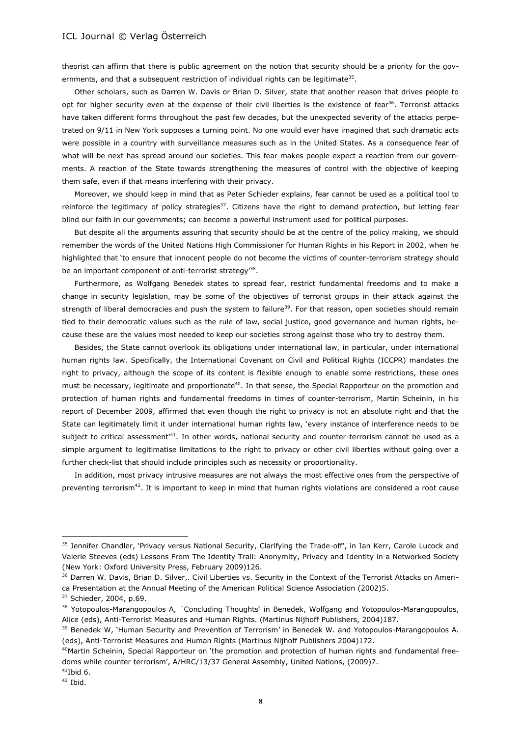theorist can affirm that there is public agreement on the notion that security should be a priority for the governments, and that a subsequent restriction of individual rights can be legitimate[35].

Other scholars, such as Darren W. Davis or Brian D. Silver, state that another reason that drives people to opt for higher security even at the expense of their civil liberties is the existence of fear[36]. Terrorist attacks have taken different forms throughout the past few decades, but the unexpected severity of the attacks perpetrated on 9/11 in New York supposes a turning point. No one would ever have imagined that such dramatic acts were possible in a country with surveillance measures such as in the United States. As a consequence fear of what will be next has spread around our societies. This fear makes people expect a reaction from our governments. A reaction of the State towards strengthening the measures of control with the objective of keeping them safe, even if that means interfering with their privacy.

Moreover, we should keep in mind that as Peter Schieder explains, fear cannot be used as a political tool to reinforce the legitimacy of policy strategies[37]. Citizens have the right to demand protection, but letting fear blind our faith in our governments; can become a powerful instrument used for political purposes.

But despite all the arguments assuring that security should be at the centre of the policy making, we should remember the words of the United Nations High Commissioner for Human Rights in his Report in 2002, when he highlighted that 'to ensure that innocent people do not become the victims of counter-terrorism strategy should be an important component of anti-terrorist strategy'[38].

Furthermore, as Wolfgang Benedek states to spread fear, restrict fundamental freedoms and to make a change in security legislation, may be some of the objectives of terrorist groups in their attack against the strength of liberal democracies and push the system to failure[39]. For that reason, open societies should remain tied to their democratic values such as the rule of law, social justice, good governance and human rights, because these are the values most needed to keep our societies strong against those who try to destroy them.

Besides, the State cannot overlook its obligations under international law, in particular, under international human rights law. Specifically, the International Covenant on Civil and Political Rights (ICCPR) mandates the right to privacy, although the scope of its content is flexible enough to enable some restrictions, these ones must be necessary, legitimate and proportionate[40]. In that sense, the Special Rapporteur on the promotion and protection of human rights and fundamental freedoms in times of counter-terrorism, Martin Scheinin, in his report of December 2009, affirmed that even though the right to privacy is not an absolute right and that the State can legitimately limit it under international human rights law, 'every instance of interference needs to be subject to critical assessment'[41]. In other words, national security and counter-terrorism cannot be used as a simple argument to legitimatise limitations to the right to privacy or other civil liberties without going over a further check-list that should include principles such as necessity or proportionality.

In addition, most privacy intrusive measures are not always the most effective ones from the perspective of preventing terrorism[42]. It is important to keep in mind that human rights violations are considered a root cause

---

[35] Jennifer Chandler, 'Privacy versus National Security, Clarifying the Trade-off', in Ian Kerr, Carole Lucock and Valerie Steeves (eds) Lessons From The Identity Trail: Anonymity, Privacy and Identity in a Networked Society (New York: Oxford University Press, February 2009)126.

[36] Darren W. Davis, Brian D. Silver,. Civil Liberties vs. Security in the Context of the Terrorist Attacks on America Presentation at the Annual Meeting of the American Political Science Association (2002)5.

[37] Schieder, 2004, p.69.

[38] Yotopoulos-Marangopoulos A, ´Concluding Thoughts' in Benedek, Wolfgang and Yotopoulos-Marangopoulos, Alice (eds), Anti-Terrorist Measures and Human Rights. (Martinus Nijhoff Publishers, 2004)187.

[39] Benedek W, 'Human Security and Prevention of Terrorism' in Benedek W. and Yotopoulos-Marangopoulos A. (eds), Anti-Terrorist Measures and Human Rights (Martinus Nijhoff Publishers 2004)172.

[40] Martin Scheinin, Special Rapporteur on 'the promotion and protection of human rights and fundamental freedoms while counter terrorism', A/HRC/13/37 General Assembly, United Nations, (2009)7.

[41] Ibid 6.

[42] Ibid.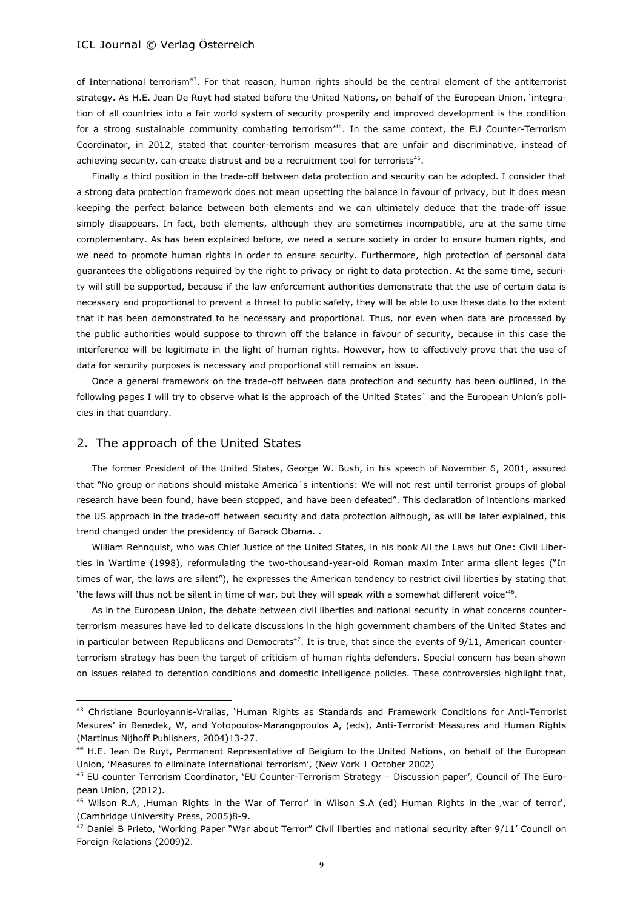of International terrorism[43]. For that reason, human rights should be the central element of the antiterrorist strategy. As H.E. Jean De Ruyt had stated before the United Nations, on behalf of the European Union, 'integration of all countries into a fair world system of security prosperity and improved development is the condition for a strong sustainable community combating terrorism'[44]. In the same context, the EU Counter-Terrorism Coordinator, in 2012, stated that counter-terrorism measures that are unfair and discriminative, instead of achieving security, can create distrust and be a recruitment tool for terrorists[45].

Finally a third position in the trade-off between data protection and security can be adopted. I consider that a strong data protection framework does not mean upsetting the balance in favour of privacy, but it does mean keeping the perfect balance between both elements and we can ultimately deduce that the trade-off issue simply disappears. In fact, both elements, although they are sometimes incompatible, are at the same time complementary. As has been explained before, we need a secure society in order to ensure human rights, and we need to promote human rights in order to ensure security. Furthermore, high protection of personal data guarantees the obligations required by the right to privacy or right to data protection. At the same time, security will still be supported, because if the law enforcement authorities demonstrate that the use of certain data is necessary and proportional to prevent a threat to public safety, they will be able to use these data to the extent that it has been demonstrated to be necessary and proportional. Thus, nor even when data are processed by the public authorities would suppose to thrown off the balance in favour of security, because in this case the interference will be legitimate in the light of human rights. However, how to effectively prove that the use of data for security purposes is necessary and proportional still remains an issue.

Once a general framework on the trade-off between data protection and security has been outlined, in the following pages I will try to observe what is the approach of the United States` and the European Union's policies in that quandary.

## 2. The approach of the United States

The former President of the United States, George W. Bush, in his speech of November 6, 2001, assured that "No group or nations should mistake America´s intentions: We will not rest until terrorist groups of global research have been found, have been stopped, and have been defeated". This declaration of intentions marked the US approach in the trade-off between security and data protection although, as will be later explained, this trend changed under the presidency of Barack Obama. .

William Rehnquist, who was Chief Justice of the United States, in his book All the Laws but One: Civil Liberties in Wartime (1998), reformulating the two-thousand-year-old Roman maxim Inter arma silent leges ("In times of war, the laws are silent"), he expresses the American tendency to restrict civil liberties by stating that 'the laws will thus not be silent in time of war, but they will speak with a somewhat different voice'[46].

As in the European Union, the debate between civil liberties and national security in what concerns counter-terrorism measures have led to delicate discussions in the high government chambers of the United States and in particular between Republicans and Democrats[47]. It is true, that since the events of 9/11, American counter-terrorism strategy has been the target of criticism of human rights defenders. Special concern has been shown on issues related to detention conditions and domestic intelligence policies. These controversies highlight that,

---

[43] Christiane Bourloyannis-Vrailas, 'Human Rights as Standards and Framework Conditions for Anti-Terrorist Mesures' in Benedek, W, and Yotopoulos-Marangopoulos A, (eds), Anti-Terrorist Measures and Human Rights (Martinus Nijhoff Publishers, 2004)13-27.

[44] H.E. Jean De Ruyt, Permanent Representative of Belgium to the United Nations, on behalf of the European Union, 'Measures to eliminate international terrorism', (New York 1 October 2002)

[45] EU counter Terrorism Coordinator, 'EU Counter-Terrorism Strategy – Discussion paper', Council of The European Union, (2012).

[46] Wilson R.A, ,Human Rights in the War of Terror' in Wilson S.A (ed) Human Rights in the ,war of terror', (Cambridge University Press, 2005)8-9.

[47] Daniel B Prieto, 'Working Paper "War about Terror" Civil liberties and national security after 9/11' Council on Foreign Relations (2009)2.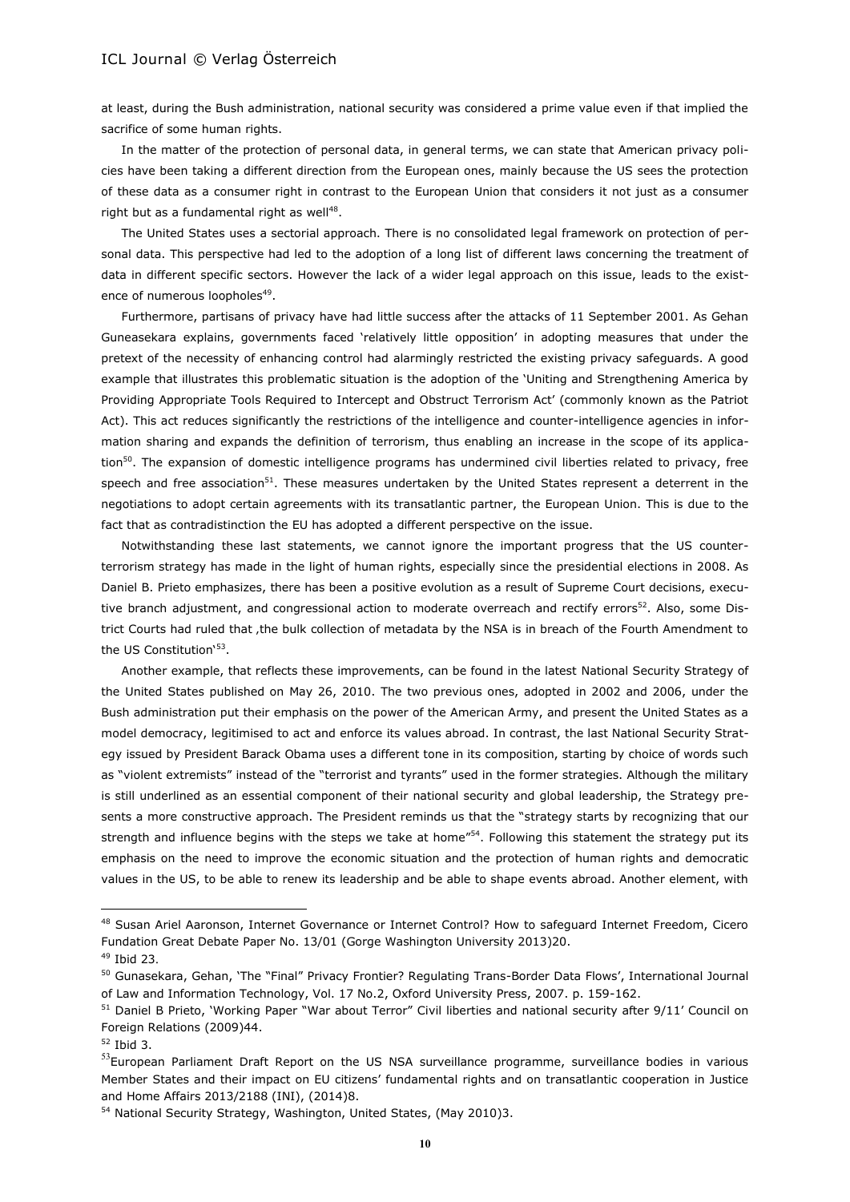at least, during the Bush administration, national security was considered a prime value even if that implied the sacrifice of some human rights.

In the matter of the protection of personal data, in general terms, we can state that American privacy policies have been taking a different direction from the European ones, mainly because the US sees the protection of these data as a consumer right in contrast to the European Union that considers it not just as a consumer right but as a fundamental right as well[48].

The United States uses a sectorial approach. There is no consolidated legal framework on protection of personal data. This perspective had led to the adoption of a long list of different laws concerning the treatment of data in different specific sectors. However the lack of a wider legal approach on this issue, leads to the existence of numerous loopholes[49].

Furthermore, partisans of privacy have had little success after the attacks of 11 September 2001. As Gehan Guneasekara explains, governments faced 'relatively little opposition' in adopting measures that under the pretext of the necessity of enhancing control had alarmingly restricted the existing privacy safeguards. A good example that illustrates this problematic situation is the adoption of the 'Uniting and Strengthening America by Providing Appropriate Tools Required to Intercept and Obstruct Terrorism Act' (commonly known as the Patriot Act). This act reduces significantly the restrictions of the intelligence and counter-intelligence agencies in information sharing and expands the definition of terrorism, thus enabling an increase in the scope of its application[50]. The expansion of domestic intelligence programs has undermined civil liberties related to privacy, free speech and free association[51]. These measures undertaken by the United States represent a deterrent in the negotiations to adopt certain agreements with its transatlantic partner, the European Union. This is due to the fact that as contradistinction the EU has adopted a different perspective on the issue.

Notwithstanding these last statements, we cannot ignore the important progress that the US counter-terrorism strategy has made in the light of human rights, especially since the presidential elections in 2008. As Daniel B. Prieto emphasizes, there has been a positive evolution as a result of Supreme Court decisions, executive branch adjustment, and congressional action to moderate overreach and rectify errors[52]. Also, some District Courts had ruled that ,the bulk collection of metadata by the NSA is in breach of the Fourth Amendment to the US Constitution'[53].

Another example, that reflects these improvements, can be found in the latest National Security Strategy of the United States published on May 26, 2010. The two previous ones, adopted in 2002 and 2006, under the Bush administration put their emphasis on the power of the American Army, and present the United States as a model democracy, legitimised to act and enforce its values abroad. In contrast, the last National Security Strategy issued by President Barack Obama uses a different tone in its composition, starting by choice of words such as "violent extremists" instead of the "terrorist and tyrants" used in the former strategies. Although the military is still underlined as an essential component of their national security and global leadership, the Strategy presents a more constructive approach. The President reminds us that the "strategy starts by recognizing that our strength and influence begins with the steps we take at home"[54]. Following this statement the strategy put its emphasis on the need to improve the economic situation and the protection of human rights and democratic values in the US, to be able to renew its leadership and be able to shape events abroad. Another element, with

---

[48] Susan Ariel Aaronson, Internet Governance or Internet Control? How to safeguard Internet Freedom, Cicero Fundation Great Debate Paper No. 13/01 (Gorge Washington University 2013)20.

[49] Ibid 23.

[50] Gunasekara, Gehan, 'The "Final" Privacy Frontier? Regulating Trans-Border Data Flows', International Journal of Law and Information Technology, Vol. 17 No.2, Oxford University Press, 2007. p. 159-162.

[51] Daniel B Prieto, 'Working Paper "War about Terror" Civil liberties and national security after 9/11' Council on Foreign Relations (2009)44.

[52] Ibid 3.

[53] European Parliament Draft Report on the US NSA surveillance programme, surveillance bodies in various Member States and their impact on EU citizens' fundamental rights and on transatlantic cooperation in Justice and Home Affairs 2013/2188 (INI), (2014)8.

[54] National Security Strategy, Washington, United States, (May 2010)3.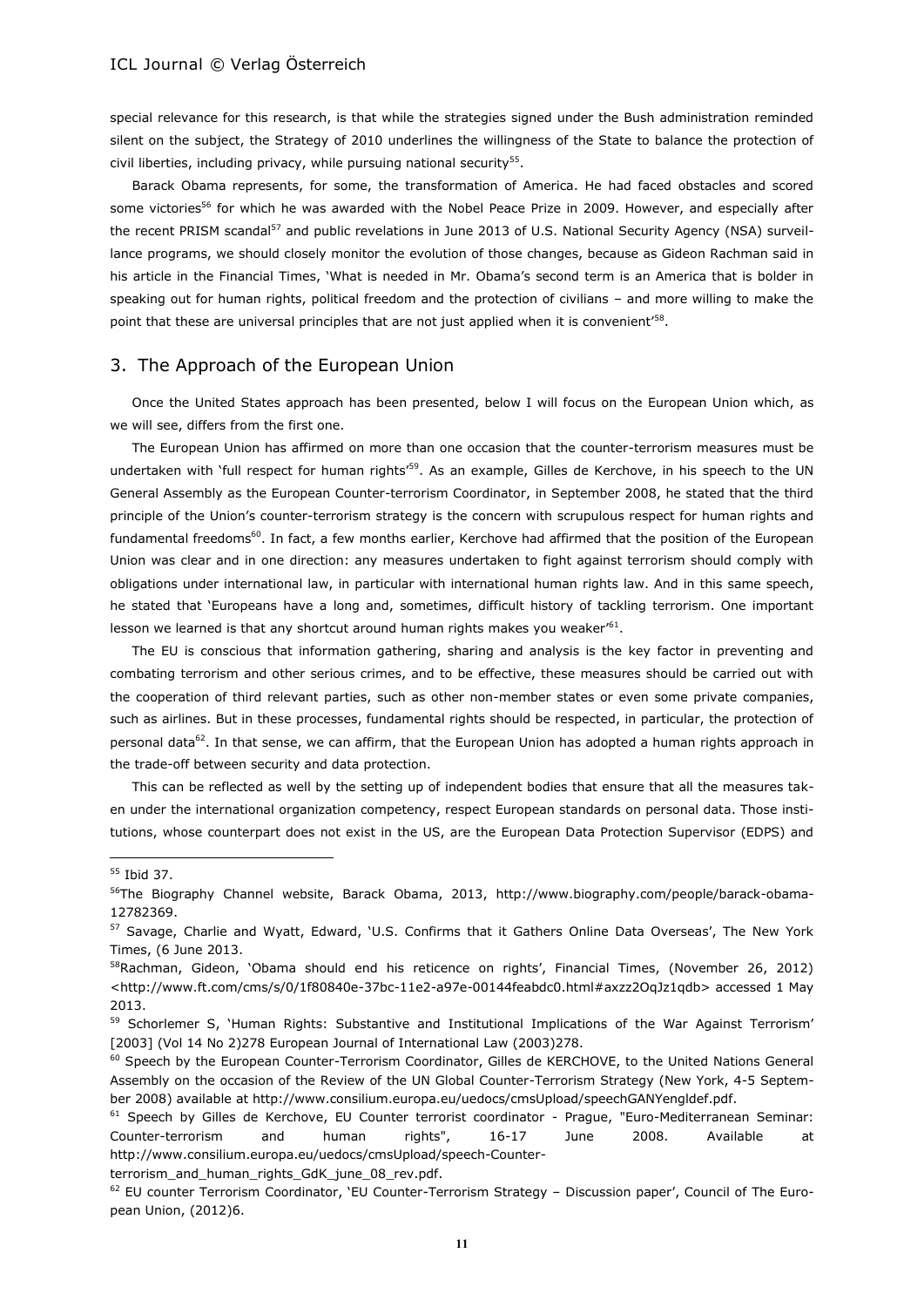special relevance for this research, is that while the strategies signed under the Bush administration reminded silent on the subject, the Strategy of 2010 underlines the willingness of the State to balance the protection of civil liberties, including privacy, while pursuing national security[55].

Barack Obama represents, for some, the transformation of America. He had faced obstacles and scored some victories[56] for which he was awarded with the Nobel Peace Prize in 2009. However, and especially after the recent PRISM scandal[57] and public revelations in June 2013 of U.S. National Security Agency (NSA) surveillance programs, we should closely monitor the evolution of those changes, because as Gideon Rachman said in his article in the Financial Times, 'What is needed in Mr. Obama's second term is an America that is bolder in speaking out for human rights, political freedom and the protection of civilians – and more willing to make the point that these are universal principles that are not just applied when it is convenient'[58].

## 3. The Approach of the European Union

Once the United States approach has been presented, below I will focus on the European Union which, as we will see, differs from the first one.

The European Union has affirmed on more than one occasion that the counter-terrorism measures must be undertaken with 'full respect for human rights'[59]. As an example, Gilles de Kerchove, in his speech to the UN General Assembly as the European Counter-terrorism Coordinator, in September 2008, he stated that the third principle of the Union's counter-terrorism strategy is the concern with scrupulous respect for human rights and fundamental freedoms[60]. In fact, a few months earlier, Kerchove had affirmed that the position of the European Union was clear and in one direction: any measures undertaken to fight against terrorism should comply with obligations under international law, in particular with international human rights law. And in this same speech, he stated that 'Europeans have a long and, sometimes, difficult history of tackling terrorism. One important lesson we learned is that any shortcut around human rights makes you weaker'[61].

The EU is conscious that information gathering, sharing and analysis is the key factor in preventing and combating terrorism and other serious crimes, and to be effective, these measures should be carried out with the cooperation of third relevant parties, such as other non-member states or even some private companies, such as airlines. But in these processes, fundamental rights should be respected, in particular, the protection of personal data[62]. In that sense, we can affirm, that the European Union has adopted a human rights approach in the trade-off between security and data protection.

This can be reflected as well by the setting up of independent bodies that ensure that all the measures taken under the international organization competency, respect European standards on personal data. Those institutions, whose counterpart does not exist in the US, are the European Data Protection Supervisor (EDPS) and

---

[55] Ibid 37.

[56] The Biography Channel website, Barack Obama, 2013, http://www.biography.com/people/barack-obama-12782369.

[57] Savage, Charlie and Wyatt, Edward, 'U.S. Confirms that it Gathers Online Data Overseas', The New York Times, (6 June 2013.

[58] Rachman, Gideon, 'Obama should end his reticence on rights', Financial Times, (November 26, 2012) <http://www.ft.com/cms/s/0/1f80840e-37bc-11e2-a97e-00144feabdc0.html#axzz2OqJz1qdb> accessed 1 May 2013.

[59] Schorlemer S, 'Human Rights: Substantive and Institutional Implications of the War Against Terrorism' [2003] (Vol 14 No 2)278 European Journal of International Law (2003)278.

[60] Speech by the European Counter-Terrorism Coordinator, Gilles de KERCHOVE, to the United Nations General Assembly on the occasion of the Review of the UN Global Counter-Terrorism Strategy (New York, 4-5 September 2008) available at http://www.consilium.europa.eu/uedocs/cmsUpload/speechGANYengldef.pdf.

[61] Speech by Gilles de Kerchove, EU Counter terrorist coordinator - Prague, "Euro-Mediterranean Seminar: Counter-terrorism and human rights", 16-17 June 2008. Available at http://www.consilium.europa.eu/uedocs/cmsUpload/speech-Counter-terrorism_and_human_rights_GdK_june_08_rev.pdf.

[62] EU counter Terrorism Coordinator, 'EU Counter-Terrorism Strategy – Discussion paper', Council of The European Union, (2012)6.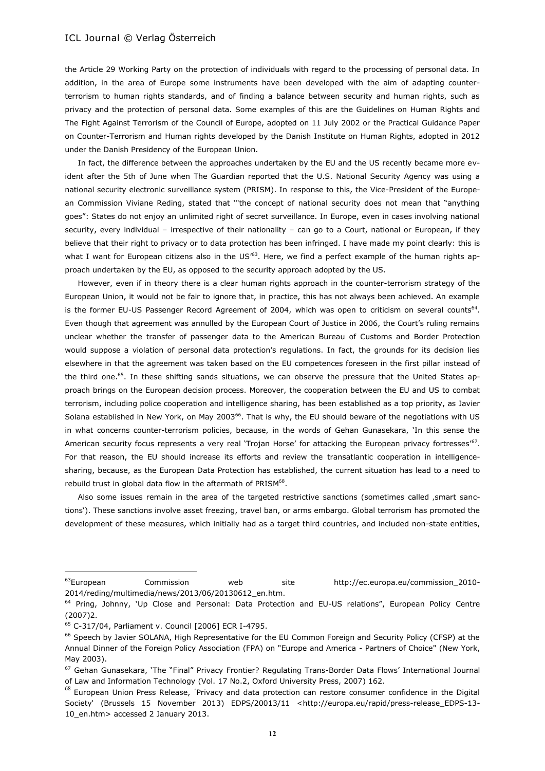the Article 29 Working Party on the protection of individuals with regard to the processing of personal data. In addition, in the area of Europe some instruments have been developed with the aim of adapting counter-terrorism to human rights standards, and of finding a balance between security and human rights, such as privacy and the protection of personal data. Some examples of this are the Guidelines on Human Rights and The Fight Against Terrorism of the Council of Europe, adopted on 11 July 2002 or the Practical Guidance Paper on Counter-Terrorism and Human rights developed by the Danish Institute on Human Rights, adopted in 2012 under the Danish Presidency of the European Union.

In fact, the difference between the approaches undertaken by the EU and the US recently became more evident after the 5th of June when The Guardian reported that the U.S. National Security Agency was using a national security electronic surveillance system (PRISM). In response to this, the Vice-President of the European Commission Viviane Reding, stated that '"the concept of national security does not mean that "anything goes": States do not enjoy an unlimited right of secret surveillance. In Europe, even in cases involving national security, every individual – irrespective of their nationality – can go to a Court, national or European, if they believe that their right to privacy or to data protection has been infringed. I have made my point clearly: this is what I want for European citizens also in the US'[63]. Here, we find a perfect example of the human rights approach undertaken by the EU, as opposed to the security approach adopted by the US.

However, even if in theory there is a clear human rights approach in the counter-terrorism strategy of the European Union, it would not be fair to ignore that, in practice, this has not always been achieved. An example is the former EU-US Passenger Record Agreement of 2004, which was open to criticism on several counts[64]. Even though that agreement was annulled by the European Court of Justice in 2006, the Court's ruling remains unclear whether the transfer of passenger data to the American Bureau of Customs and Border Protection would suppose a violation of personal data protection's regulations. In fact, the grounds for its decision lies elsewhere in that the agreement was taken based on the EU competences foreseen in the first pillar instead of the third one.[65]. In these shifting sands situations, we can observe the pressure that the United States approach brings on the European decision process. Moreover, the cooperation between the EU and US to combat terrorism, including police cooperation and intelligence sharing, has been established as a top priority, as Javier Solana established in New York, on May 2003[66]. That is why, the EU should beware of the negotiations with US in what concerns counter-terrorism policies, because, in the words of Gehan Gunasekara, 'In this sense the American security focus represents a very real 'Trojan Horse' for attacking the European privacy fortresses'[67]. For that reason, the EU should increase its efforts and review the transatlantic cooperation in intelligence-sharing, because, as the European Data Protection has established, the current situation has lead to a need to rebuild trust in global data flow in the aftermath of PRISM[68].

Also some issues remain in the area of the targeted restrictive sanctions (sometimes called ‚smart sanctions'). These sanctions involve asset freezing, travel ban, or arms embargo. Global terrorism has promoted the development of these measures, which initially had as a target third countries, and included non-state entities,

---

[63] European Commission web site http://ec.europa.eu/commission_2010-2014/reding/multimedia/news/2013/06/20130612_en.htm.

[64] Pring, Johnny, 'Up Close and Personal: Data Protection and EU-US relations", European Policy Centre (2007)2.

[65] C-317/04, Parliament v. Council [2006] ECR I-4795.

[66] Speech by Javier SOLANA, High Representative for the EU Common Foreign and Security Policy (CFSP) at the Annual Dinner of the Foreign Policy Association (FPA) on "Europe and America - Partners of Choice" (New York, May 2003).

[67] Gehan Gunasekara, 'The "Final" Privacy Frontier? Regulating Trans-Border Data Flows' International Journal of Law and Information Technology (Vol. 17 No.2, Oxford University Press, 2007) 162.

[68] European Union Press Release, ´Privacy and data protection can restore consumer confidence in the Digital Society' (Brussels 15 November 2013) EDPS/20013/11 <http://europa.eu/rapid/press-release_EDPS-13-10_en.htm> accessed 2 January 2013.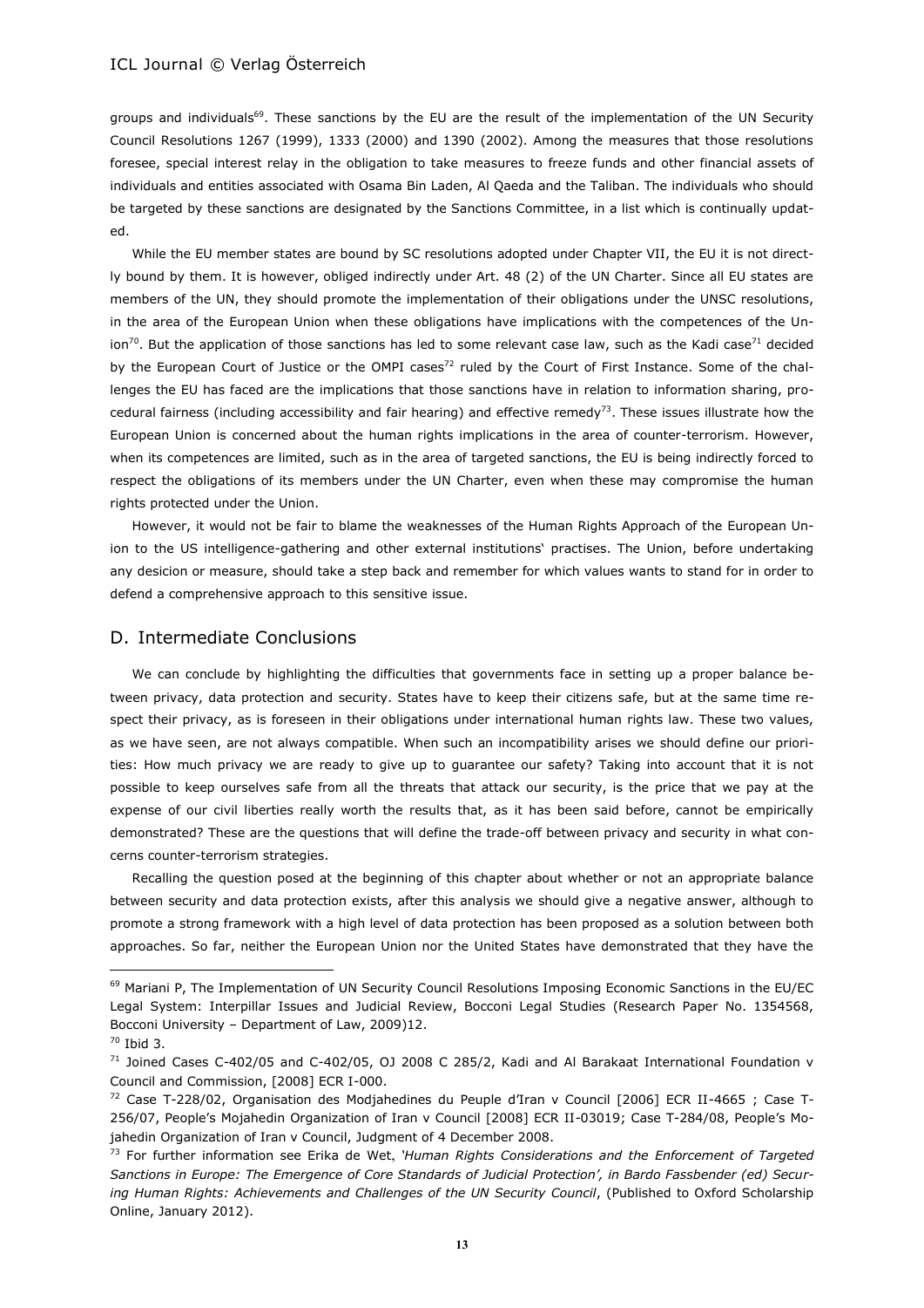groups and individuals[69]. These sanctions by the EU are the result of the implementation of the UN Security Council Resolutions 1267 (1999), 1333 (2000) and 1390 (2002). Among the measures that those resolutions foresee, special interest relay in the obligation to take measures to freeze funds and other financial assets of individuals and entities associated with Osama Bin Laden, Al Qaeda and the Taliban. The individuals who should be targeted by these sanctions are designated by the Sanctions Committee, in a list which is continually updated.

While the EU member states are bound by SC resolutions adopted under Chapter VII, the EU it is not directly bound by them. It is however, obliged indirectly under Art. 48 (2) of the UN Charter. Since all EU states are members of the UN, they should promote the implementation of their obligations under the UNSC resolutions, in the area of the European Union when these obligations have implications with the competences of the Union[70]. But the application of those sanctions has led to some relevant case law, such as the Kadi case[71] decided by the European Court of Justice or the OMPI cases[72] ruled by the Court of First Instance. Some of the challenges the EU has faced are the implications that those sanctions have in relation to information sharing, procedural fairness (including accessibility and fair hearing) and effective remedy[73]. These issues illustrate how the European Union is concerned about the human rights implications in the area of counter-terrorism. However, when its competences are limited, such as in the area of targeted sanctions, the EU is being indirectly forced to respect the obligations of its members under the UN Charter, even when these may compromise the human rights protected under the Union.

However, it would not be fair to blame the weaknesses of the Human Rights Approach of the European Union to the US intelligence-gathering and other external institutions' practises. The Union, before undertaking any desicion or measure, should take a step back and remember for which values wants to stand for in order to defend a comprehensive approach to this sensitive issue.

## D. Intermediate Conclusions

We can conclude by highlighting the difficulties that governments face in setting up a proper balance between privacy, data protection and security. States have to keep their citizens safe, but at the same time respect their privacy, as is foreseen in their obligations under international human rights law. These two values, as we have seen, are not always compatible. When such an incompatibility arises we should define our priorities: How much privacy we are ready to give up to guarantee our safety? Taking into account that it is not possible to keep ourselves safe from all the threats that attack our security, is the price that we pay at the expense of our civil liberties really worth the results that, as it has been said before, cannot be empirically demonstrated? These are the questions that will define the trade-off between privacy and security in what concerns counter-terrorism strategies.

Recalling the question posed at the beginning of this chapter about whether or not an appropriate balance between security and data protection exists, after this analysis we should give a negative answer, although to promote a strong framework with a high level of data protection has been proposed as a solution between both approaches. So far, neither the European Union nor the United States have demonstrated that they have the

---

[69] Mariani P, The Implementation of UN Security Council Resolutions Imposing Economic Sanctions in the EU/EC Legal System: Interpillar Issues and Judicial Review, Bocconi Legal Studies (Research Paper No. 1354568, Bocconi University – Department of Law, 2009)12.

[70] Ibid 3.

[71] Joined Cases C-402/05 and C-402/05, OJ 2008 C 285/2, Kadi and Al Barakaat International Foundation v Council and Commission, [2008] ECR I-000.

[72] Case T-228/02, Organisation des Modjahedines du Peuple d'Iran v Council [2006] ECR II-4665 ; Case T-256/07, People's Mojahedin Organization of Iran v Council [2008] ECR II-03019; Case T-284/08, People's Mojahedin Organization of Iran v Council, Judgment of 4 December 2008.

[73] For further information see Erika de Wet, *'Human Rights Considerations and the Enforcement of Targeted Sanctions in Europe: The Emergence of Core Standards of Judicial Protection', in Bardo Fassbender (ed) Securing Human Rights: Achievements and Challenges of the UN Security Council*, (Published to Oxford Scholarship Online, January 2012).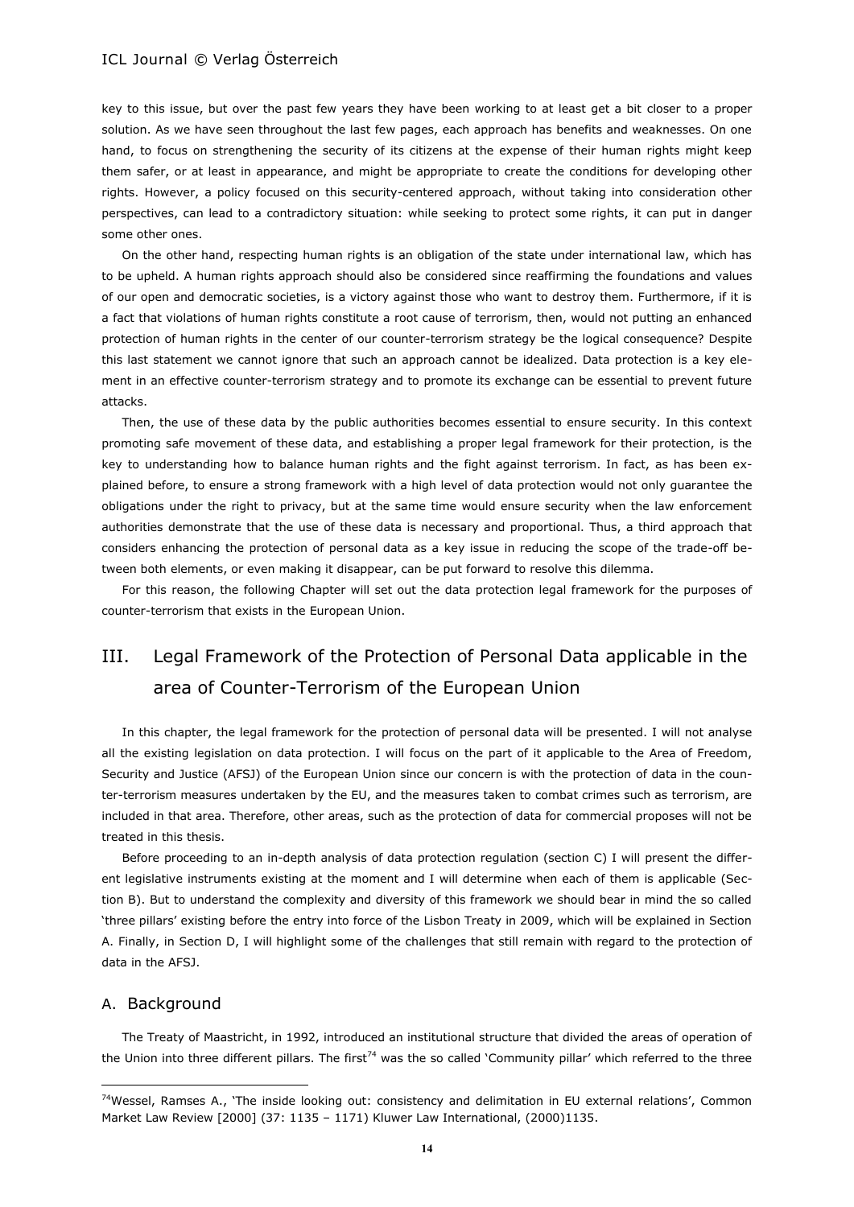key to this issue, but over the past few years they have been working to at least get a bit closer to a proper solution. As we have seen throughout the last few pages, each approach has benefits and weaknesses. On one hand, to focus on strengthening the security of its citizens at the expense of their human rights might keep them safer, or at least in appearance, and might be appropriate to create the conditions for developing other rights. However, a policy focused on this security-centered approach, without taking into consideration other perspectives, can lead to a contradictory situation: while seeking to protect some rights, it can put in danger some other ones.

On the other hand, respecting human rights is an obligation of the state under international law, which has to be upheld. A human rights approach should also be considered since reaffirming the foundations and values of our open and democratic societies, is a victory against those who want to destroy them. Furthermore, if it is a fact that violations of human rights constitute a root cause of terrorism, then, would not putting an enhanced protection of human rights in the center of our counter-terrorism strategy be the logical consequence? Despite this last statement we cannot ignore that such an approach cannot be idealized. Data protection is a key element in an effective counter-terrorism strategy and to promote its exchange can be essential to prevent future attacks.

Then, the use of these data by the public authorities becomes essential to ensure security. In this context promoting safe movement of these data, and establishing a proper legal framework for their protection, is the key to understanding how to balance human rights and the fight against terrorism. In fact, as has been explained before, to ensure a strong framework with a high level of data protection would not only guarantee the obligations under the right to privacy, but at the same time would ensure security when the law enforcement authorities demonstrate that the use of these data is necessary and proportional. Thus, a third approach that considers enhancing the protection of personal data as a key issue in reducing the scope of the trade-off between both elements, or even making it disappear, can be put forward to resolve this dilemma.

For this reason, the following Chapter will set out the data protection legal framework for the purposes of counter-terrorism that exists in the European Union.

## III. Legal Framework of the Protection of Personal Data applicable in the area of Counter-Terrorism of the European Union

In this chapter, the legal framework for the protection of personal data will be presented. I will not analyse all the existing legislation on data protection. I will focus on the part of it applicable to the Area of Freedom, Security and Justice (AFSJ) of the European Union since our concern is with the protection of data in the counter-terrorism measures undertaken by the EU, and the measures taken to combat crimes such as terrorism, are included in that area. Therefore, other areas, such as the protection of data for commercial proposes will not be treated in this thesis.

Before proceeding to an in-depth analysis of data protection regulation (section C) I will present the different legislative instruments existing at the moment and I will determine when each of them is applicable (Section B). But to understand the complexity and diversity of this framework we should bear in mind the so called 'three pillars' existing before the entry into force of the Lisbon Treaty in 2009, which will be explained in Section A. Finally, in Section D, I will highlight some of the challenges that still remain with regard to the protection of data in the AFSJ.

### A. Background

The Treaty of Maastricht, in 1992, introduced an institutional structure that divided the areas of operation of the Union into three different pillars. The first[74] was the so called 'Community pillar' which referred to the three

---

[74] Wessel, Ramses A., 'The inside looking out: consistency and delimitation in EU external relations', Common Market Law Review [2000] (37: 1135 – 1171) Kluwer Law International, (2000)1135.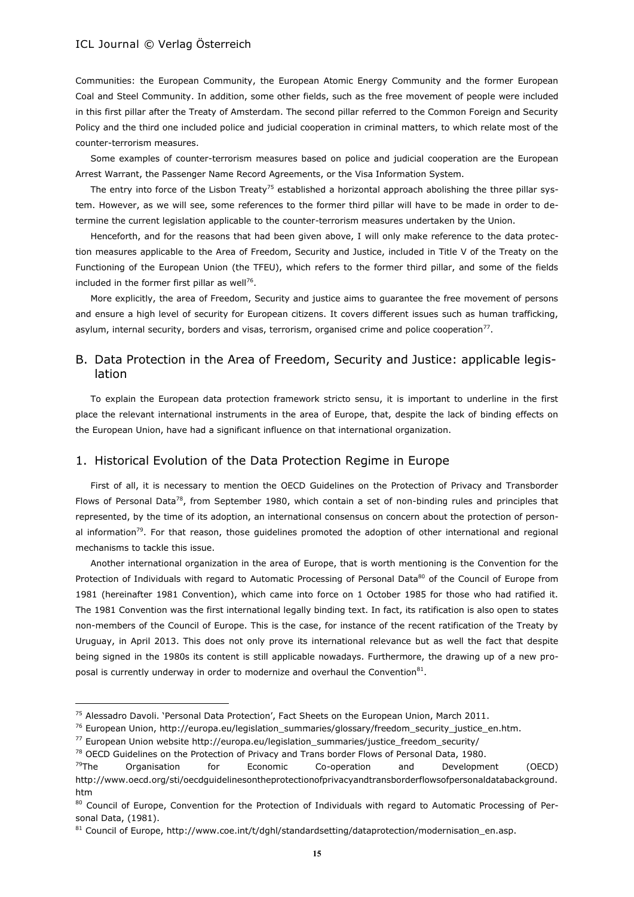Communities: the European Community, the European Atomic Energy Community and the former European Coal and Steel Community. In addition, some other fields, such as the free movement of people were included in this first pillar after the Treaty of Amsterdam. The second pillar referred to the Common Foreign and Security Policy and the third one included police and judicial cooperation in criminal matters, to which relate most of the counter-terrorism measures.

Some examples of counter-terrorism measures based on police and judicial cooperation are the European Arrest Warrant, the Passenger Name Record Agreements, or the Visa Information System.

The entry into force of the Lisbon Treaty[75] established a horizontal approach abolishing the three pillar system. However, as we will see, some references to the former third pillar will have to be made in order to determine the current legislation applicable to the counter-terrorism measures undertaken by the Union.

Henceforth, and for the reasons that had been given above, I will only make reference to the data protection measures applicable to the Area of Freedom, Security and Justice, included in Title V of the Treaty on the Functioning of the European Union (the TFEU), which refers to the former third pillar, and some of the fields included in the former first pillar as well[76].

More explicitly, the area of Freedom, Security and justice aims to guarantee the free movement of persons and ensure a high level of security for European citizens. It covers different issues such as human trafficking, asylum, internal security, borders and visas, terrorism, organised crime and police cooperation[77].

## B. Data Protection in the Area of Freedom, Security and Justice: applicable legislation

To explain the European data protection framework stricto sensu, it is important to underline in the first place the relevant international instruments in the area of Europe, that, despite the lack of binding effects on the European Union, have had a significant influence on that international organization.

### 1. Historical Evolution of the Data Protection Regime in Europe

First of all, it is necessary to mention the OECD Guidelines on the Protection of Privacy and Transborder Flows of Personal Data[78], from September 1980, which contain a set of non-binding rules and principles that represented, by the time of its adoption, an international consensus on concern about the protection of personal information[79]. For that reason, those guidelines promoted the adoption of other international and regional mechanisms to tackle this issue.

Another international organization in the area of Europe, that is worth mentioning is the Convention for the Protection of Individuals with regard to Automatic Processing of Personal Data[80] of the Council of Europe from 1981 (hereinafter 1981 Convention), which came into force on 1 October 1985 for those who had ratified it. The 1981 Convention was the first international legally binding text. In fact, its ratification is also open to states non-members of the Council of Europe. This is the case, for instance of the recent ratification of the Treaty by Uruguay, in April 2013. This does not only prove its international relevance but as well the fact that despite being signed in the 1980s its content is still applicable nowadays. Furthermore, the drawing up of a new proposal is currently underway in order to modernize and overhaul the Convention[81].

---

[75] Alessadro Davoli. 'Personal Data Protection', Fact Sheets on the European Union, March 2011.

[76] European Union, http://europa.eu/legislation_summaries/glossary/freedom_security_justice_en.htm.

[77] European Union website http://europa.eu/legislation_summaries/justice_freedom_security/

[78] OECD Guidelines on the Protection of Privacy and Trans border Flows of Personal Data, 1980.

[79] The Organisation for Economic Co-operation and Development (OECD) http://www.oecd.org/sti/oecdguidelinesontheprotectionofprivacyandtransborderflowsofpersonaldatabackground.htm

[80] Council of Europe, Convention for the Protection of Individuals with regard to Automatic Processing of Personal Data, (1981).

[81] Council of Europe, http://www.coe.int/t/dghl/standardsetting/dataprotection/modernisation_en.asp.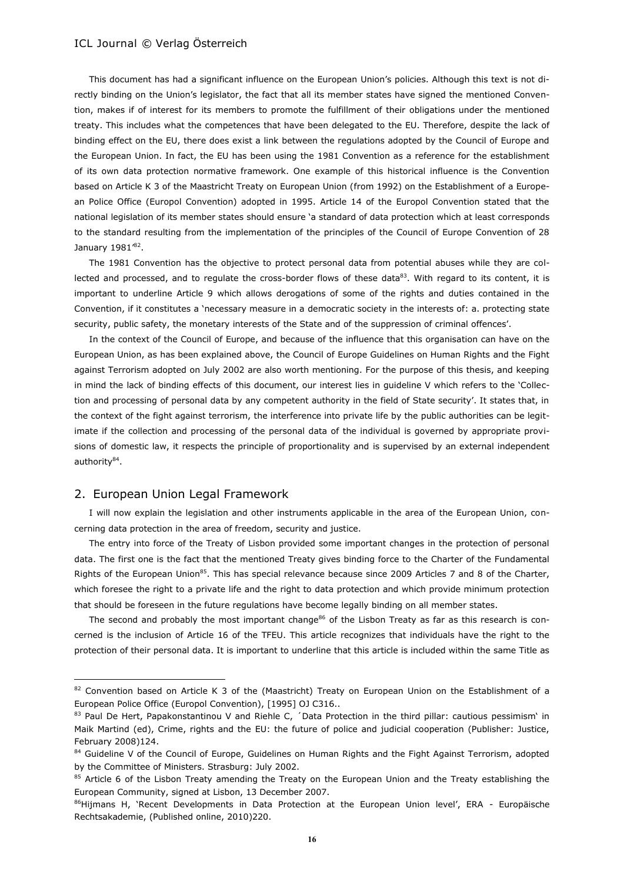This document has had a significant influence on the European Union's policies. Although this text is not directly binding on the Union's legislator, the fact that all its member states have signed the mentioned Convention, makes if of interest for its members to promote the fulfillment of their obligations under the mentioned treaty. This includes what the competences that have been delegated to the EU. Therefore, despite the lack of binding effect on the EU, there does exist a link between the regulations adopted by the Council of Europe and the European Union. In fact, the EU has been using the 1981 Convention as a reference for the establishment of its own data protection normative framework. One example of this historical influence is the Convention based on Article K 3 of the Maastricht Treaty on European Union (from 1992) on the Establishment of a European Police Office (Europol Convention) adopted in 1995. Article 14 of the Europol Convention stated that the national legislation of its member states should ensure 'a standard of data protection which at least corresponds to the standard resulting from the implementation of the principles of the Council of Europe Convention of 28 January 1981'[82].

The 1981 Convention has the objective to protect personal data from potential abuses while they are collected and processed, and to regulate the cross-border flows of these data[83]. With regard to its content, it is important to underline Article 9 which allows derogations of some of the rights and duties contained in the Convention, if it constitutes a 'necessary measure in a democratic society in the interests of: a. protecting state security, public safety, the monetary interests of the State and of the suppression of criminal offences'.

In the context of the Council of Europe, and because of the influence that this organisation can have on the European Union, as has been explained above, the Council of Europe Guidelines on Human Rights and the Fight against Terrorism adopted on July 2002 are also worth mentioning. For the purpose of this thesis, and keeping in mind the lack of binding effects of this document, our interest lies in guideline V which refers to the 'Collection and processing of personal data by any competent authority in the field of State security'. It states that, in the context of the fight against terrorism, the interference into private life by the public authorities can be legitimate if the collection and processing of the personal data of the individual is governed by appropriate provisions of domestic law, it respects the principle of proportionality and is supervised by an external independent authority[84].

## 2. European Union Legal Framework

I will now explain the legislation and other instruments applicable in the area of the European Union, concerning data protection in the area of freedom, security and justice.

The entry into force of the Treaty of Lisbon provided some important changes in the protection of personal data. The first one is the fact that the mentioned Treaty gives binding force to the Charter of the Fundamental Rights of the European Union[85]. This has special relevance because since 2009 Articles 7 and 8 of the Charter, which foresee the right to a private life and the right to data protection and which provide minimum protection that should be foreseen in the future regulations have become legally binding on all member states.

The second and probably the most important change[86] of the Lisbon Treaty as far as this research is concerned is the inclusion of Article 16 of the TFEU. This article recognizes that individuals have the right to the protection of their personal data. It is important to underline that this article is included within the same Title as

---

[82] Convention based on Article K 3 of the (Maastricht) Treaty on European Union on the Establishment of a European Police Office (Europol Convention), [1995] OJ C316..

[83] Paul De Hert, Papakonstantinou V and Riehle C, ´Data Protection in the third pillar: cautious pessimism‘ in Maik Martind (ed), Crime, rights and the EU: the future of police and judicial cooperation (Publisher: Justice, February 2008)124.

[84] Guideline V of the Council of Europe, Guidelines on Human Rights and the Fight Against Terrorism, adopted by the Committee of Ministers. Strasburg: July 2002.

[85] Article 6 of the Lisbon Treaty amending the Treaty on the European Union and the Treaty establishing the European Community, signed at Lisbon, 13 December 2007.

[86] Hijmans H, 'Recent Developments in Data Protection at the European Union level', ERA - Europäische Rechtsakademie, (Published online, 2010)220.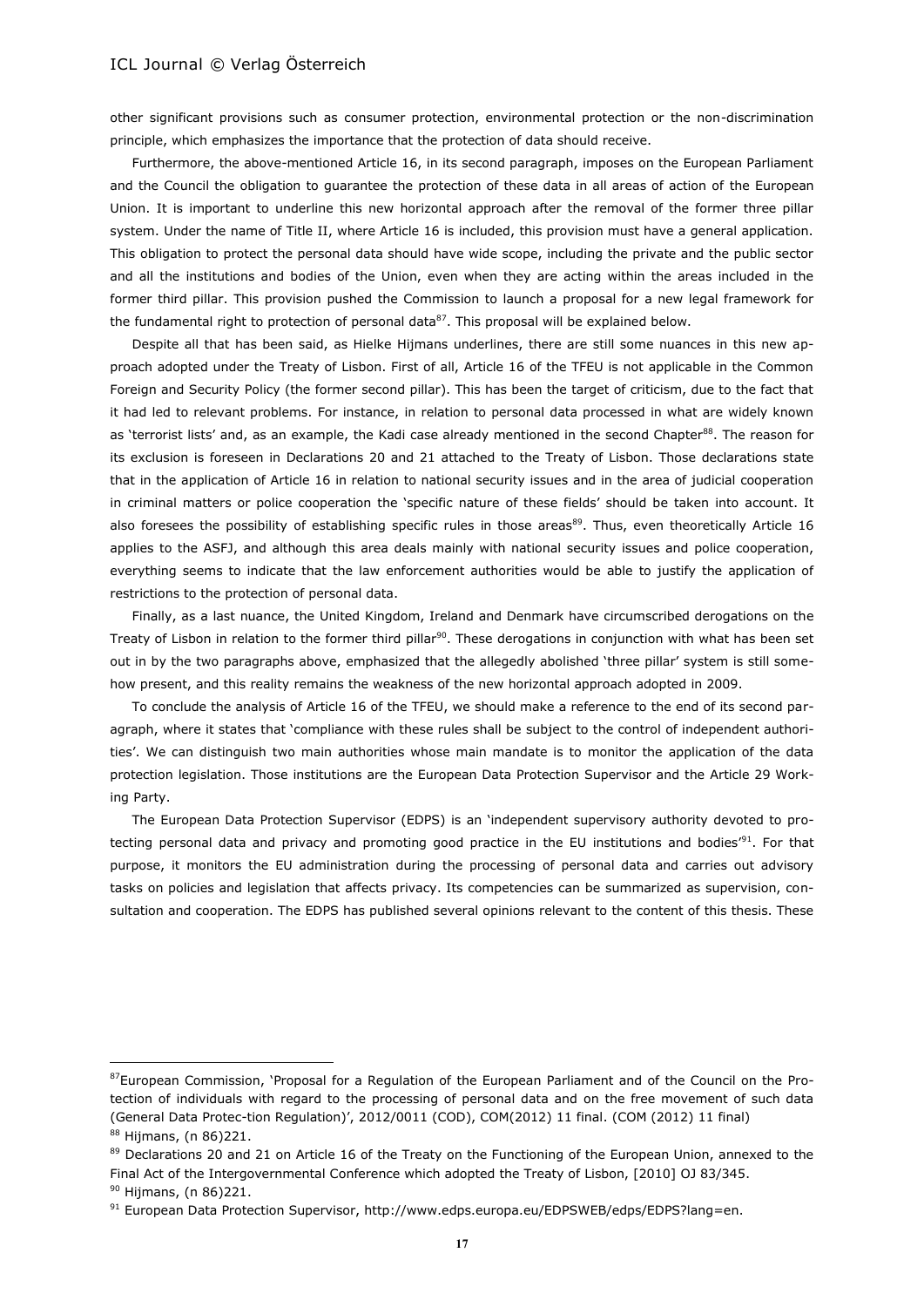other significant provisions such as consumer protection, environmental protection or the non-discrimination principle, which emphasizes the importance that the protection of data should receive.

Furthermore, the above-mentioned Article 16, in its second paragraph, imposes on the European Parliament and the Council the obligation to guarantee the protection of these data in all areas of action of the European Union. It is important to underline this new horizontal approach after the removal of the former three pillar system. Under the name of Title II, where Article 16 is included, this provision must have a general application. This obligation to protect the personal data should have wide scope, including the private and the public sector and all the institutions and bodies of the Union, even when they are acting within the areas included in the former third pillar. This provision pushed the Commission to launch a proposal for a new legal framework for the fundamental right to protection of personal data[87]. This proposal will be explained below.

Despite all that has been said, as Hielke Hijmans underlines, there are still some nuances in this new approach adopted under the Treaty of Lisbon. First of all, Article 16 of the TFEU is not applicable in the Common Foreign and Security Policy (the former second pillar). This has been the target of criticism, due to the fact that it had led to relevant problems. For instance, in relation to personal data processed in what are widely known as 'terrorist lists' and, as an example, the Kadi case already mentioned in the second Chapter[88]. The reason for its exclusion is foreseen in Declarations 20 and 21 attached to the Treaty of Lisbon. Those declarations state that in the application of Article 16 in relation to national security issues and in the area of judicial cooperation in criminal matters or police cooperation the 'specific nature of these fields' should be taken into account. It also foresees the possibility of establishing specific rules in those areas[89]. Thus, even theoretically Article 16 applies to the ASFJ, and although this area deals mainly with national security issues and police cooperation, everything seems to indicate that the law enforcement authorities would be able to justify the application of restrictions to the protection of personal data.

Finally, as a last nuance, the United Kingdom, Ireland and Denmark have circumscribed derogations on the Treaty of Lisbon in relation to the former third pillar[90]. These derogations in conjunction with what has been set out in by the two paragraphs above, emphasized that the allegedly abolished 'three pillar' system is still somehow present, and this reality remains the weakness of the new horizontal approach adopted in 2009.

To conclude the analysis of Article 16 of the TFEU, we should make a reference to the end of its second paragraph, where it states that 'compliance with these rules shall be subject to the control of independent authorities'. We can distinguish two main authorities whose main mandate is to monitor the application of the data protection legislation. Those institutions are the European Data Protection Supervisor and the Article 29 Working Party.

The European Data Protection Supervisor (EDPS) is an 'independent supervisory authority devoted to protecting personal data and privacy and promoting good practice in the EU institutions and bodies'[91]. For that purpose, it monitors the EU administration during the processing of personal data and carries out advisory tasks on policies and legislation that affects privacy. Its competencies can be summarized as supervision, consultation and cooperation. The EDPS has published several opinions relevant to the content of this thesis. These

---

[87] European Commission, 'Proposal for a Regulation of the European Parliament and of the Council on the Protection of individuals with regard to the processing of personal data and on the free movement of such data (General Data Protec-tion Regulation)', 2012/0011 (COD), COM(2012) 11 final. (COM (2012) 11 final)

[88] Hijmans, (n 86)221.

[89] Declarations 20 and 21 on Article 16 of the Treaty on the Functioning of the European Union, annexed to the Final Act of the Intergovernmental Conference which adopted the Treaty of Lisbon, [2010] OJ 83/345.

[90] Hijmans, (n 86)221.

[91] European Data Protection Supervisor, http://www.edps.europa.eu/EDPSWEB/edps/EDPS?lang=en.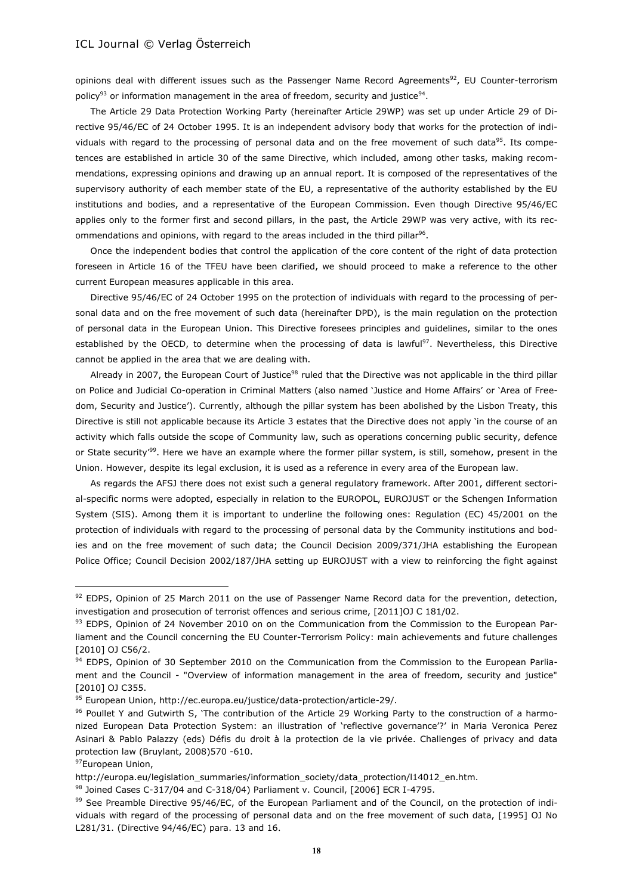opinions deal with different issues such as the Passenger Name Record Agreements[92], EU Counter-terrorism policy[93] or information management in the area of freedom, security and justice[94].

The Article 29 Data Protection Working Party (hereinafter Article 29WP) was set up under Article 29 of Directive 95/46/EC of 24 October 1995. It is an independent advisory body that works for the protection of individuals with regard to the processing of personal data and on the free movement of such data[95]. Its competences are established in article 30 of the same Directive, which included, among other tasks, making recommendations, expressing opinions and drawing up an annual report. It is composed of the representatives of the supervisory authority of each member state of the EU, a representative of the authority established by the EU institutions and bodies, and a representative of the European Commission. Even though Directive 95/46/EC applies only to the former first and second pillars, in the past, the Article 29WP was very active, with its recommendations and opinions, with regard to the areas included in the third pillar[96].

Once the independent bodies that control the application of the core content of the right of data protection foreseen in Article 16 of the TFEU have been clarified, we should proceed to make a reference to the other current European measures applicable in this area.

Directive 95/46/EC of 24 October 1995 on the protection of individuals with regard to the processing of personal data and on the free movement of such data (hereinafter DPD), is the main regulation on the protection of personal data in the European Union. This Directive foresees principles and guidelines, similar to the ones established by the OECD, to determine when the processing of data is lawful[97]. Nevertheless, this Directive cannot be applied in the area that we are dealing with.

Already in 2007, the European Court of Justice[98] ruled that the Directive was not applicable in the third pillar on Police and Judicial Co-operation in Criminal Matters (also named 'Justice and Home Affairs' or 'Area of Freedom, Security and Justice'). Currently, although the pillar system has been abolished by the Lisbon Treaty, this Directive is still not applicable because its Article 3 estates that the Directive does not apply 'in the course of an activity which falls outside the scope of Community law, such as operations concerning public security, defence or State security'[99]. Here we have an example where the former pillar system, is still, somehow, present in the Union. However, despite its legal exclusion, it is used as a reference in every area of the European law.

As regards the AFSJ there does not exist such a general regulatory framework. After 2001, different sectorial-specific norms were adopted, especially in relation to the EUROPOL, EUROJUST or the Schengen Information System (SIS). Among them it is important to underline the following ones: Regulation (EC) 45/2001 on the protection of individuals with regard to the processing of personal data by the Community institutions and bodies and on the free movement of such data; the Council Decision 2009/371/JHA establishing the European Police Office; Council Decision 2002/187/JHA setting up EUROJUST with a view to reinforcing the fight against

---

[92] EDPS, Opinion of 25 March 2011 on the use of Passenger Name Record data for the prevention, detection, investigation and prosecution of terrorist offences and serious crime, [2011]OJ C 181/02.

[93] EDPS, Opinion of 24 November 2010 on on the Communication from the Commission to the European Parliament and the Council concerning the EU Counter-Terrorism Policy: main achievements and future challenges [2010] OJ C56/2.

[94] EDPS, Opinion of 30 September 2010 on the Communication from the Commission to the European Parliament and the Council - "Overview of information management in the area of freedom, security and justice" [2010] OJ C355.

[95] European Union, http://ec.europa.eu/justice/data-protection/article-29/.

[96] Poullet Y and Gutwirth S, 'The contribution of the Article 29 Working Party to the construction of a harmonized European Data Protection System: an illustration of 'reflective governance'?' in Maria Veronica Perez Asinari & Pablo Palazzy (eds) Défis du droit à la protection de la vie privée. Challenges of privacy and data protection law (Bruylant, 2008)570 -610.

[97] European Union, http://europa.eu/legislation_summaries/information_society/data_protection/l14012_en.htm.

[98] Joined Cases C-317/04 and C-318/04) Parliament v. Council, [2006] ECR I-4795.

[99] See Preamble Directive 95/46/EC, of the European Parliament and of the Council, on the protection of individuals with regard of the processing of personal data and on the free movement of such data, [1995] OJ No L281/31. (Directive 94/46/EC) para. 13 and 16.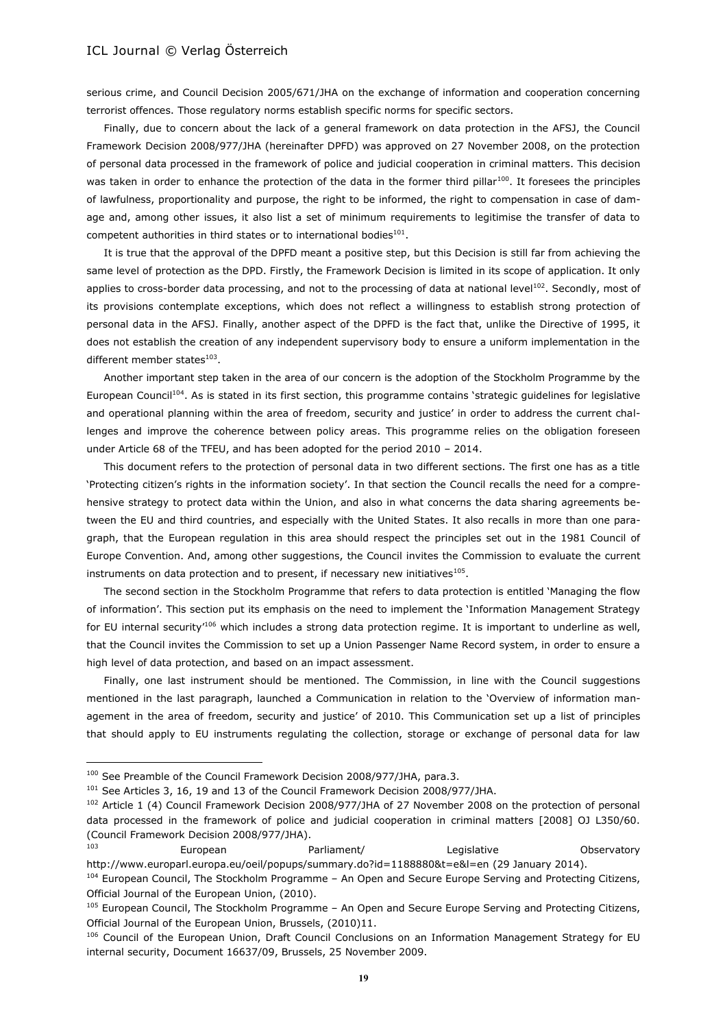serious crime, and Council Decision 2005/671/JHA on the exchange of information and cooperation concerning terrorist offences. Those regulatory norms establish specific norms for specific sectors.

Finally, due to concern about the lack of a general framework on data protection in the AFSJ, the Council Framework Decision 2008/977/JHA (hereinafter DPFD) was approved on 27 November 2008, on the protection of personal data processed in the framework of police and judicial cooperation in criminal matters. This decision was taken in order to enhance the protection of the data in the former third pillar[100]. It foresees the principles of lawfulness, proportionality and purpose, the right to be informed, the right to compensation in case of damage and, among other issues, it also list a set of minimum requirements to legitimise the transfer of data to competent authorities in third states or to international bodies[101].

It is true that the approval of the DPFD meant a positive step, but this Decision is still far from achieving the same level of protection as the DPD. Firstly, the Framework Decision is limited in its scope of application. It only applies to cross-border data processing, and not to the processing of data at national level[102]. Secondly, most of its provisions contemplate exceptions, which does not reflect a willingness to establish strong protection of personal data in the AFSJ. Finally, another aspect of the DPFD is the fact that, unlike the Directive of 1995, it does not establish the creation of any independent supervisory body to ensure a uniform implementation in the different member states[103].

Another important step taken in the area of our concern is the adoption of the Stockholm Programme by the European Council[104]. As is stated in its first section, this programme contains 'strategic guidelines for legislative and operational planning within the area of freedom, security and justice' in order to address the current challenges and improve the coherence between policy areas. This programme relies on the obligation foreseen under Article 68 of the TFEU, and has been adopted for the period 2010 – 2014.

This document refers to the protection of personal data in two different sections. The first one has as a title 'Protecting citizen's rights in the information society'. In that section the Council recalls the need for a comprehensive strategy to protect data within the Union, and also in what concerns the data sharing agreements between the EU and third countries, and especially with the United States. It also recalls in more than one paragraph, that the European regulation in this area should respect the principles set out in the 1981 Council of Europe Convention. And, among other suggestions, the Council invites the Commission to evaluate the current instruments on data protection and to present, if necessary new initiatives[105].

The second section in the Stockholm Programme that refers to data protection is entitled 'Managing the flow of information'. This section put its emphasis on the need to implement the 'Information Management Strategy for EU internal security'[106] which includes a strong data protection regime. It is important to underline as well, that the Council invites the Commission to set up a Union Passenger Name Record system, in order to ensure a high level of data protection, and based on an impact assessment.

Finally, one last instrument should be mentioned. The Commission, in line with the Council suggestions mentioned in the last paragraph, launched a Communication in relation to the 'Overview of information management in the area of freedom, security and justice' of 2010. This Communication set up a list of principles that should apply to EU instruments regulating the collection, storage or exchange of personal data for law

---

[100] See Preamble of the Council Framework Decision 2008/977/JHA, para.3.

[101] See Articles 3, 16, 19 and 13 of the Council Framework Decision 2008/977/JHA.

[102] Article 1 (4) Council Framework Decision 2008/977/JHA of 27 November 2008 on the protection of personal data processed in the framework of police and judicial cooperation in criminal matters [2008] OJ L350/60. (Council Framework Decision 2008/977/JHA).

[103] European Parliament/ Legislative Observatory http://www.europarl.europa.eu/oeil/popups/summary.do?id=1188880&t=e&l=en (29 January 2014).

[104] European Council, The Stockholm Programme – An Open and Secure Europe Serving and Protecting Citizens, Official Journal of the European Union, (2010).

[105] European Council, The Stockholm Programme – An Open and Secure Europe Serving and Protecting Citizens, Official Journal of the European Union, Brussels, (2010)11.

[106] Council of the European Union, Draft Council Conclusions on an Information Management Strategy for EU internal security, Document 16637/09, Brussels, 25 November 2009.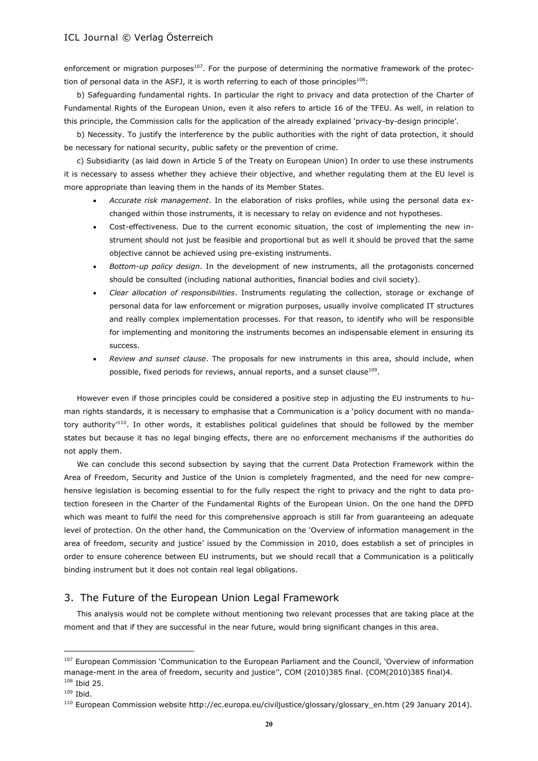enforcement or migration purposes[107]. For the purpose of determining the normative framework of the protection of personal data in the ASFJ, it is worth referring to each of those principles[108]:

b) Safeguarding fundamental rights. In particular the right to privacy and data protection of the Charter of Fundamental Rights of the European Union, even it also refers to article 16 of the TFEU. As well, in relation to this principle, the Commission calls for the application of the already explained 'privacy-by-design principle'.

b) Necessity. To justify the interference by the public authorities with the right of data protection, it should be necessary for national security, public safety or the prevention of crime.

c) Subsidiarity (as laid down in Article 5 of the Treaty on European Union) In order to use these instruments it is necessary to assess whether they achieve their objective, and whether regulating them at the EU level is more appropriate than leaving them in the hands of its Member States.

- *Accurate risk management*. In the elaboration of risks profiles, while using the personal data exchanged within those instruments, it is necessary to relay on evidence and not hypotheses.
- Cost-effectiveness. Due to the current economic situation, the cost of implementing the new instrument should not just be feasible and proportional but as well it should be proved that the same objective cannot be achieved using pre-existing instruments.
- *Bottom-up policy design*. In the development of new instruments, all the protagonists concerned should be consulted (including national authorities, financial bodies and civil society).
- *Clear allocation of responsibilities*. Instruments regulating the collection, storage or exchange of personal data for law enforcement or migration purposes, usually involve complicated IT structures and really complex implementation processes. For that reason, to identify who will be responsible for implementing and monitoring the instruments becomes an indispensable element in ensuring its success.
- *Review and sunset clause*. The proposals for new instruments in this area, should include, when possible, fixed periods for reviews, annual reports, and a sunset clause[109].

However even if those principles could be considered a positive step in adjusting the EU instruments to human rights standards, it is necessary to emphasise that a Communication is a 'policy document with no mandatory authority'[110]. In other words, it establishes political guidelines that should be followed by the member states but because it has no legal binging effects, there are no enforcement mechanisms if the authorities do not apply them.

We can conclude this second subsection by saying that the current Data Protection Framework within the Area of Freedom, Security and Justice of the Union is completely fragmented, and the need for new comprehensive legislation is becoming essential to for the fully respect the right to privacy and the right to data protection foreseen in the Charter of the Fundamental Rights of the European Union. On the one hand the DPFD which was meant to fulfil the need for this comprehensive approach is still far from guaranteeing an adequate level of protection. On the other hand, the Communication on the 'Overview of information management in the area of freedom, security and justice' issued by the Commission in 2010, does establish a set of principles in order to ensure coherence between EU instruments, but we should recall that a Communication is a politically binding instrument but it does not contain real legal obligations.

## 3. The Future of the European Union Legal Framework

This analysis would not be complete without mentioning two relevant processes that are taking place at the moment and that if they are successful in the near future, would bring significant changes in this area.

---

[107] European Commission 'Communication to the European Parliament and the Council, 'Overview of information manage-ment in the area of freedom, security and justice'', COM (2010)385 final. (COM(2010)385 final)4.

[108] Ibid 25.

[109] Ibid.

[110] European Commission website http://ec.europa.eu/civiljustice/glossary/glossary_en.htm (29 January 2014).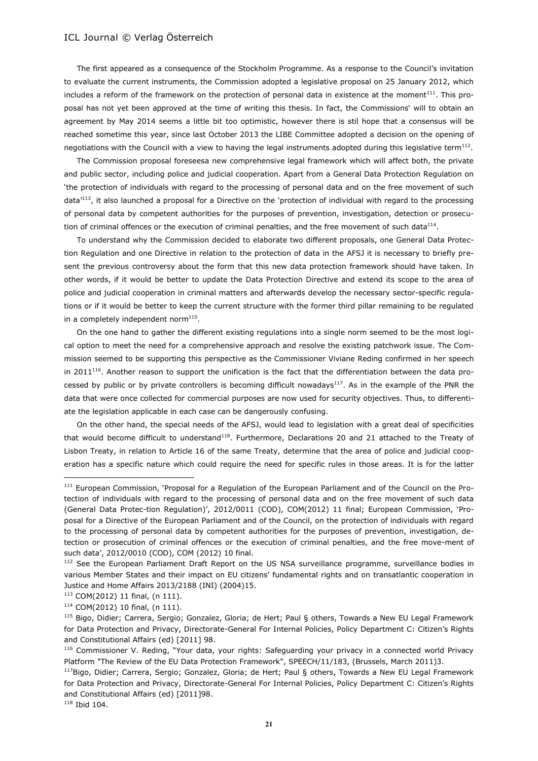The first appeared as a consequence of the Stockholm Programme. As a response to the Council's invitation to evaluate the current instruments, the Commission adopted a legislative proposal on 25 January 2012, which includes a reform of the framework on the protection of personal data in existence at the moment[111]. This proposal has not yet been approved at the time of writing this thesis. In fact, the Commissions' will to obtain an agreement by May 2014 seems a little bit too optimistic, however there is stil hope that a consensus will be reached sometime this year, since last October 2013 the LIBE Committee adopted a decision on the opening of negotiations with the Council with a view to having the legal instruments adopted during this legislative term[112].

The Commission proposal foreseesa new comprehensive legal framework which will affect both, the private and public sector, including police and judicial cooperation. Apart from a General Data Protection Regulation on 'the protection of individuals with regard to the processing of personal data and on the free movement of such data'[113], it also launched a proposal for a Directive on the 'protection of individual with regard to the processing of personal data by competent authorities for the purposes of prevention, investigation, detection or prosecution of criminal offences or the execution of criminal penalties, and the free movement of such data[114].

To understand why the Commission decided to elaborate two different proposals, one General Data Protection Regulation and one Directive in relation to the protection of data in the AFSJ it is necessary to briefly present the previous controversy about the form that this new data protection framework should have taken. In other words, if it would be better to update the Data Protection Directive and extend its scope to the area of police and judicial cooperation in criminal matters and afterwards develop the necessary sector-specific regulations or if it would be better to keep the current structure with the former third pillar remaining to be regulated in a completely independent norm[115].

On the one hand to gather the different existing regulations into a single norm seemed to be the most logical option to meet the need for a comprehensive approach and resolve the existing patchwork issue. The Commission seemed to be supporting this perspective as the Commissioner Viviane Reding confirmed in her speech in 2011[116]. Another reason to support the unification is the fact that the differentiation between the data processed by public or by private controllers is becoming difficult nowadays[117]. As in the example of the PNR the data that were once collected for commercial purposes are now used for security objectives. Thus, to differentiate the legislation applicable in each case can be dangerously confusing.

On the other hand, the special needs of the AFSJ, would lead to legislation with a great deal of specificities that would become difficult to understand[118]. Furthermore, Declarations 20 and 21 attached to the Treaty of Lisbon Treaty, in relation to Article 16 of the same Treaty, determine that the area of police and judicial cooperation has a specific nature which could require the need for specific rules in those areas. It is for the latter

---

[111] European Commission, 'Proposal for a Regulation of the European Parliament and of the Council on the Protection of individuals with regard to the processing of personal data and on the free movement of such data (General Data Protec-tion Regulation)', 2012/0011 (COD), COM(2012) 11 final; European Commission, 'Proposal for a Directive of the European Parliament and of the Council, on the protection of individuals with regard to the processing of personal data by competent authorities for the purposes of prevention, investigation, detection or prosecution of criminal offences or the execution of criminal penalties, and the free move-ment of such data', 2012/0010 (COD), COM (2012) 10 final.

[112] See the European Parliament Draft Report on the US NSA surveillance programme, surveillance bodies in various Member States and their impact on EU citizens' fundamental rights and on transatlantic cooperation in Justice and Home Affairs 2013/2188 (INI) (2004)15.

[113] COM(2012) 11 final, (n 111).

[114] COM(2012) 10 final, (n 111).

[115] Bigo, Didier; Carrera, Sergio; Gonzalez, Gloria; de Hert; Paul § others, Towards a New EU Legal Framework for Data Protection and Privacy, Directorate-General For Internal Policies, Policy Department C: Citizen's Rights and Constitutional Affairs (ed) [2011] 98.

[116] Commissioner V. Reding, "Your data, your rights: Safeguarding your privacy in a connected world Privacy Platform "The Review of the EU Data Protection Framework", SPEECH/11/183, (Brussels, March 2011)3.

[117] Bigo, Didier; Carrera, Sergio; Gonzalez, Gloria; de Hert; Paul § others, Towards a New EU Legal Framework for Data Protection and Privacy, Directorate-General For Internal Policies, Policy Department C: Citizen's Rights and Constitutional Affairs (ed) [2011]98.

[118] Ibid 104.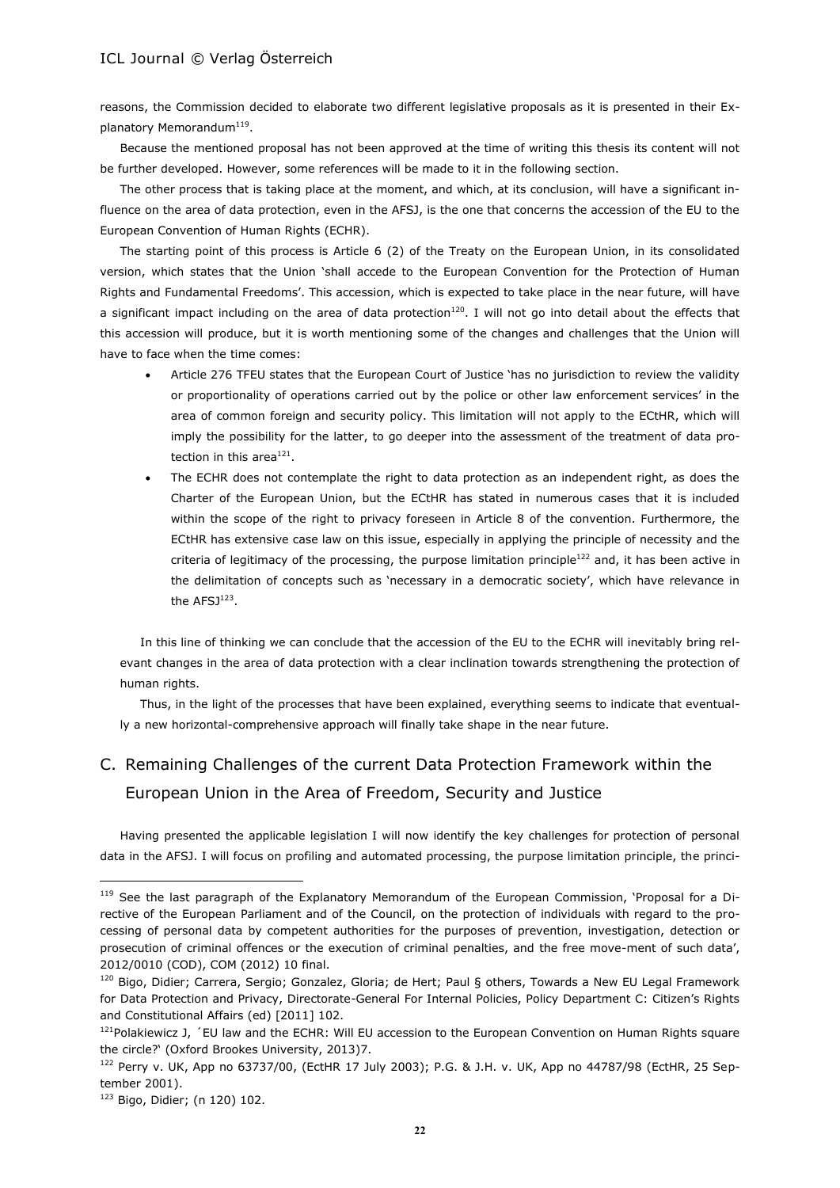reasons, the Commission decided to elaborate two different legislative proposals as it is presented in their Explanatory Memorandum[119].

Because the mentioned proposal has not been approved at the time of writing this thesis its content will not be further developed. However, some references will be made to it in the following section.

The other process that is taking place at the moment, and which, at its conclusion, will have a significant influence on the area of data protection, even in the AFSJ, is the one that concerns the accession of the EU to the European Convention of Human Rights (ECHR).

The starting point of this process is Article 6 (2) of the Treaty on the European Union, in its consolidated version, which states that the Union 'shall accede to the European Convention for the Protection of Human Rights and Fundamental Freedoms'. This accession, which is expected to take place in the near future, will have a significant impact including on the area of data protection[120]. I will not go into detail about the effects that this accession will produce, but it is worth mentioning some of the changes and challenges that the Union will have to face when the time comes:

- Article 276 TFEU states that the European Court of Justice 'has no jurisdiction to review the validity or proportionality of operations carried out by the police or other law enforcement services' in the area of common foreign and security policy. This limitation will not apply to the ECtHR, which will imply the possibility for the latter, to go deeper into the assessment of the treatment of data protection in this area[121].
- The ECHR does not contemplate the right to data protection as an independent right, as does the Charter of the European Union, but the ECtHR has stated in numerous cases that it is included within the scope of the right to privacy foreseen in Article 8 of the convention. Furthermore, the ECtHR has extensive case law on this issue, especially in applying the principle of necessity and the criteria of legitimacy of the processing, the purpose limitation principle[122] and, it has been active in the delimitation of concepts such as 'necessary in a democratic society', which have relevance in the AFSJ[123].

In this line of thinking we can conclude that the accession of the EU to the ECHR will inevitably bring relevant changes in the area of data protection with a clear inclination towards strengthening the protection of human rights.

Thus, in the light of the processes that have been explained, everything seems to indicate that eventually a new horizontal-comprehensive approach will finally take shape in the near future.

## C. Remaining Challenges of the current Data Protection Framework within the European Union in the Area of Freedom, Security and Justice

Having presented the applicable legislation I will now identify the key challenges for protection of personal data in the AFSJ. I will focus on profiling and automated processing, the purpose limitation principle, the princi-

---

[119] See the last paragraph of the Explanatory Memorandum of the European Commission, 'Proposal for a Directive of the European Parliament and of the Council, on the protection of individuals with regard to the processing of personal data by competent authorities for the purposes of prevention, investigation, detection or prosecution of criminal offences or the execution of criminal penalties, and the free move-ment of such data', 2012/0010 (COD), COM (2012) 10 final.

[120] Bigo, Didier; Carrera, Sergio; Gonzalez, Gloria; de Hert; Paul § others, Towards a New EU Legal Framework for Data Protection and Privacy, Directorate-General For Internal Policies, Policy Department C: Citizen's Rights and Constitutional Affairs (ed) [2011] 102.

[121] Polakiewicz J, ´EU law and the ECHR: Will EU accession to the European Convention on Human Rights square the circle?' (Oxford Brookes University, 2013)7.

[122] Perry v. UK, App no 63737/00, (EctHR 17 July 2003); P.G. & J.H. v. UK, App no 44787/98 (EctHR, 25 September 2001).

[123] Bigo, Didier; (n 120) 102.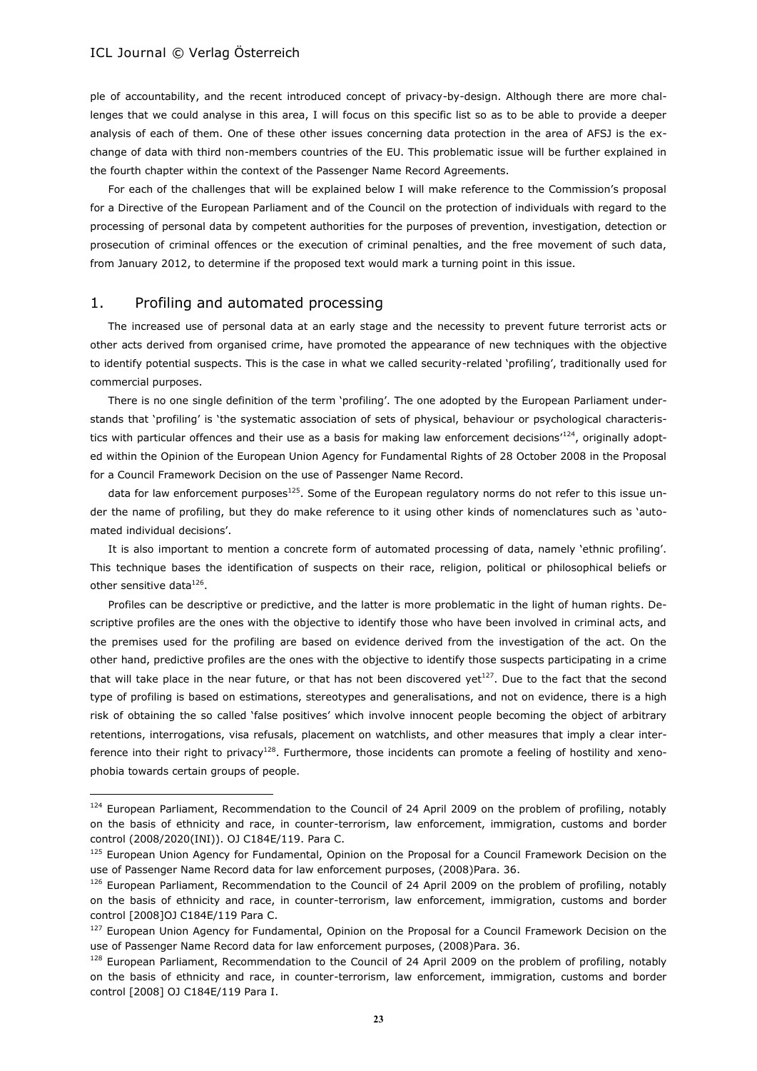ple of accountability, and the recent introduced concept of privacy-by-design. Although there are more challenges that we could analyse in this area, I will focus on this specific list so as to be able to provide a deeper analysis of each of them. One of these other issues concerning data protection in the area of AFSJ is the exchange of data with third non-members countries of the EU. This problematic issue will be further explained in the fourth chapter within the context of the Passenger Name Record Agreements.

For each of the challenges that will be explained below I will make reference to the Commission's proposal for a Directive of the European Parliament and of the Council on the protection of individuals with regard to the processing of personal data by competent authorities for the purposes of prevention, investigation, detection or prosecution of criminal offences or the execution of criminal penalties, and the free movement of such data, from January 2012, to determine if the proposed text would mark a turning point in this issue.

## 1. Profiling and automated processing

The increased use of personal data at an early stage and the necessity to prevent future terrorist acts or other acts derived from organised crime, have promoted the appearance of new techniques with the objective to identify potential suspects. This is the case in what we called security-related 'profiling', traditionally used for commercial purposes.

There is no one single definition of the term 'profiling'. The one adopted by the European Parliament understands that 'profiling' is 'the systematic association of sets of physical, behaviour or psychological characteristics with particular offences and their use as a basis for making law enforcement decisions'[124], originally adopted within the Opinion of the European Union Agency for Fundamental Rights of 28 October 2008 in the Proposal for a Council Framework Decision on the use of Passenger Name Record.

data for law enforcement purposes[125]. Some of the European regulatory norms do not refer to this issue under the name of profiling, but they do make reference to it using other kinds of nomenclatures such as 'automated individual decisions'.

It is also important to mention a concrete form of automated processing of data, namely 'ethnic profiling'. This technique bases the identification of suspects on their race, religion, political or philosophical beliefs or other sensitive data[126].

Profiles can be descriptive or predictive, and the latter is more problematic in the light of human rights. Descriptive profiles are the ones with the objective to identify those who have been involved in criminal acts, and the premises used for the profiling are based on evidence derived from the investigation of the act. On the other hand, predictive profiles are the ones with the objective to identify those suspects participating in a crime that will take place in the near future, or that has not been discovered yet[127]. Due to the fact that the second type of profiling is based on estimations, stereotypes and generalisations, and not on evidence, there is a high risk of obtaining the so called 'false positives' which involve innocent people becoming the object of arbitrary retentions, interrogations, visa refusals, placement on watchlists, and other measures that imply a clear interference into their right to privacy[128]. Furthermore, those incidents can promote a feeling of hostility and xenophobia towards certain groups of people.

---

[124] European Parliament, Recommendation to the Council of 24 April 2009 on the problem of profiling, notably on the basis of ethnicity and race, in counter-terrorism, law enforcement, immigration, customs and border control (2008/2020(INI)). OJ C184E/119. Para C.

[125] European Union Agency for Fundamental, Opinion on the Proposal for a Council Framework Decision on the use of Passenger Name Record data for law enforcement purposes, (2008)Para. 36.

[126] European Parliament, Recommendation to the Council of 24 April 2009 on the problem of profiling, notably on the basis of ethnicity and race, in counter-terrorism, law enforcement, immigration, customs and border control [2008]OJ C184E/119 Para C.

[127] European Union Agency for Fundamental, Opinion on the Proposal for a Council Framework Decision on the use of Passenger Name Record data for law enforcement purposes, (2008)Para. 36.

[128] European Parliament, Recommendation to the Council of 24 April 2009 on the problem of profiling, notably on the basis of ethnicity and race, in counter-terrorism, law enforcement, immigration, customs and border control [2008] OJ C184E/119 Para I.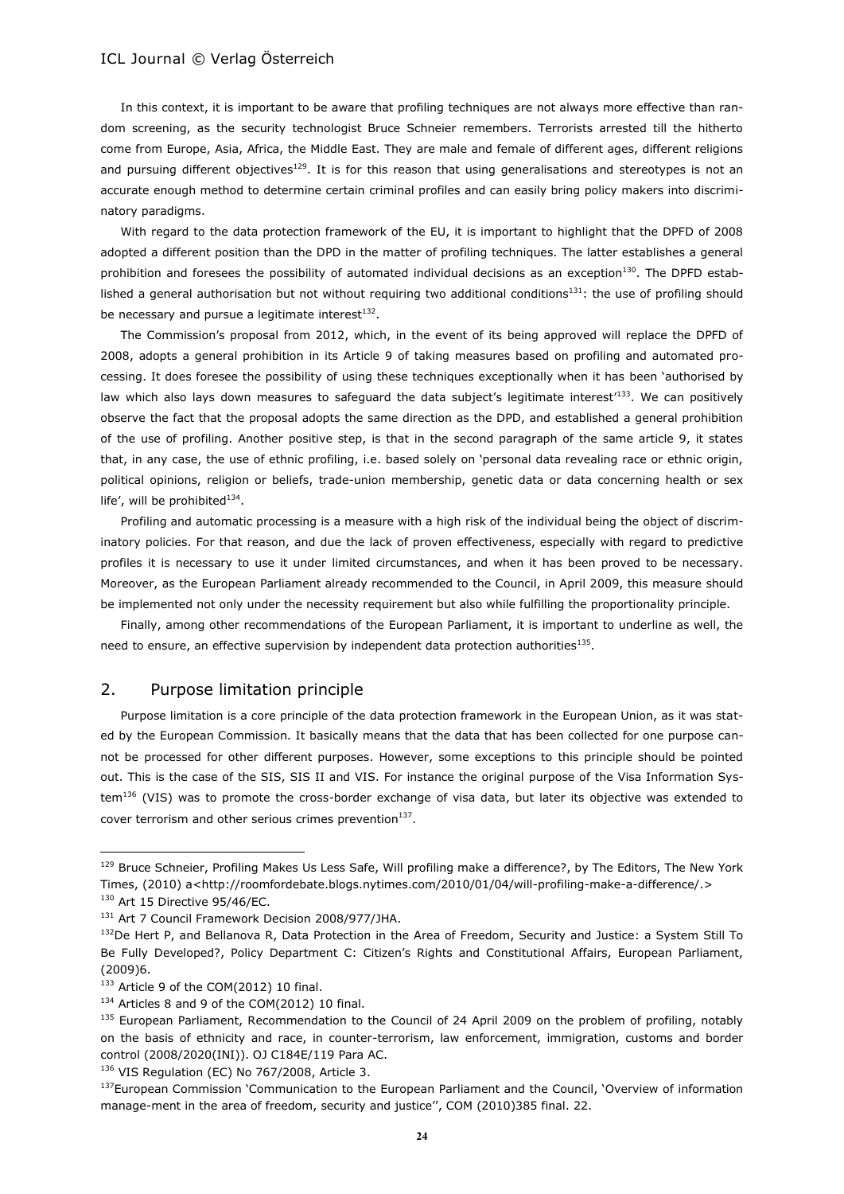In this context, it is important to be aware that profiling techniques are not always more effective than random screening, as the security technologist Bruce Schneier remembers. Terrorists arrested till the hitherto come from Europe, Asia, Africa, the Middle East. They are male and female of different ages, different religions and pursuing different objectives[129]. It is for this reason that using generalisations and stereotypes is not an accurate enough method to determine certain criminal profiles and can easily bring policy makers into discriminatory paradigms.

With regard to the data protection framework of the EU, it is important to highlight that the DPFD of 2008 adopted a different position than the DPD in the matter of profiling techniques. The latter establishes a general prohibition and foresees the possibility of automated individual decisions as an exception[130]. The DPFD established a general authorisation but not without requiring two additional conditions[131]: the use of profiling should be necessary and pursue a legitimate interest[132].

The Commission's proposal from 2012, which, in the event of its being approved will replace the DPFD of 2008, adopts a general prohibition in its Article 9 of taking measures based on profiling and automated processing. It does foresee the possibility of using these techniques exceptionally when it has been 'authorised by law which also lays down measures to safeguard the data subject's legitimate interest'[133]. We can positively observe the fact that the proposal adopts the same direction as the DPD, and established a general prohibition of the use of profiling. Another positive step, is that in the second paragraph of the same article 9, it states that, in any case, the use of ethnic profiling, i.e. based solely on 'personal data revealing race or ethnic origin, political opinions, religion or beliefs, trade-union membership, genetic data or data concerning health or sex life', will be prohibited[134].

Profiling and automatic processing is a measure with a high risk of the individual being the object of discriminatory policies. For that reason, and due the lack of proven effectiveness, especially with regard to predictive profiles it is necessary to use it under limited circumstances, and when it has been proved to be necessary. Moreover, as the European Parliament already recommended to the Council, in April 2009, this measure should be implemented not only under the necessity requirement but also while fulfilling the proportionality principle.

Finally, among other recommendations of the European Parliament, it is important to underline as well, the need to ensure, an effective supervision by independent data protection authorities[135].

## 2. Purpose limitation principle

Purpose limitation is a core principle of the data protection framework in the European Union, as it was stated by the European Commission. It basically means that the data that has been collected for one purpose cannot be processed for other different purposes. However, some exceptions to this principle should be pointed out. This is the case of the SIS, SIS II and VIS. For instance the original purpose of the Visa Information System[136] (VIS) was to promote the cross-border exchange of visa data, but later its objective was extended to cover terrorism and other serious crimes prevention[137].

---

[129] Bruce Schneier, Profiling Makes Us Less Safe, Will profiling make a difference?, by The Editors, The New York Times, (2010) a<http://roomfordebate.blogs.nytimes.com/2010/01/04/will-profiling-make-a-difference/.>

[130] Art 15 Directive 95/46/EC.

[131] Art 7 Council Framework Decision 2008/977/JHA.

[132] De Hert P, and Bellanova R, Data Protection in the Area of Freedom, Security and Justice: a System Still To Be Fully Developed?, Policy Department C: Citizen's Rights and Constitutional Affairs, European Parliament, (2009)6.

[133] Article 9 of the COM(2012) 10 final.

[134] Articles 8 and 9 of the COM(2012) 10 final.

[135] European Parliament, Recommendation to the Council of 24 April 2009 on the problem of profiling, notably on the basis of ethnicity and race, in counter-terrorism, law enforcement, immigration, customs and border control (2008/2020(INI)). OJ C184E/119 Para AC.

[136] VIS Regulation (EC) No 767/2008, Article 3.

[137] European Commission 'Communication to the European Parliament and the Council, 'Overview of information manage-ment in the area of freedom, security and justice'', COM (2010)385 final. 22.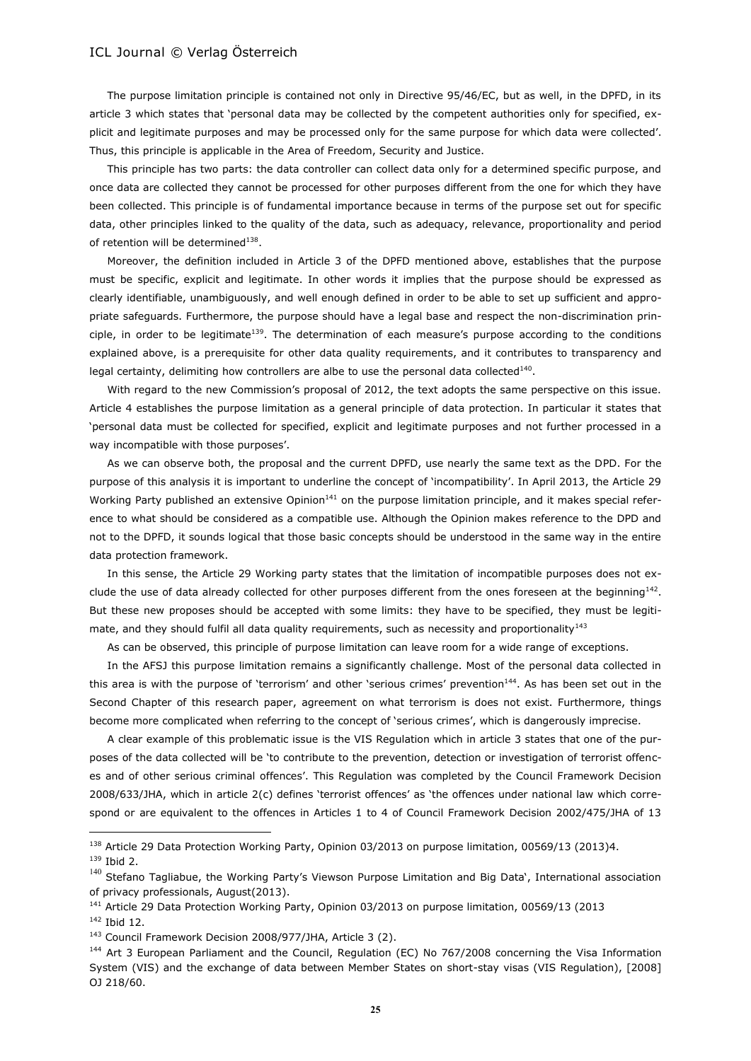The purpose limitation principle is contained not only in Directive 95/46/EC, but as well, in the DPFD, in its article 3 which states that 'personal data may be collected by the competent authorities only for specified, explicit and legitimate purposes and may be processed only for the same purpose for which data were collected'. Thus, this principle is applicable in the Area of Freedom, Security and Justice.

This principle has two parts: the data controller can collect data only for a determined specific purpose, and once data are collected they cannot be processed for other purposes different from the one for which they have been collected. This principle is of fundamental importance because in terms of the purpose set out for specific data, other principles linked to the quality of the data, such as adequacy, relevance, proportionality and period of retention will be determined[138].

Moreover, the definition included in Article 3 of the DPFD mentioned above, establishes that the purpose must be specific, explicit and legitimate. In other words it implies that the purpose should be expressed as clearly identifiable, unambiguously, and well enough defined in order to be able to set up sufficient and appropriate safeguards. Furthermore, the purpose should have a legal base and respect the non-discrimination principle, in order to be legitimate[139]. The determination of each measure's purpose according to the conditions explained above, is a prerequisite for other data quality requirements, and it contributes to transparency and legal certainty, delimiting how controllers are albe to use the personal data collected[140].

With regard to the new Commission's proposal of 2012, the text adopts the same perspective on this issue. Article 4 establishes the purpose limitation as a general principle of data protection. In particular it states that 'personal data must be collected for specified, explicit and legitimate purposes and not further processed in a way incompatible with those purposes'.

As we can observe both, the proposal and the current DPFD, use nearly the same text as the DPD. For the purpose of this analysis it is important to underline the concept of 'incompatibility'. In April 2013, the Article 29 Working Party published an extensive Opinion[141] on the purpose limitation principle, and it makes special reference to what should be considered as a compatible use. Although the Opinion makes reference to the DPD and not to the DPFD, it sounds logical that those basic concepts should be understood in the same way in the entire data protection framework.

In this sense, the Article 29 Working party states that the limitation of incompatible purposes does not exclude the use of data already collected for other purposes different from the ones foreseen at the beginning[142]. But these new proposes should be accepted with some limits: they have to be specified, they must be legitimate, and they should fulfil all data quality requirements, such as necessity and proportionality[143]

As can be observed, this principle of purpose limitation can leave room for a wide range of exceptions.

In the AFSJ this purpose limitation remains a significantly challenge. Most of the personal data collected in this area is with the purpose of 'terrorism' and other 'serious crimes' prevention[144]. As has been set out in the Second Chapter of this research paper, agreement on what terrorism is does not exist. Furthermore, things become more complicated when referring to the concept of 'serious crimes', which is dangerously imprecise.

A clear example of this problematic issue is the VIS Regulation which in article 3 states that one of the purposes of the data collected will be 'to contribute to the prevention, detection or investigation of terrorist offences and of other serious criminal offences'. This Regulation was completed by the Council Framework Decision 2008/633/JHA, which in article 2(c) defines 'terrorist offences' as 'the offences under national law which correspond or are equivalent to the offences in Articles 1 to 4 of Council Framework Decision 2002/475/JHA of 13

---

[138] Article 29 Data Protection Working Party, Opinion 03/2013 on purpose limitation, 00569/13 (2013)4.

[139] Ibid 2.

[140] Stefano Tagliabue, the Working Party's Viewson Purpose Limitation and Big Data', International association of privacy professionals, August(2013).

[141] Article 29 Data Protection Working Party, Opinion 03/2013 on purpose limitation, 00569/13 (2013

[142] Ibid 12.

[143] Council Framework Decision 2008/977/JHA, Article 3 (2).

[144] Art 3 European Parliament and the Council, Regulation (EC) No 767/2008 concerning the Visa Information System (VIS) and the exchange of data between Member States on short-stay visas (VIS Regulation), [2008] OJ 218/60.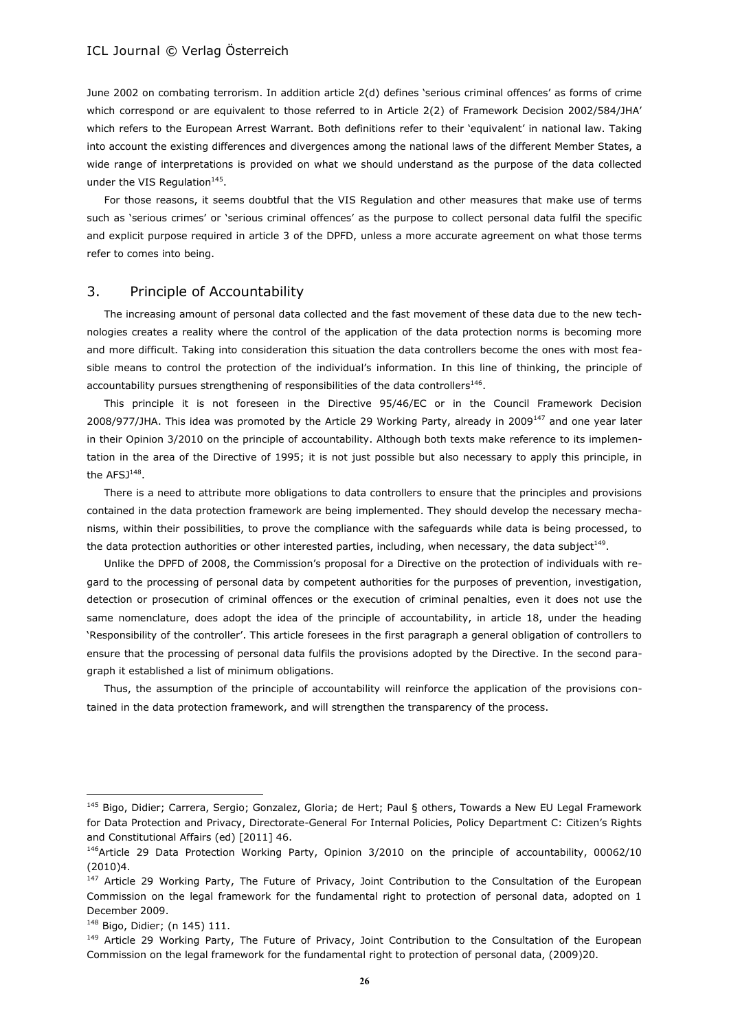June 2002 on combating terrorism. In addition article 2(d) defines 'serious criminal offences' as forms of crime which correspond or are equivalent to those referred to in Article 2(2) of Framework Decision 2002/584/JHA' which refers to the European Arrest Warrant. Both definitions refer to their 'equivalent' in national law. Taking into account the existing differences and divergences among the national laws of the different Member States, a wide range of interpretations is provided on what we should understand as the purpose of the data collected under the VIS Regulation[145].

For those reasons, it seems doubtful that the VIS Regulation and other measures that make use of terms such as 'serious crimes' or 'serious criminal offences' as the purpose to collect personal data fulfil the specific and explicit purpose required in article 3 of the DPFD, unless a more accurate agreement on what those terms refer to comes into being.

## 3. Principle of Accountability

The increasing amount of personal data collected and the fast movement of these data due to the new technologies creates a reality where the control of the application of the data protection norms is becoming more and more difficult. Taking into consideration this situation the data controllers become the ones with most feasible means to control the protection of the individual's information. In this line of thinking, the principle of accountability pursues strengthening of responsibilities of the data controllers[146].

This principle it is not foreseen in the Directive 95/46/EC or in the Council Framework Decision 2008/977/JHA. This idea was promoted by the Article 29 Working Party, already in 2009[147] and one year later in their Opinion 3/2010 on the principle of accountability. Although both texts make reference to its implementation in the area of the Directive of 1995; it is not just possible but also necessary to apply this principle, in the AFSJ[148].

There is a need to attribute more obligations to data controllers to ensure that the principles and provisions contained in the data protection framework are being implemented. They should develop the necessary mechanisms, within their possibilities, to prove the compliance with the safeguards while data is being processed, to the data protection authorities or other interested parties, including, when necessary, the data subject[149].

Unlike the DPFD of 2008, the Commission's proposal for a Directive on the protection of individuals with regard to the processing of personal data by competent authorities for the purposes of prevention, investigation, detection or prosecution of criminal offences or the execution of criminal penalties, even it does not use the same nomenclature, does adopt the idea of the principle of accountability, in article 18, under the heading 'Responsibility of the controller'. This article foresees in the first paragraph a general obligation of controllers to ensure that the processing of personal data fulfils the provisions adopted by the Directive. In the second paragraph it established a list of minimum obligations.

Thus, the assumption of the principle of accountability will reinforce the application of the provisions contained in the data protection framework, and will strengthen the transparency of the process.

---

[145] Bigo, Didier; Carrera, Sergio; Gonzalez, Gloria; de Hert; Paul § others, Towards a New EU Legal Framework for Data Protection and Privacy, Directorate-General For Internal Policies, Policy Department C: Citizen's Rights and Constitutional Affairs (ed) [2011] 46.

[146] Article 29 Data Protection Working Party, Opinion 3/2010 on the principle of accountability, 00062/10 (2010)4.

[147] Article 29 Working Party, The Future of Privacy, Joint Contribution to the Consultation of the European Commission on the legal framework for the fundamental right to protection of personal data, adopted on 1 December 2009.

[148] Bigo, Didier; (n 145) 111.

[149] Article 29 Working Party, The Future of Privacy, Joint Contribution to the Consultation of the European Commission on the legal framework for the fundamental right to protection of personal data, (2009)20.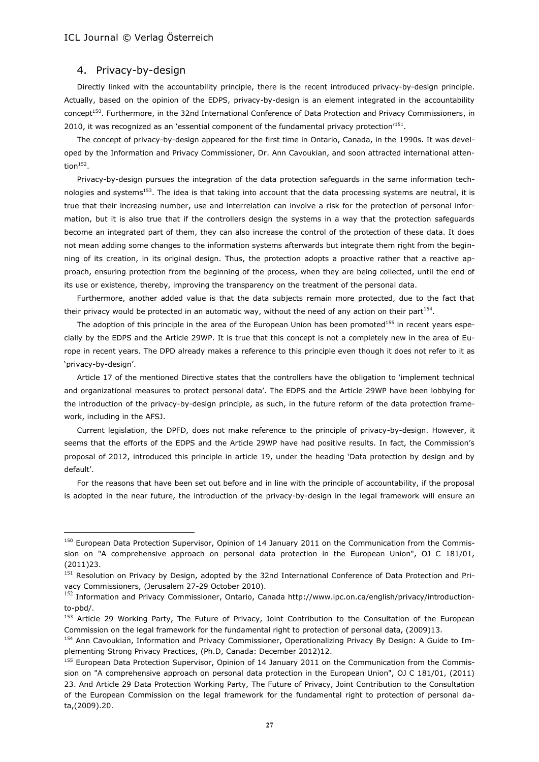## 4. Privacy-by-design

Directly linked with the accountability principle, there is the recent introduced privacy-by-design principle. Actually, based on the opinion of the EDPS, privacy-by-design is an element integrated in the accountability concept[150]. Furthermore, in the 32nd International Conference of Data Protection and Privacy Commissioners, in 2010, it was recognized as an 'essential component of the fundamental privacy protection'[151].

The concept of privacy-by-design appeared for the first time in Ontario, Canada, in the 1990s. It was developed by the Information and Privacy Commissioner, Dr. Ann Cavoukian, and soon attracted international attention[152].

Privacy-by-design pursues the integration of the data protection safeguards in the same information technologies and systems[153]. The idea is that taking into account that the data processing systems are neutral, it is true that their increasing number, use and interrelation can involve a risk for the protection of personal information, but it is also true that if the controllers design the systems in a way that the protection safeguards become an integrated part of them, they can also increase the control of the protection of these data. It does not mean adding some changes to the information systems afterwards but integrate them right from the beginning of its creation, in its original design. Thus, the protection adopts a proactive rather that a reactive approach, ensuring protection from the beginning of the process, when they are being collected, until the end of its use or existence, thereby, improving the transparency on the treatment of the personal data.

Furthermore, another added value is that the data subjects remain more protected, due to the fact that their privacy would be protected in an automatic way, without the need of any action on their part[154].

The adoption of this principle in the area of the European Union has been promoted[155] in recent years especially by the EDPS and the Article 29WP. It is true that this concept is not a completely new in the area of Europe in recent years. The DPD already makes a reference to this principle even though it does not refer to it as 'privacy-by-design'.

Article 17 of the mentioned Directive states that the controllers have the obligation to 'implement technical and organizational measures to protect personal data'. The EDPS and the Article 29WP have been lobbying for the introduction of the privacy-by-design principle, as such, in the future reform of the data protection framework, including in the AFSJ.

Current legislation, the DPFD, does not make reference to the principle of privacy-by-design. However, it seems that the efforts of the EDPS and the Article 29WP have had positive results. In fact, the Commission's proposal of 2012, introduced this principle in article 19, under the heading 'Data protection by design and by default'.

For the reasons that have been set out before and in line with the principle of accountability, if the proposal is adopted in the near future, the introduction of the privacy-by-design in the legal framework will ensure an

---

[150] European Data Protection Supervisor, Opinion of 14 January 2011 on the Communication from the Commission on "A comprehensive approach on personal data protection in the European Union", OJ C 181/01, (2011)23.

[151] Resolution on Privacy by Design, adopted by the 32nd International Conference of Data Protection and Privacy Commissioners, (Jerusalem 27-29 October 2010).

[152] Information and Privacy Commissioner, Ontario, Canada http://www.ipc.on.ca/english/privacy/introduction-to-pbd/.

[153] Article 29 Working Party, The Future of Privacy, Joint Contribution to the Consultation of the European Commission on the legal framework for the fundamental right to protection of personal data, (2009)13.

[154] Ann Cavoukian, Information and Privacy Commissioner, Operationalizing Privacy By Design: A Guide to Implementing Strong Privacy Practices, (Ph.D, Canada: December 2012)12.

[155] European Data Protection Supervisor, Opinion of 14 January 2011 on the Communication from the Commission on "A comprehensive approach on personal data protection in the European Union", OJ C 181/01, (2011) 23. And Article 29 Data Protection Working Party, The Future of Privacy, Joint Contribution to the Consultation of the European Commission on the legal framework for the fundamental right to protection of personal data,(2009).20.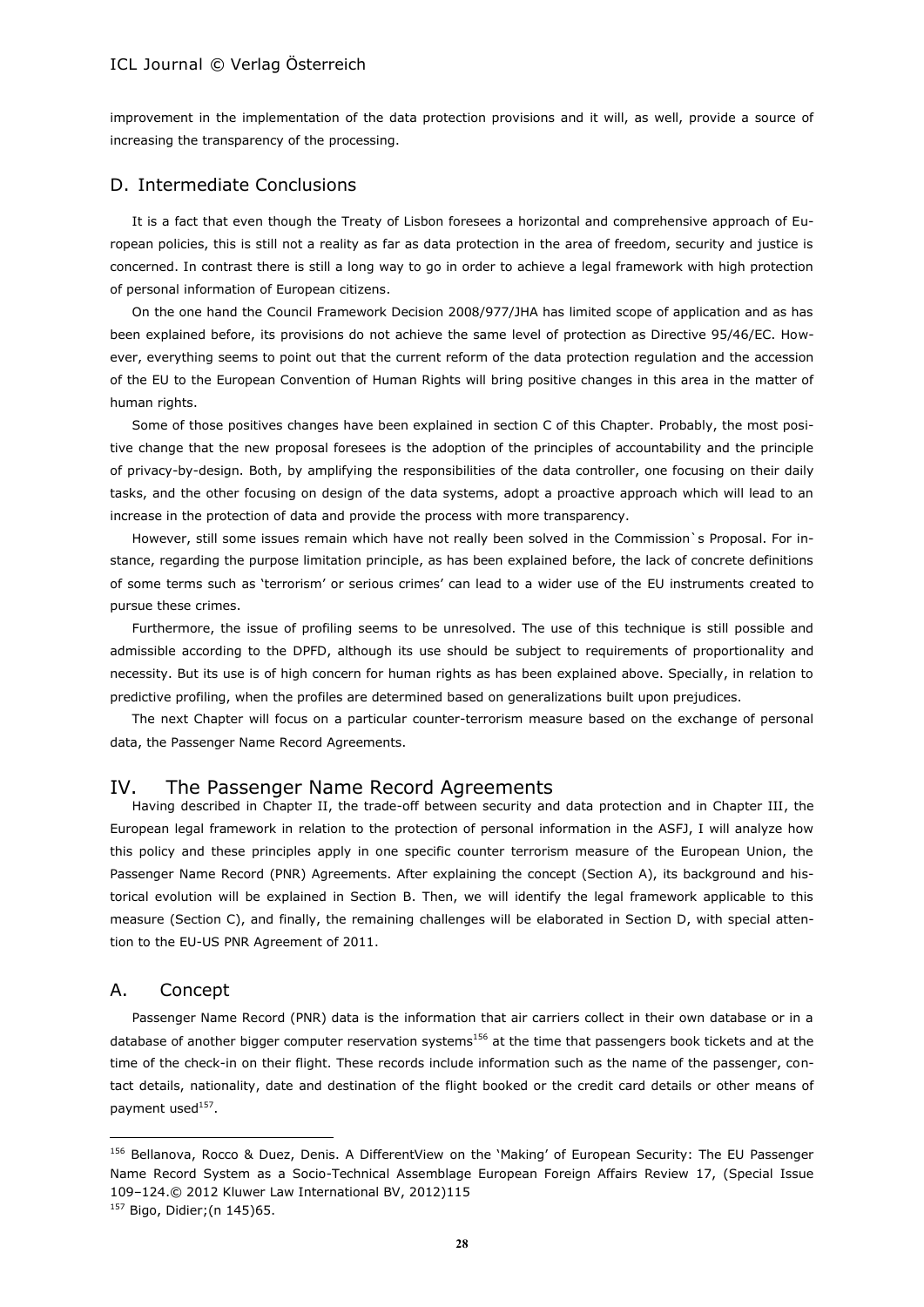improvement in the implementation of the data protection provisions and it will, as well, provide a source of increasing the transparency of the processing.

## D. Intermediate Conclusions

It is a fact that even though the Treaty of Lisbon foresees a horizontal and comprehensive approach of European policies, this is still not a reality as far as data protection in the area of freedom, security and justice is concerned. In contrast there is still a long way to go in order to achieve a legal framework with high protection of personal information of European citizens.

On the one hand the Council Framework Decision 2008/977/JHA has limited scope of application and as has been explained before, its provisions do not achieve the same level of protection as Directive 95/46/EC. However, everything seems to point out that the current reform of the data protection regulation and the accession of the EU to the European Convention of Human Rights will bring positive changes in this area in the matter of human rights.

Some of those positives changes have been explained in section C of this Chapter. Probably, the most positive change that the new proposal foresees is the adoption of the principles of accountability and the principle of privacy-by-design. Both, by amplifying the responsibilities of the data controller, one focusing on their daily tasks, and the other focusing on design of the data systems, adopt a proactive approach which will lead to an increase in the protection of data and provide the process with more transparency.

However, still some issues remain which have not really been solved in the Commission`s Proposal. For instance, regarding the purpose limitation principle, as has been explained before, the lack of concrete definitions of some terms such as 'terrorism' or serious crimes' can lead to a wider use of the EU instruments created to pursue these crimes.

Furthermore, the issue of profiling seems to be unresolved. The use of this technique is still possible and admissible according to the DPFD, although its use should be subject to requirements of proportionality and necessity. But its use is of high concern for human rights as has been explained above. Specially, in relation to predictive profiling, when the profiles are determined based on generalizations built upon prejudices.

The next Chapter will focus on a particular counter-terrorism measure based on the exchange of personal data, the Passenger Name Record Agreements.

# IV. The Passenger Name Record Agreements

Having described in Chapter II, the trade-off between security and data protection and in Chapter III, the European legal framework in relation to the protection of personal information in the ASFJ, I will analyze how this policy and these principles apply in one specific counter terrorism measure of the European Union, the Passenger Name Record (PNR) Agreements. After explaining the concept (Section A), its background and historical evolution will be explained in Section B. Then, we will identify the legal framework applicable to this measure (Section C), and finally, the remaining challenges will be elaborated in Section D, with special attention to the EU-US PNR Agreement of 2011.

## A. Concept

Passenger Name Record (PNR) data is the information that air carriers collect in their own database or in a database of another bigger computer reservation systems[156] at the time that passengers book tickets and at the time of the check-in on their flight. These records include information such as the name of the passenger, contact details, nationality, date and destination of the flight booked or the credit card details or other means of payment used[157].

---

[156] Bellanova, Rocco & Duez, Denis. A DifferentView on the 'Making' of European Security: The EU Passenger Name Record System as a Socio-Technical Assemblage European Foreign Affairs Review 17, (Special Issue 109–124.© 2012 Kluwer Law International BV, 2012)115

[157] Bigo, Didier;(n 145)65.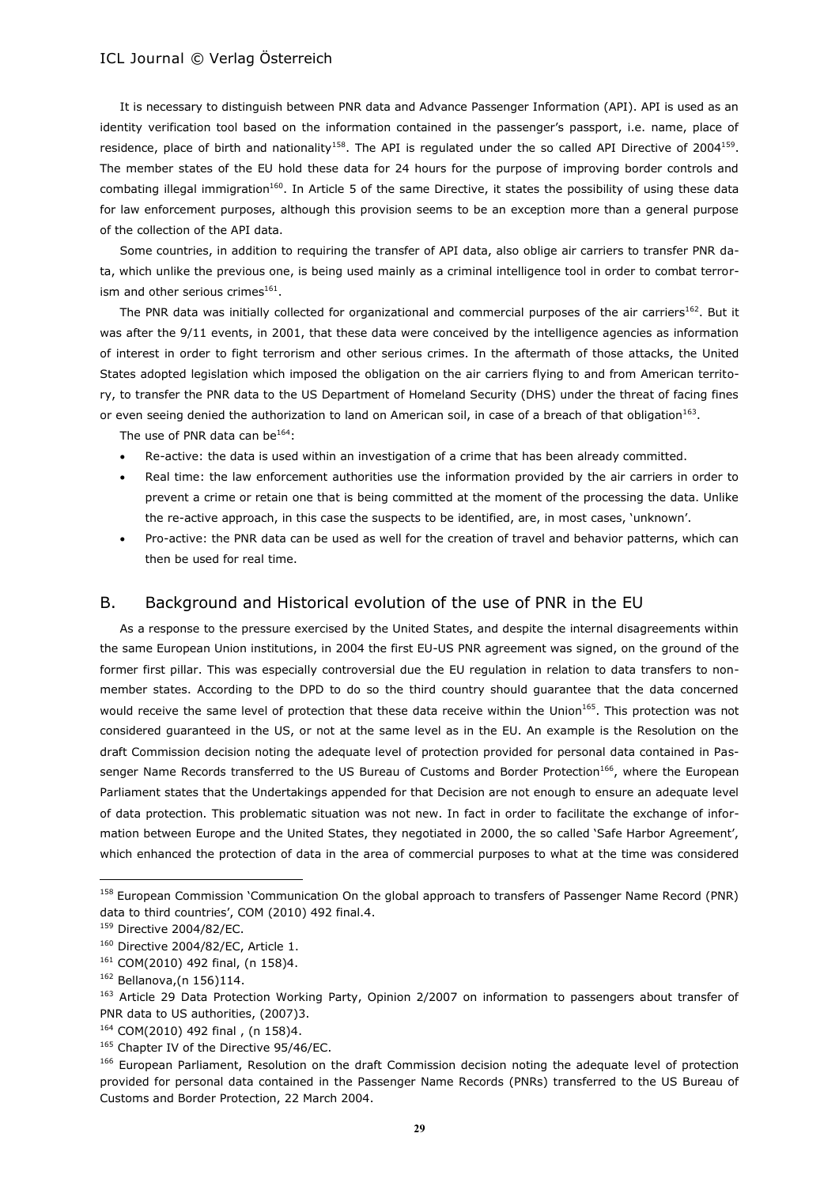It is necessary to distinguish between PNR data and Advance Passenger Information (API). API is used as an identity verification tool based on the information contained in the passenger's passport, i.e. name, place of residence, place of birth and nationality[158]. The API is regulated under the so called API Directive of 2004[159]. The member states of the EU hold these data for 24 hours for the purpose of improving border controls and combating illegal immigration[160]. In Article 5 of the same Directive, it states the possibility of using these data for law enforcement purposes, although this provision seems to be an exception more than a general purpose of the collection of the API data.

Some countries, in addition to requiring the transfer of API data, also oblige air carriers to transfer PNR data, which unlike the previous one, is being used mainly as a criminal intelligence tool in order to combat terrorism and other serious crimes[161].

The PNR data was initially collected for organizational and commercial purposes of the air carriers[162]. But it was after the 9/11 events, in 2001, that these data were conceived by the intelligence agencies as information of interest in order to fight terrorism and other serious crimes. In the aftermath of those attacks, the United States adopted legislation which imposed the obligation on the air carriers flying to and from American territory, to transfer the PNR data to the US Department of Homeland Security (DHS) under the threat of facing fines or even seeing denied the authorization to land on American soil, in case of a breach of that obligation[163].

The use of PNR data can be[164]:

- Re-active: the data is used within an investigation of a crime that has been already committed.
- Real time: the law enforcement authorities use the information provided by the air carriers in order to prevent a crime or retain one that is being committed at the moment of the processing the data. Unlike the re-active approach, in this case the suspects to be identified, are, in most cases, 'unknown'.
- Pro-active: the PNR data can be used as well for the creation of travel and behavior patterns, which can then be used for real time.

## B. Background and Historical evolution of the use of PNR in the EU

As a response to the pressure exercised by the United States, and despite the internal disagreements within the same European Union institutions, in 2004 the first EU-US PNR agreement was signed, on the ground of the former first pillar. This was especially controversial due the EU regulation in relation to data transfers to non-member states. According to the DPD to do so the third country should guarantee that the data concerned would receive the same level of protection that these data receive within the Union[165]. This protection was not considered guaranteed in the US, or not at the same level as in the EU. An example is the Resolution on the draft Commission decision noting the adequate level of protection provided for personal data contained in Passenger Name Records transferred to the US Bureau of Customs and Border Protection[166], where the European Parliament states that the Undertakings appended for that Decision are not enough to ensure an adequate level of data protection. This problematic situation was not new. In fact in order to facilitate the exchange of information between Europe and the United States, they negotiated in 2000, the so called 'Safe Harbor Agreement', which enhanced the protection of data in the area of commercial purposes to what at the time was considered

---

[158] European Commission 'Communication On the global approach to transfers of Passenger Name Record (PNR) data to third countries', COM (2010) 492 final.4.

[159] Directive 2004/82/EC.

[160] Directive 2004/82/EC, Article 1.

[161] COM(2010) 492 final, (n 158)4.

[162] Bellanova,(n 156)114.

[163] Article 29 Data Protection Working Party, Opinion 2/2007 on information to passengers about transfer of PNR data to US authorities, (2007)3.

[164] COM(2010) 492 final , (n 158)4.

[165] Chapter IV of the Directive 95/46/EC.

[166] European Parliament, Resolution on the draft Commission decision noting the adequate level of protection provided for personal data contained in the Passenger Name Records (PNRs) transferred to the US Bureau of Customs and Border Protection, 22 March 2004.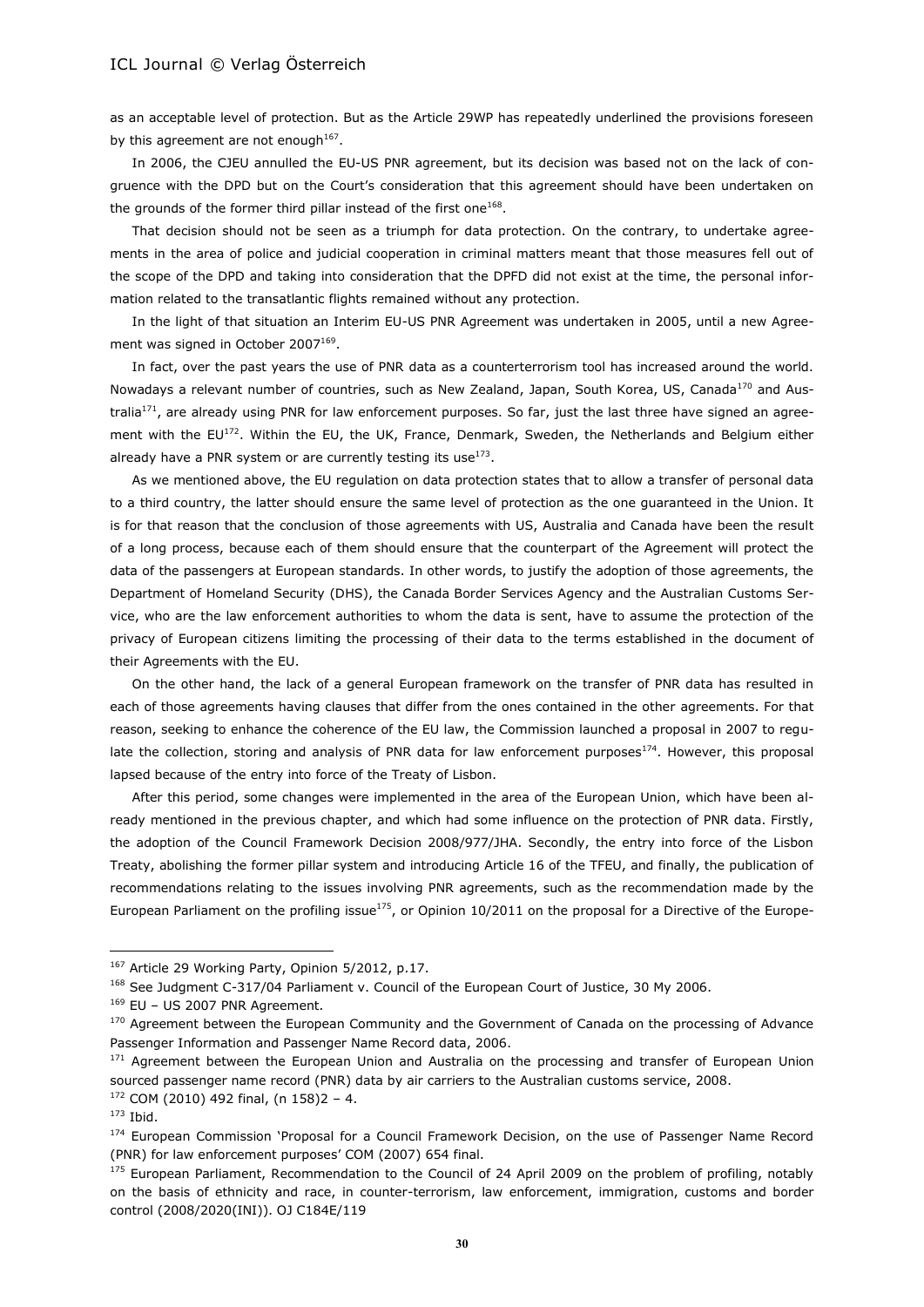as an acceptable level of protection. But as the Article 29WP has repeatedly underlined the provisions foreseen by this agreement are not enough[167].

In 2006, the CJEU annulled the EU-US PNR agreement, but its decision was based not on the lack of congruence with the DPD but on the Court's consideration that this agreement should have been undertaken on the grounds of the former third pillar instead of the first one[168].

That decision should not be seen as a triumph for data protection. On the contrary, to undertake agreements in the area of police and judicial cooperation in criminal matters meant that those measures fell out of the scope of the DPD and taking into consideration that the DPFD did not exist at the time, the personal information related to the transatlantic flights remained without any protection.

In the light of that situation an Interim EU-US PNR Agreement was undertaken in 2005, until a new Agreement was signed in October 2007[169].

In fact, over the past years the use of PNR data as a counterterrorism tool has increased around the world. Nowadays a relevant number of countries, such as New Zealand, Japan, South Korea, US, Canada[170] and Australia[171], are already using PNR for law enforcement purposes. So far, just the last three have signed an agreement with the EU[172]. Within the EU, the UK, France, Denmark, Sweden, the Netherlands and Belgium either already have a PNR system or are currently testing its use[173].

As we mentioned above, the EU regulation on data protection states that to allow a transfer of personal data to a third country, the latter should ensure the same level of protection as the one guaranteed in the Union. It is for that reason that the conclusion of those agreements with US, Australia and Canada have been the result of a long process, because each of them should ensure that the counterpart of the Agreement will protect the data of the passengers at European standards. In other words, to justify the adoption of those agreements, the Department of Homeland Security (DHS), the Canada Border Services Agency and the Australian Customs Service, who are the law enforcement authorities to whom the data is sent, have to assume the protection of the privacy of European citizens limiting the processing of their data to the terms established in the document of their Agreements with the EU.

On the other hand, the lack of a general European framework on the transfer of PNR data has resulted in each of those agreements having clauses that differ from the ones contained in the other agreements. For that reason, seeking to enhance the coherence of the EU law, the Commission launched a proposal in 2007 to regulate the collection, storing and analysis of PNR data for law enforcement purposes[174]. However, this proposal lapsed because of the entry into force of the Treaty of Lisbon.

After this period, some changes were implemented in the area of the European Union, which have been already mentioned in the previous chapter, and which had some influence on the protection of PNR data. Firstly, the adoption of the Council Framework Decision 2008/977/JHA. Secondly, the entry into force of the Lisbon Treaty, abolishing the former pillar system and introducing Article 16 of the TFEU, and finally, the publication of recommendations relating to the issues involving PNR agreements, such as the recommendation made by the European Parliament on the profiling issue[175], or Opinion 10/2011 on the proposal for a Directive of the Europe-

---

[167] Article 29 Working Party, Opinion 5/2012, p.17.

[168] See Judgment C-317/04 Parliament v. Council of the European Court of Justice, 30 My 2006.

[169] EU – US 2007 PNR Agreement.

[170] Agreement between the European Community and the Government of Canada on the processing of Advance Passenger Information and Passenger Name Record data, 2006.

[171] Agreement between the European Union and Australia on the processing and transfer of European Union sourced passenger name record (PNR) data by air carriers to the Australian customs service, 2008.

[172] COM (2010) 492 final, (n 158)2 – 4.

[173] Ibid.

[174] European Commission 'Proposal for a Council Framework Decision, on the use of Passenger Name Record (PNR) for law enforcement purposes' COM (2007) 654 final.

[175] European Parliament, Recommendation to the Council of 24 April 2009 on the problem of profiling, notably on the basis of ethnicity and race, in counter-terrorism, law enforcement, immigration, customs and border control (2008/2020(INI)). OJ C184E/119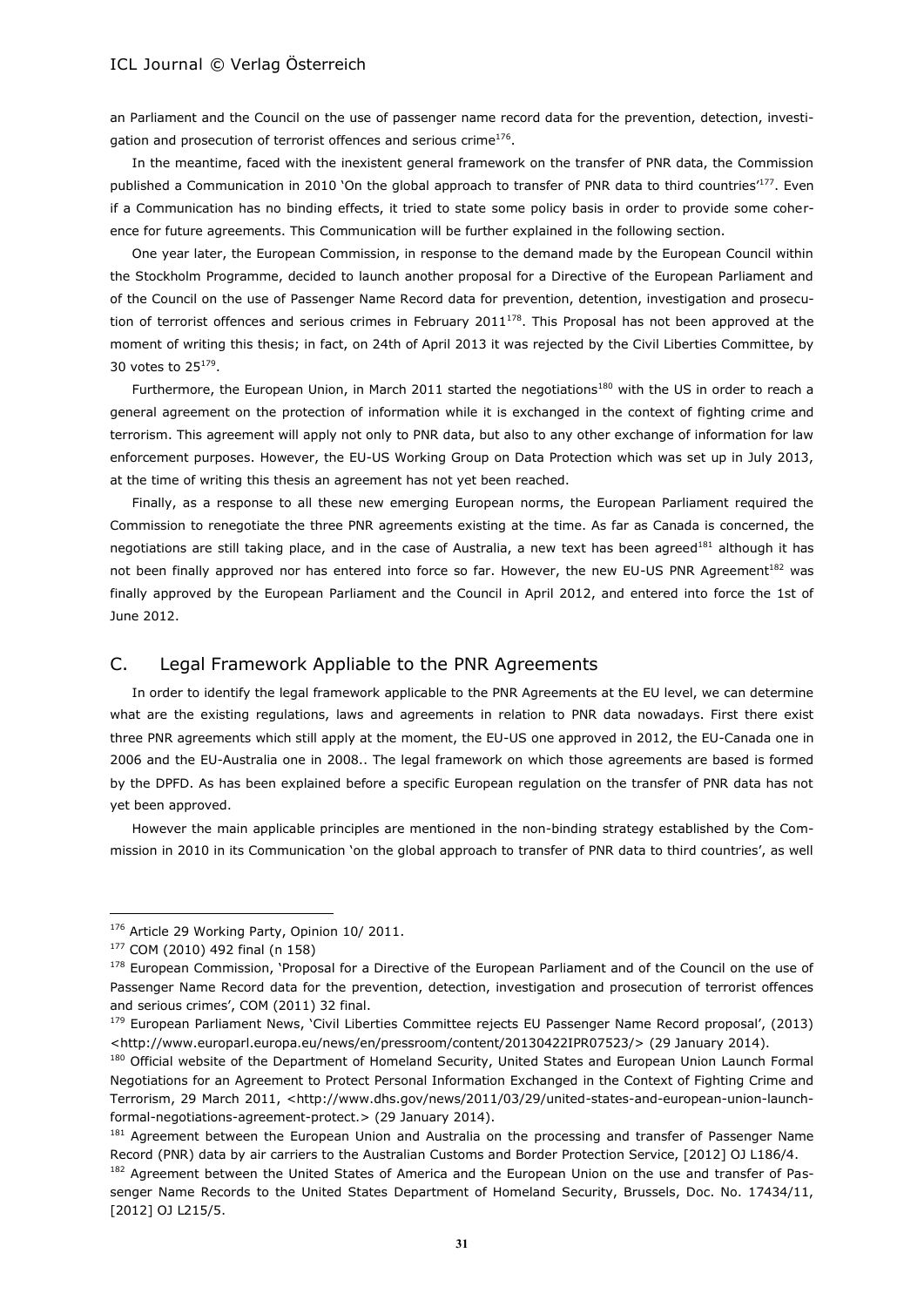an Parliament and the Council on the use of passenger name record data for the prevention, detection, investigation and prosecution of terrorist offences and serious crime[176].

In the meantime, faced with the inexistent general framework on the transfer of PNR data, the Commission published a Communication in 2010 'On the global approach to transfer of PNR data to third countries'[177]. Even if a Communication has no binding effects, it tried to state some policy basis in order to provide some coherence for future agreements. This Communication will be further explained in the following section.

One year later, the European Commission, in response to the demand made by the European Council within the Stockholm Programme, decided to launch another proposal for a Directive of the European Parliament and of the Council on the use of Passenger Name Record data for prevention, detention, investigation and prosecution of terrorist offences and serious crimes in February 2011[178]. This Proposal has not been approved at the moment of writing this thesis; in fact, on 24th of April 2013 it was rejected by the Civil Liberties Committee, by 30 votes to 25[179].

Furthermore, the European Union, in March 2011 started the negotiations[180] with the US in order to reach a general agreement on the protection of information while it is exchanged in the context of fighting crime and terrorism. This agreement will apply not only to PNR data, but also to any other exchange of information for law enforcement purposes. However, the EU-US Working Group on Data Protection which was set up in July 2013, at the time of writing this thesis an agreement has not yet been reached.

Finally, as a response to all these new emerging European norms, the European Parliament required the Commission to renegotiate the three PNR agreements existing at the time. As far as Canada is concerned, the negotiations are still taking place, and in the case of Australia, a new text has been agreed[181] although it has not been finally approved nor has entered into force so far. However, the new EU-US PNR Agreement[182] was finally approved by the European Parliament and the Council in April 2012, and entered into force the 1st of June 2012.

## C. Legal Framework Appliable to the PNR Agreements

In order to identify the legal framework applicable to the PNR Agreements at the EU level, we can determine what are the existing regulations, laws and agreements in relation to PNR data nowadays. First there exist three PNR agreements which still apply at the moment, the EU-US one approved in 2012, the EU-Canada one in 2006 and the EU-Australia one in 2008.. The legal framework on which those agreements are based is formed by the DPFD. As has been explained before a specific European regulation on the transfer of PNR data has not yet been approved.

However the main applicable principles are mentioned in the non-binding strategy established by the Commission in 2010 in its Communication 'on the global approach to transfer of PNR data to third countries', as well

---

[176] Article 29 Working Party, Opinion 10/ 2011.

[177] COM (2010) 492 final (n 158)

[178] European Commission, 'Proposal for a Directive of the European Parliament and of the Council on the use of Passenger Name Record data for the prevention, detection, investigation and prosecution of terrorist offences and serious crimes', COM (2011) 32 final.

[179] European Parliament News, 'Civil Liberties Committee rejects EU Passenger Name Record proposal', (2013) <http://www.europarl.europa.eu/news/en/pressroom/content/20130422IPR07523/> (29 January 2014).

[180] Official website of the Department of Homeland Security, United States and European Union Launch Formal Negotiations for an Agreement to Protect Personal Information Exchanged in the Context of Fighting Crime and Terrorism, 29 March 2011, <http://www.dhs.gov/news/2011/03/29/united-states-and-european-union-launch-formal-negotiations-agreement-protect.> (29 January 2014).

[181] Agreement between the European Union and Australia on the processing and transfer of Passenger Name Record (PNR) data by air carriers to the Australian Customs and Border Protection Service, [2012] OJ L186/4.

[182] Agreement between the United States of America and the European Union on the use and transfer of Passenger Name Records to the United States Department of Homeland Security, Brussels, Doc. No. 17434/11, [2012] OJ L215/5.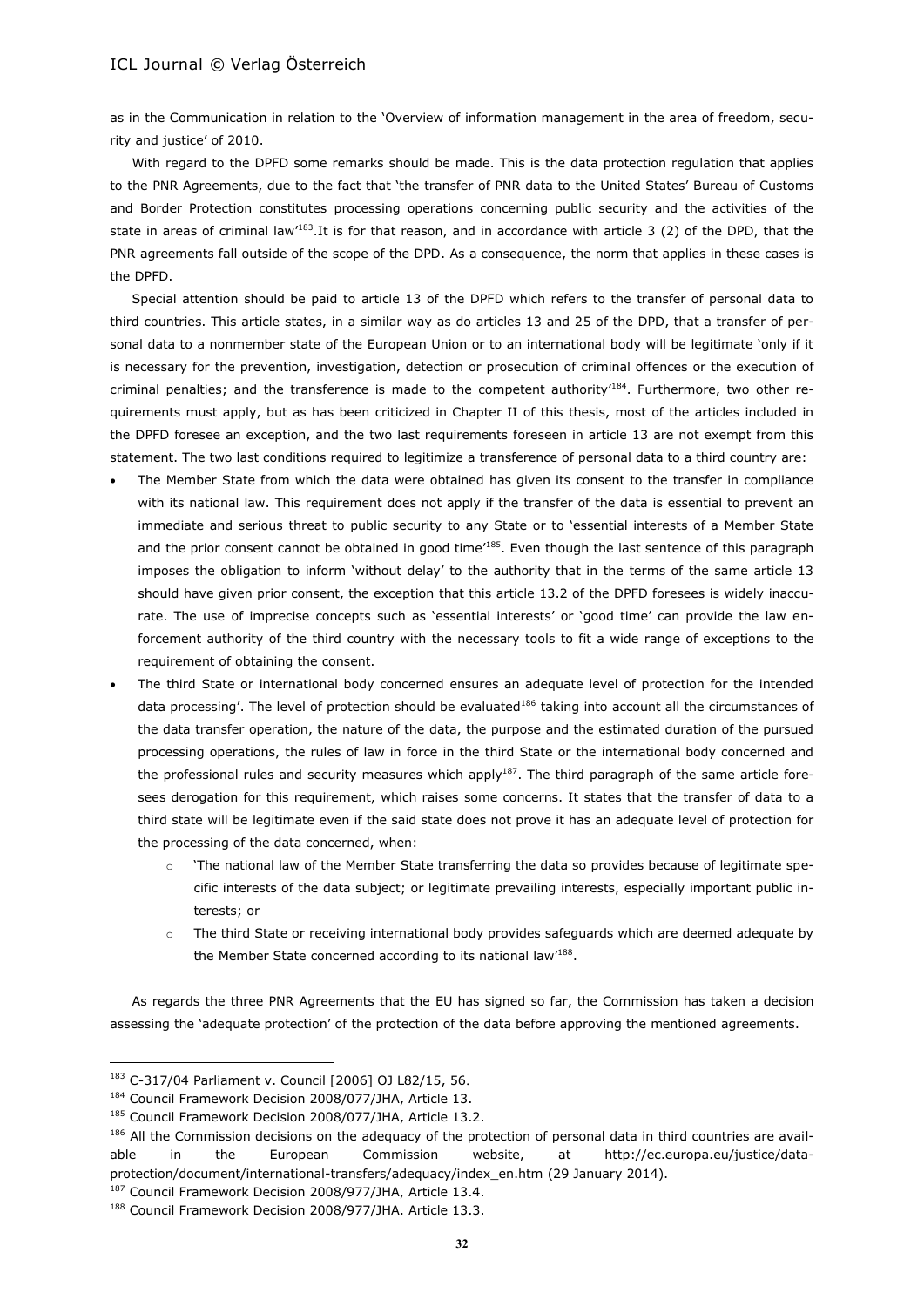as in the Communication in relation to the 'Overview of information management in the area of freedom, security and justice' of 2010.

With regard to the DPFD some remarks should be made. This is the data protection regulation that applies to the PNR Agreements, due to the fact that 'the transfer of PNR data to the United States' Bureau of Customs and Border Protection constitutes processing operations concerning public security and the activities of the state in areas of criminal law'[183].It is for that reason, and in accordance with article 3 (2) of the DPD, that the PNR agreements fall outside of the scope of the DPD. As a consequence, the norm that applies in these cases is the DPFD.

Special attention should be paid to article 13 of the DPFD which refers to the transfer of personal data to third countries. This article states, in a similar way as do articles 13 and 25 of the DPD, that a transfer of personal data to a nonmember state of the European Union or to an international body will be legitimate 'only if it is necessary for the prevention, investigation, detection or prosecution of criminal offences or the execution of criminal penalties; and the transference is made to the competent authority'[184]. Furthermore, two other requirements must apply, but as has been criticized in Chapter II of this thesis, most of the articles included in the DPFD foresee an exception, and the two last requirements foreseen in article 13 are not exempt from this statement. The two last conditions required to legitimize a transference of personal data to a third country are:

- The Member State from which the data were obtained has given its consent to the transfer in compliance with its national law. This requirement does not apply if the transfer of the data is essential to prevent an immediate and serious threat to public security to any State or to 'essential interests of a Member State and the prior consent cannot be obtained in good time'[185]. Even though the last sentence of this paragraph imposes the obligation to inform 'without delay' to the authority that in the terms of the same article 13 should have given prior consent, the exception that this article 13.2 of the DPFD foresees is widely inaccurate. The use of imprecise concepts such as 'essential interests' or 'good time' can provide the law enforcement authority of the third country with the necessary tools to fit a wide range of exceptions to the requirement of obtaining the consent.
- The third State or international body concerned ensures an adequate level of protection for the intended data processing'. The level of protection should be evaluated[186] taking into account all the circumstances of the data transfer operation, the nature of the data, the purpose and the estimated duration of the pursued processing operations, the rules of law in force in the third State or the international body concerned and the professional rules and security measures which apply[187]. The third paragraph of the same article foresees derogation for this requirement, which raises some concerns. It states that the transfer of data to a third state will be legitimate even if the said state does not prove it has an adequate level of protection for the processing of the data concerned, when:
    - 'The national law of the Member State transferring the data so provides because of legitimate specific interests of the data subject; or legitimate prevailing interests, especially important public interests; or
    - The third State or receiving international body provides safeguards which are deemed adequate by the Member State concerned according to its national law'[188].

As regards the three PNR Agreements that the EU has signed so far, the Commission has taken a decision assessing the 'adequate protection' of the protection of the data before approving the mentioned agreements.

---

[183] C-317/04 Parliament v. Council [2006] OJ L82/15, 56.

[184] Council Framework Decision 2008/077/JHA, Article 13.

[185] Council Framework Decision 2008/077/JHA, Article 13.2.

[186] All the Commission decisions on the adequacy of the protection of personal data in third countries are available in the European Commission website, at http://ec.europa.eu/justice/data-protection/document/international-transfers/adequacy/index_en.htm (29 January 2014).

[187] Council Framework Decision 2008/977/JHA, Article 13.4.

[188] Council Framework Decision 2008/977/JHA. Article 13.3.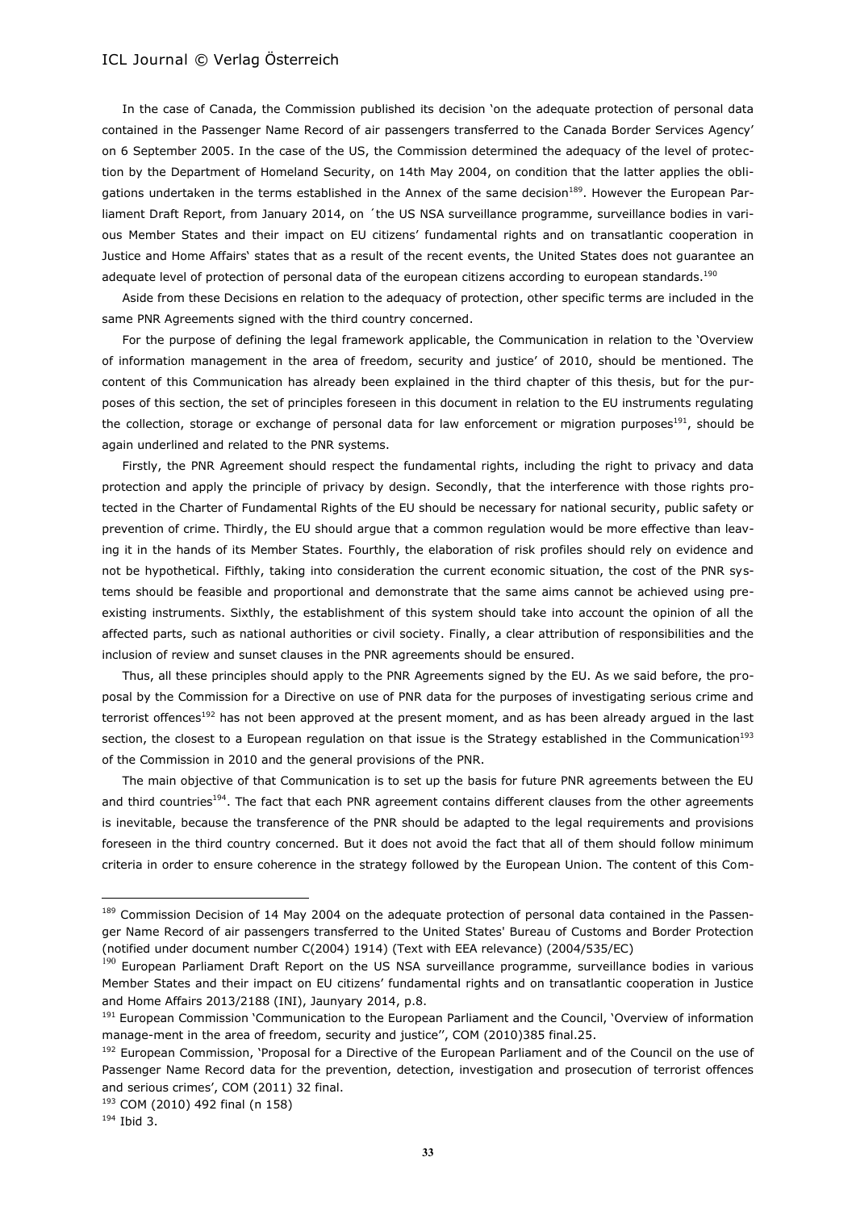In the case of Canada, the Commission published its decision 'on the adequate protection of personal data contained in the Passenger Name Record of air passengers transferred to the Canada Border Services Agency' on 6 September 2005. In the case of the US, the Commission determined the adequacy of the level of protection by the Department of Homeland Security, on 14th May 2004, on condition that the latter applies the obligations undertaken in the terms established in the Annex of the same decision[189]. However the European Parliament Draft Report, from January 2014, on ´the US NSA surveillance programme, surveillance bodies in various Member States and their impact on EU citizens' fundamental rights and on transatlantic cooperation in Justice and Home Affairs' states that as a result of the recent events, the United States does not guarantee an adequate level of protection of personal data of the european citizens according to european standards.[190]

Aside from these Decisions en relation to the adequacy of protection, other specific terms are included in the same PNR Agreements signed with the third country concerned.

For the purpose of defining the legal framework applicable, the Communication in relation to the 'Overview of information management in the area of freedom, security and justice' of 2010, should be mentioned. The content of this Communication has already been explained in the third chapter of this thesis, but for the purposes of this section, the set of principles foreseen in this document in relation to the EU instruments regulating the collection, storage or exchange of personal data for law enforcement or migration purposes[191], should be again underlined and related to the PNR systems.

Firstly, the PNR Agreement should respect the fundamental rights, including the right to privacy and data protection and apply the principle of privacy by design. Secondly, that the interference with those rights protected in the Charter of Fundamental Rights of the EU should be necessary for national security, public safety or prevention of crime. Thirdly, the EU should argue that a common regulation would be more effective than leaving it in the hands of its Member States. Fourthly, the elaboration of risk profiles should rely on evidence and not be hypothetical. Fifthly, taking into consideration the current economic situation, the cost of the PNR systems should be feasible and proportional and demonstrate that the same aims cannot be achieved using preexisting instruments. Sixthly, the establishment of this system should take into account the opinion of all the affected parts, such as national authorities or civil society. Finally, a clear attribution of responsibilities and the inclusion of review and sunset clauses in the PNR agreements should be ensured.

Thus, all these principles should apply to the PNR Agreements signed by the EU. As we said before, the proposal by the Commission for a Directive on use of PNR data for the purposes of investigating serious crime and terrorist offences[192] has not been approved at the present moment, and as has been already argued in the last section, the closest to a European regulation on that issue is the Strategy established in the Communication[193] of the Commission in 2010 and the general provisions of the PNR.

The main objective of that Communication is to set up the basis for future PNR agreements between the EU and third countries[194]. The fact that each PNR agreement contains different clauses from the other agreements is inevitable, because the transference of the PNR should be adapted to the legal requirements and provisions foreseen in the third country concerned. But it does not avoid the fact that all of them should follow minimum criteria in order to ensure coherence in the strategy followed by the European Union. The content of this Com-

---

[189] Commission Decision of 14 May 2004 on the adequate protection of personal data contained in the Passenger Name Record of air passengers transferred to the United States' Bureau of Customs and Border Protection (notified under document number C(2004) 1914) (Text with EEA relevance) (2004/535/EC)

[190] European Parliament Draft Report on the US NSA surveillance programme, surveillance bodies in various Member States and their impact on EU citizens' fundamental rights and on transatlantic cooperation in Justice and Home Affairs 2013/2188 (INI), Jaunyary 2014, p.8.

[191] European Commission 'Communication to the European Parliament and the Council, 'Overview of information manage-ment in the area of freedom, security and justice'', COM (2010)385 final.25.

[192] European Commission, 'Proposal for a Directive of the European Parliament and of the Council on the use of Passenger Name Record data for the prevention, detection, investigation and prosecution of terrorist offences and serious crimes', COM (2011) 32 final.

[193] COM (2010) 492 final (n 158)

[194] Ibid 3.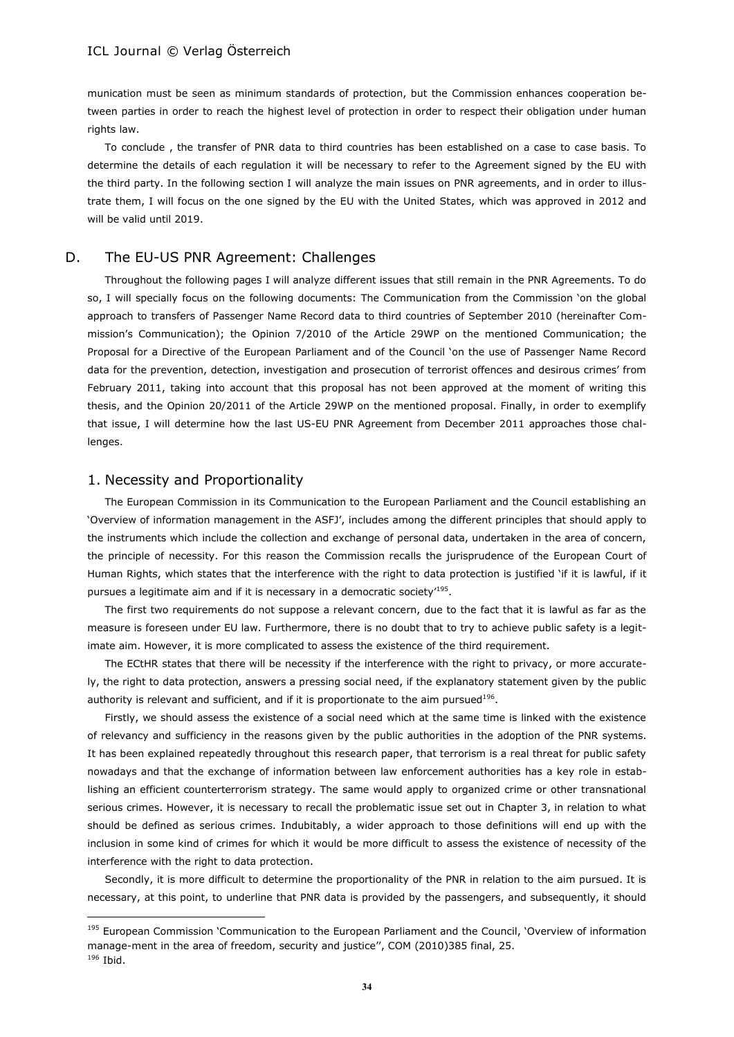munication must be seen as minimum standards of protection, but the Commission enhances cooperation between parties in order to reach the highest level of protection in order to respect their obligation under human rights law.

To conclude , the transfer of PNR data to third countries has been established on a case to case basis. To determine the details of each regulation it will be necessary to refer to the Agreement signed by the EU with the third party. In the following section I will analyze the main issues on PNR agreements, and in order to illustrate them, I will focus on the one signed by the EU with the United States, which was approved in 2012 and will be valid until 2019.

## D. The EU-US PNR Agreement: Challenges

Throughout the following pages I will analyze different issues that still remain in the PNR Agreements. To do so, I will specially focus on the following documents: The Communication from the Commission 'on the global approach to transfers of Passenger Name Record data to third countries of September 2010 (hereinafter Commission's Communication); the Opinion 7/2010 of the Article 29WP on the mentioned Communication; the Proposal for a Directive of the European Parliament and of the Council 'on the use of Passenger Name Record data for the prevention, detection, investigation and prosecution of terrorist offences and desirous crimes' from February 2011, taking into account that this proposal has not been approved at the moment of writing this thesis, and the Opinion 20/2011 of the Article 29WP on the mentioned proposal. Finally, in order to exemplify that issue, I will determine how the last US-EU PNR Agreement from December 2011 approaches those challenges.

### 1. Necessity and Proportionality

The European Commission in its Communication to the European Parliament and the Council establishing an 'Overview of information management in the ASFJ', includes among the different principles that should apply to the instruments which include the collection and exchange of personal data, undertaken in the area of concern, the principle of necessity. For this reason the Commission recalls the jurisprudence of the European Court of Human Rights, which states that the interference with the right to data protection is justified 'if it is lawful, if it pursues a legitimate aim and if it is necessary in a democratic society'[195].

The first two requirements do not suppose a relevant concern, due to the fact that it is lawful as far as the measure is foreseen under EU law. Furthermore, there is no doubt that to try to achieve public safety is a legitimate aim. However, it is more complicated to assess the existence of the third requirement.

The ECtHR states that there will be necessity if the interference with the right to privacy, or more accurately, the right to data protection, answers a pressing social need, if the explanatory statement given by the public authority is relevant and sufficient, and if it is proportionate to the aim pursued[196].

Firstly, we should assess the existence of a social need which at the same time is linked with the existence of relevancy and sufficiency in the reasons given by the public authorities in the adoption of the PNR systems. It has been explained repeatedly throughout this research paper, that terrorism is a real threat for public safety nowadays and that the exchange of information between law enforcement authorities has a key role in establishing an efficient counterterrorism strategy. The same would apply to organized crime or other transnational serious crimes. However, it is necessary to recall the problematic issue set out in Chapter 3, in relation to what should be defined as serious crimes. Indubitably, a wider approach to those definitions will end up with the inclusion in some kind of crimes for which it would be more difficult to assess the existence of necessity of the interference with the right to data protection.

Secondly, it is more difficult to determine the proportionality of the PNR in relation to the aim pursued. It is necessary, at this point, to underline that PNR data is provided by the passengers, and subsequently, it should

---

[195] European Commission 'Communication to the European Parliament and the Council, 'Overview of information manage-ment in the area of freedom, security and justice'', COM (2010)385 final, 25.

[196] Ibid.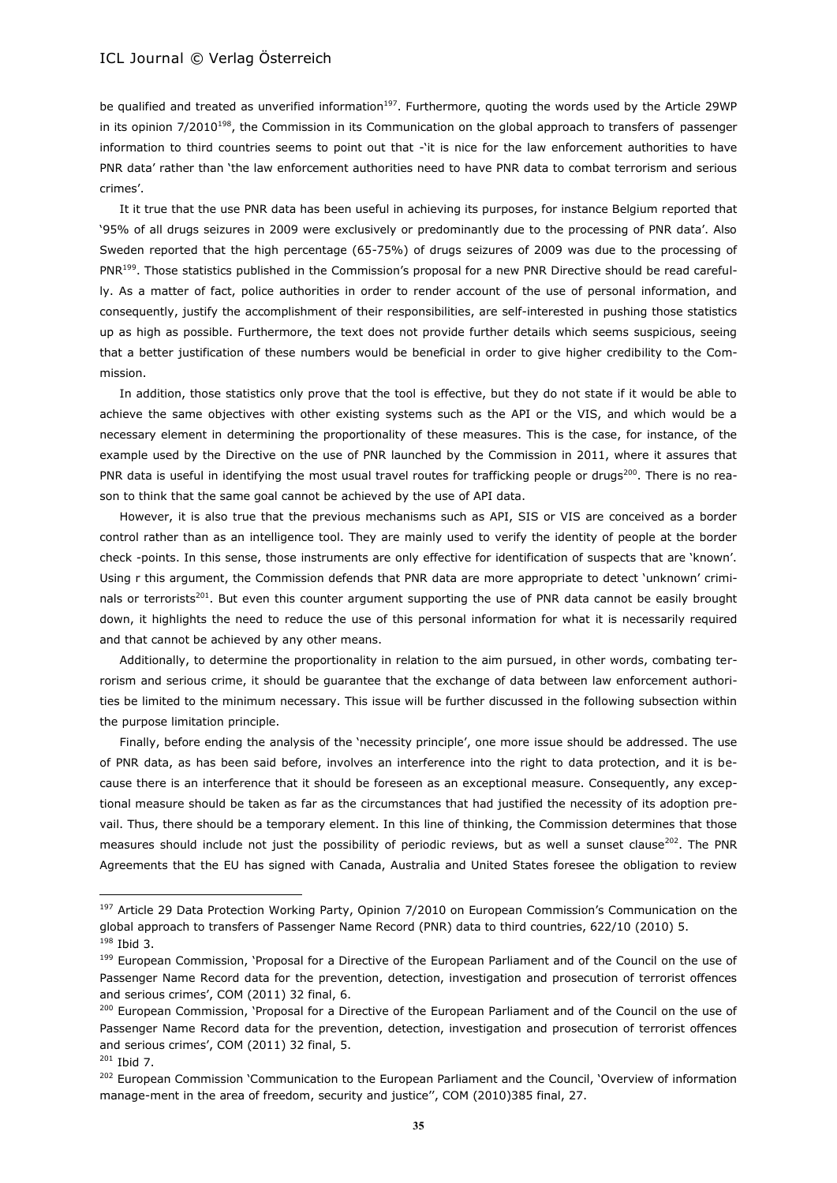be qualified and treated as unverified information[197]. Furthermore, quoting the words used by the Article 29WP in its opinion 7/2010[198], the Commission in its Communication on the global approach to transfers of passenger information to third countries seems to point out that -'it is nice for the law enforcement authorities to have PNR data' rather than 'the law enforcement authorities need to have PNR data to combat terrorism and serious crimes'.

It it true that the use PNR data has been useful in achieving its purposes, for instance Belgium reported that '95% of all drugs seizures in 2009 were exclusively or predominantly due to the processing of PNR data'. Also Sweden reported that the high percentage (65-75%) of drugs seizures of 2009 was due to the processing of PNR[199]. Those statistics published in the Commission's proposal for a new PNR Directive should be read carefully. As a matter of fact, police authorities in order to render account of the use of personal information, and consequently, justify the accomplishment of their responsibilities, are self-interested in pushing those statistics up as high as possible. Furthermore, the text does not provide further details which seems suspicious, seeing that a better justification of these numbers would be beneficial in order to give higher credibility to the Commission.

In addition, those statistics only prove that the tool is effective, but they do not state if it would be able to achieve the same objectives with other existing systems such as the API or the VIS, and which would be a necessary element in determining the proportionality of these measures. This is the case, for instance, of the example used by the Directive on the use of PNR launched by the Commission in 2011, where it assures that PNR data is useful in identifying the most usual travel routes for trafficking people or drugs[200]. There is no reason to think that the same goal cannot be achieved by the use of API data.

However, it is also true that the previous mechanisms such as API, SIS or VIS are conceived as a border control rather than as an intelligence tool. They are mainly used to verify the identity of people at the border check -points. In this sense, those instruments are only effective for identification of suspects that are 'known'. Using r this argument, the Commission defends that PNR data are more appropriate to detect 'unknown' criminals or terrorists[201]. But even this counter argument supporting the use of PNR data cannot be easily brought down, it highlights the need to reduce the use of this personal information for what it is necessarily required and that cannot be achieved by any other means.

Additionally, to determine the proportionality in relation to the aim pursued, in other words, combating terrorism and serious crime, it should be guarantee that the exchange of data between law enforcement authorities be limited to the minimum necessary. This issue will be further discussed in the following subsection within the purpose limitation principle.

Finally, before ending the analysis of the 'necessity principle', one more issue should be addressed. The use of PNR data, as has been said before, involves an interference into the right to data protection, and it is because there is an interference that it should be foreseen as an exceptional measure. Consequently, any exceptional measure should be taken as far as the circumstances that had justified the necessity of its adoption prevail. Thus, there should be a temporary element. In this line of thinking, the Commission determines that those measures should include not just the possibility of periodic reviews, but as well a sunset clause[202]. The PNR Agreements that the EU has signed with Canada, Australia and United States foresee the obligation to review

---

[197] Article 29 Data Protection Working Party, Opinion 7/2010 on European Commission's Communication on the global approach to transfers of Passenger Name Record (PNR) data to third countries, 622/10 (2010) 5.

[198] Ibid 3.

[199] European Commission, 'Proposal for a Directive of the European Parliament and of the Council on the use of Passenger Name Record data for the prevention, detection, investigation and prosecution of terrorist offences and serious crimes', COM (2011) 32 final, 6.

[200] European Commission, 'Proposal for a Directive of the European Parliament and of the Council on the use of Passenger Name Record data for the prevention, detection, investigation and prosecution of terrorist offences and serious crimes', COM (2011) 32 final, 5.

[201] Ibid 7.

[202] European Commission 'Communication to the European Parliament and the Council, 'Overview of information manage-ment in the area of freedom, security and justice'', COM (2010)385 final, 27.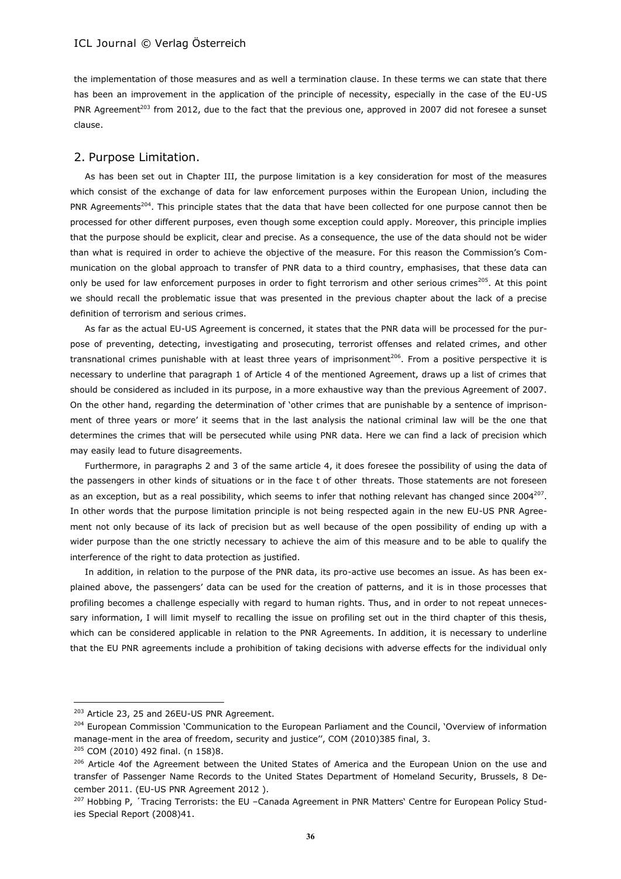the implementation of those measures and as well a termination clause. In these terms we can state that there has been an improvement in the application of the principle of necessity, especially in the case of the EU-US PNR Agreement[203] from 2012, due to the fact that the previous one, approved in 2007 did not foresee a sunset clause.

## 2. Purpose Limitation.

As has been set out in Chapter III, the purpose limitation is a key consideration for most of the measures which consist of the exchange of data for law enforcement purposes within the European Union, including the PNR Agreements[204]. This principle states that the data that have been collected for one purpose cannot then be processed for other different purposes, even though some exception could apply. Moreover, this principle implies that the purpose should be explicit, clear and precise. As a consequence, the use of the data should not be wider than what is required in order to achieve the objective of the measure. For this reason the Commission's Communication on the global approach to transfer of PNR data to a third country, emphasises, that these data can only be used for law enforcement purposes in order to fight terrorism and other serious crimes[205]. At this point we should recall the problematic issue that was presented in the previous chapter about the lack of a precise definition of terrorism and serious crimes.

As far as the actual EU-US Agreement is concerned, it states that the PNR data will be processed for the purpose of preventing, detecting, investigating and prosecuting, terrorist offenses and related crimes, and other transnational crimes punishable with at least three years of imprisonment[206]. From a positive perspective it is necessary to underline that paragraph 1 of Article 4 of the mentioned Agreement, draws up a list of crimes that should be considered as included in its purpose, in a more exhaustive way than the previous Agreement of 2007. On the other hand, regarding the determination of 'other crimes that are punishable by a sentence of imprisonment of three years or more' it seems that in the last analysis the national criminal law will be the one that determines the crimes that will be persecuted while using PNR data. Here we can find a lack of precision which may easily lead to future disagreements.

Furthermore, in paragraphs 2 and 3 of the same article 4, it does foresee the possibility of using the data of the passengers in other kinds of situations or in the face t of other threats. Those statements are not foreseen as an exception, but as a real possibility, which seems to infer that nothing relevant has changed since 2004[207]. In other words that the purpose limitation principle is not being respected again in the new EU-US PNR Agreement not only because of its lack of precision but as well because of the open possibility of ending up with a wider purpose than the one strictly necessary to achieve the aim of this measure and to be able to qualify the interference of the right to data protection as justified.

In addition, in relation to the purpose of the PNR data, its pro-active use becomes an issue. As has been explained above, the passengers' data can be used for the creation of patterns, and it is in those processes that profiling becomes a challenge especially with regard to human rights. Thus, and in order to not repeat unnecessary information, I will limit myself to recalling the issue on profiling set out in the third chapter of this thesis, which can be considered applicable in relation to the PNR Agreements. In addition, it is necessary to underline that the EU PNR agreements include a prohibition of taking decisions with adverse effects for the individual only

---

[203] Article 23, 25 and 26EU-US PNR Agreement.

[204] European Commission 'Communication to the European Parliament and the Council, 'Overview of information manage-ment in the area of freedom, security and justice'', COM (2010)385 final, 3.

[205] COM (2010) 492 final. (n 158)8.

[206] Article 4of the Agreement between the United States of America and the European Union on the use and transfer of Passenger Name Records to the United States Department of Homeland Security, Brussels, 8 December 2011. (EU-US PNR Agreement 2012 ).

[207] Hobbing P, ´Tracing Terrorists: the EU –Canada Agreement in PNR Matters' Centre for European Policy Studies Special Report (2008)41.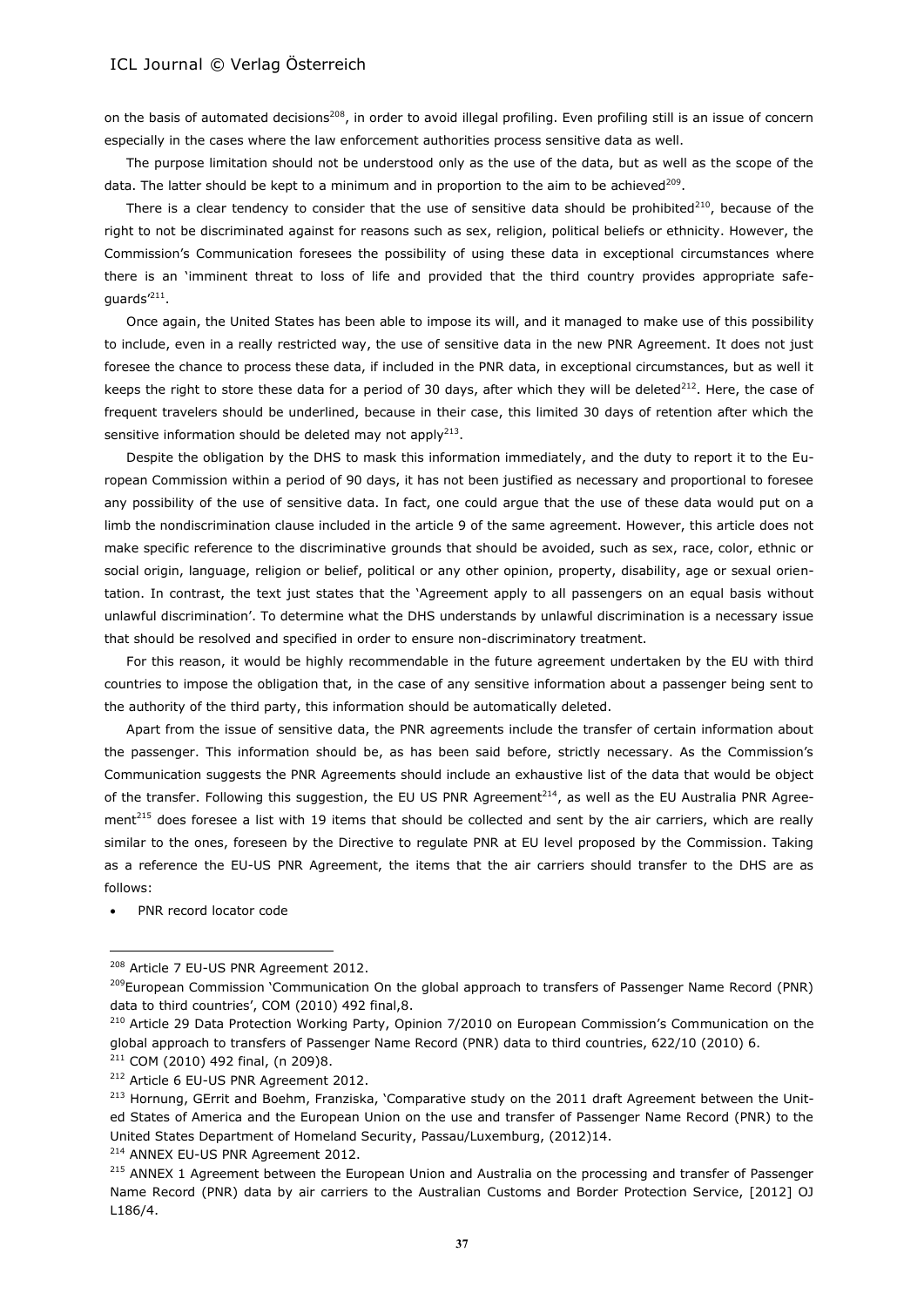on the basis of automated decisions[208], in order to avoid illegal profiling. Even profiling still is an issue of concern especially in the cases where the law enforcement authorities process sensitive data as well.

The purpose limitation should not be understood only as the use of the data, but as well as the scope of the data. The latter should be kept to a minimum and in proportion to the aim to be achieved[209].

There is a clear tendency to consider that the use of sensitive data should be prohibited[210], because of the right to not be discriminated against for reasons such as sex, religion, political beliefs or ethnicity. However, the Commission's Communication foresees the possibility of using these data in exceptional circumstances where there is an 'imminent threat to loss of life and provided that the third country provides appropriate safeguards'[211].

Once again, the United States has been able to impose its will, and it managed to make use of this possibility to include, even in a really restricted way, the use of sensitive data in the new PNR Agreement. It does not just foresee the chance to process these data, if included in the PNR data, in exceptional circumstances, but as well it keeps the right to store these data for a period of 30 days, after which they will be deleted[212]. Here, the case of frequent travelers should be underlined, because in their case, this limited 30 days of retention after which the sensitive information should be deleted may not apply[213].

Despite the obligation by the DHS to mask this information immediately, and the duty to report it to the European Commission within a period of 90 days, it has not been justified as necessary and proportional to foresee any possibility of the use of sensitive data. In fact, one could argue that the use of these data would put on a limb the nondiscrimination clause included in the article 9 of the same agreement. However, this article does not make specific reference to the discriminative grounds that should be avoided, such as sex, race, color, ethnic or social origin, language, religion or belief, political or any other opinion, property, disability, age or sexual orientation. In contrast, the text just states that the 'Agreement apply to all passengers on an equal basis without unlawful discrimination'. To determine what the DHS understands by unlawful discrimination is a necessary issue that should be resolved and specified in order to ensure non-discriminatory treatment.

For this reason, it would be highly recommendable in the future agreement undertaken by the EU with third countries to impose the obligation that, in the case of any sensitive information about a passenger being sent to the authority of the third party, this information should be automatically deleted.

Apart from the issue of sensitive data, the PNR agreements include the transfer of certain information about the passenger. This information should be, as has been said before, strictly necessary. As the Commission's Communication suggests the PNR Agreements should include an exhaustive list of the data that would be object of the transfer. Following this suggestion, the EU US PNR Agreement[214], as well as the EU Australia PNR Agreement[215] does foresee a list with 19 items that should be collected and sent by the air carriers, which are really similar to the ones, foreseen by the Directive to regulate PNR at EU level proposed by the Commission. Taking as a reference the EU-US PNR Agreement, the items that the air carriers should transfer to the DHS are as follows:

- PNR record locator code

---

[208] Article 7 EU-US PNR Agreement 2012.

[209] European Commission 'Communication On the global approach to transfers of Passenger Name Record (PNR) data to third countries', COM (2010) 492 final,8.

[210] Article 29 Data Protection Working Party, Opinion 7/2010 on European Commission's Communication on the global approach to transfers of Passenger Name Record (PNR) data to third countries, 622/10 (2010) 6.

[211] COM (2010) 492 final, (n 209)8.

[212] Article 6 EU-US PNR Agreement 2012.

[213] Hornung, GErrit and Boehm, Franziska, 'Comparative study on the 2011 draft Agreement between the United States of America and the European Union on the use and transfer of Passenger Name Record (PNR) to the United States Department of Homeland Security, Passau/Luxemburg, (2012)14.

[214] ANNEX EU-US PNR Agreement 2012.

[215] ANNEX 1 Agreement between the European Union and Australia on the processing and transfer of Passenger Name Record (PNR) data by air carriers to the Australian Customs and Border Protection Service, [2012] OJ L186/4.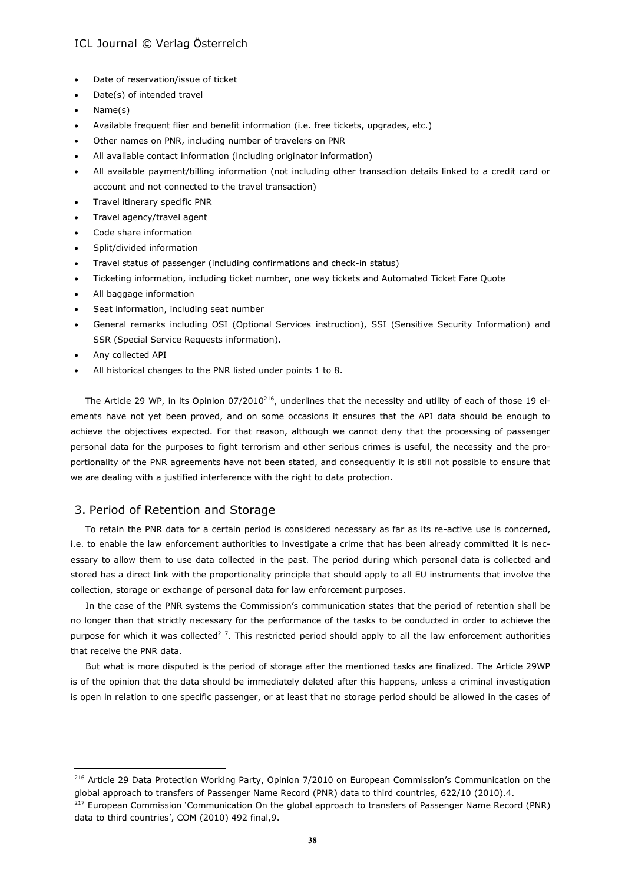- Date of reservation/issue of ticket
- Date(s) of intended travel
- Name(s)
- Available frequent flier and benefit information (i.e. free tickets, upgrades, etc.)
- Other names on PNR, including number of travelers on PNR
- All available contact information (including originator information)
- All available payment/billing information (not including other transaction details linked to a credit card or account and not connected to the travel transaction)
- Travel itinerary specific PNR
- Travel agency/travel agent
- Code share information
- Split/divided information
- Travel status of passenger (including confirmations and check-in status)
- Ticketing information, including ticket number, one way tickets and Automated Ticket Fare Quote
- All baggage information
- Seat information, including seat number
- General remarks including OSI (Optional Services instruction), SSI (Sensitive Security Information) and SSR (Special Service Requests information).
- Any collected API
- All historical changes to the PNR listed under points 1 to 8.

The Article 29 WP, in its Opinion 07/2010[216], underlines that the necessity and utility of each of those 19 elements have not yet been proved, and on some occasions it ensures that the API data should be enough to achieve the objectives expected. For that reason, although we cannot deny that the processing of passenger personal data for the purposes to fight terrorism and other serious crimes is useful, the necessity and the proportionality of the PNR agreements have not been stated, and consequently it is still not possible to ensure that we are dealing with a justified interference with the right to data protection.

## 3. Period of Retention and Storage

To retain the PNR data for a certain period is considered necessary as far as its re-active use is concerned, i.e. to enable the law enforcement authorities to investigate a crime that has been already committed it is necessary to allow them to use data collected in the past. The period during which personal data is collected and stored has a direct link with the proportionality principle that should apply to all EU instruments that involve the collection, storage or exchange of personal data for law enforcement purposes.

In the case of the PNR systems the Commission's communication states that the period of retention shall be no longer than that strictly necessary for the performance of the tasks to be conducted in order to achieve the purpose for which it was collected[217]. This restricted period should apply to all the law enforcement authorities that receive the PNR data.

But what is more disputed is the period of storage after the mentioned tasks are finalized. The Article 29WP is of the opinion that the data should be immediately deleted after this happens, unless a criminal investigation is open in relation to one specific passenger, or at least that no storage period should be allowed in the cases of

---

[216] Article 29 Data Protection Working Party, Opinion 7/2010 on European Commission's Communication on the global approach to transfers of Passenger Name Record (PNR) data to third countries, 622/10 (2010).4.

[217] European Commission 'Communication On the global approach to transfers of Passenger Name Record (PNR) data to third countries', COM (2010) 492 final,9.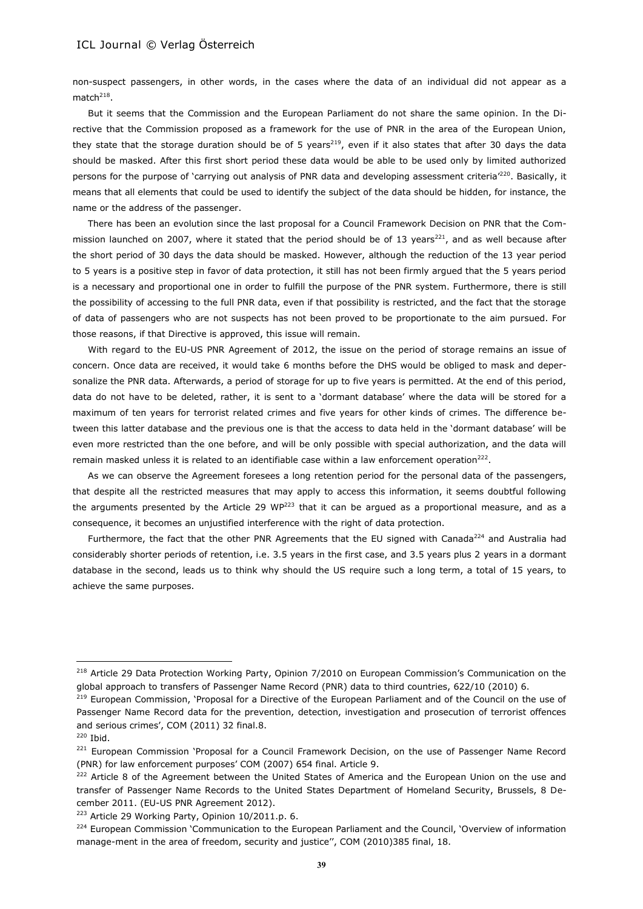non-suspect passengers, in other words, in the cases where the data of an individual did not appear as a match[218].

But it seems that the Commission and the European Parliament do not share the same opinion. In the Directive that the Commission proposed as a framework for the use of PNR in the area of the European Union, they state that the storage duration should be of 5 years[219], even if it also states that after 30 days the data should be masked. After this first short period these data would be able to be used only by limited authorized persons for the purpose of 'carrying out analysis of PNR data and developing assessment criteria'[220]. Basically, it means that all elements that could be used to identify the subject of the data should be hidden, for instance, the name or the address of the passenger.

There has been an evolution since the last proposal for a Council Framework Decision on PNR that the Commission launched on 2007, where it stated that the period should be of 13 years[221], and as well because after the short period of 30 days the data should be masked. However, although the reduction of the 13 year period to 5 years is a positive step in favor of data protection, it still has not been firmly argued that the 5 years period is a necessary and proportional one in order to fulfill the purpose of the PNR system. Furthermore, there is still the possibility of accessing to the full PNR data, even if that possibility is restricted, and the fact that the storage of data of passengers who are not suspects has not been proved to be proportionate to the aim pursued. For those reasons, if that Directive is approved, this issue will remain.

With regard to the EU-US PNR Agreement of 2012, the issue on the period of storage remains an issue of concern. Once data are received, it would take 6 months before the DHS would be obliged to mask and depersonalize the PNR data. Afterwards, a period of storage for up to five years is permitted. At the end of this period, data do not have to be deleted, rather, it is sent to a 'dormant database' where the data will be stored for a maximum of ten years for terrorist related crimes and five years for other kinds of crimes. The difference between this latter database and the previous one is that the access to data held in the 'dormant database' will be even more restricted than the one before, and will be only possible with special authorization, and the data will remain masked unless it is related to an identifiable case within a law enforcement operation[222].

As we can observe the Agreement foresees a long retention period for the personal data of the passengers, that despite all the restricted measures that may apply to access this information, it seems doubtful following the arguments presented by the Article 29 WP[223] that it can be argued as a proportional measure, and as a consequence, it becomes an unjustified interference with the right of data protection.

Furthermore, the fact that the other PNR Agreements that the EU signed with Canada[224] and Australia had considerably shorter periods of retention, i.e. 3.5 years in the first case, and 3.5 years plus 2 years in a dormant database in the second, leads us to think why should the US require such a long term, a total of 15 years, to achieve the same purposes.

---

[218] Article 29 Data Protection Working Party, Opinion 7/2010 on European Commission's Communication on the global approach to transfers of Passenger Name Record (PNR) data to third countries, 622/10 (2010) 6.

[219] European Commission, 'Proposal for a Directive of the European Parliament and of the Council on the use of Passenger Name Record data for the prevention, detection, investigation and prosecution of terrorist offences and serious crimes', COM (2011) 32 final.8.

[220] Ibid.

[221] European Commission 'Proposal for a Council Framework Decision, on the use of Passenger Name Record (PNR) for law enforcement purposes' COM (2007) 654 final. Article 9.

[222] Article 8 of the Agreement between the United States of America and the European Union on the use and transfer of Passenger Name Records to the United States Department of Homeland Security, Brussels, 8 December 2011. (EU-US PNR Agreement 2012).

[223] Article 29 Working Party, Opinion 10/2011.p. 6.

[224] European Commission 'Communication to the European Parliament and the Council, 'Overview of information manage-ment in the area of freedom, security and justice'', COM (2010)385 final, 18.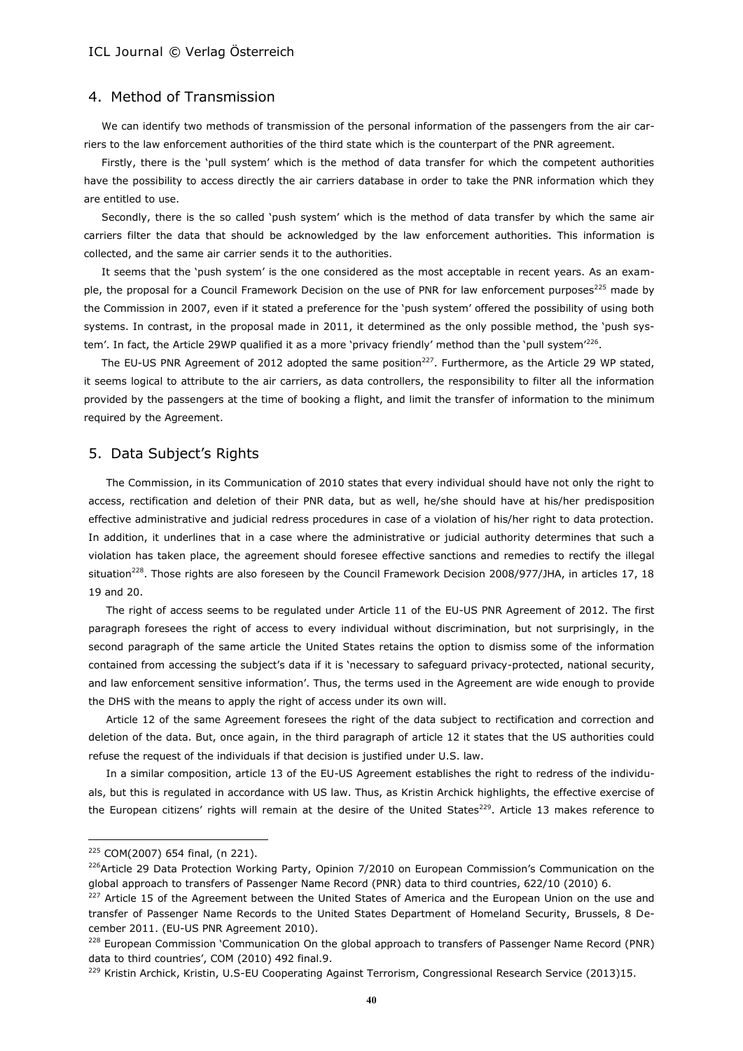## 4. Method of Transmission

We can identify two methods of transmission of the personal information of the passengers from the air carriers to the law enforcement authorities of the third state which is the counterpart of the PNR agreement.

Firstly, there is the 'pull system' which is the method of data transfer for which the competent authorities have the possibility to access directly the air carriers database in order to take the PNR information which they are entitled to use.

Secondly, there is the so called 'push system' which is the method of data transfer by which the same air carriers filter the data that should be acknowledged by the law enforcement authorities. This information is collected, and the same air carrier sends it to the authorities.

It seems that the 'push system' is the one considered as the most acceptable in recent years. As an example, the proposal for a Council Framework Decision on the use of PNR for law enforcement purposes[225] made by the Commission in 2007, even if it stated a preference for the 'push system' offered the possibility of using both systems. In contrast, in the proposal made in 2011, it determined as the only possible method, the 'push system'. In fact, the Article 29WP qualified it as a more 'privacy friendly' method than the 'pull system'[226].

The EU-US PNR Agreement of 2012 adopted the same position[227]. Furthermore, as the Article 29 WP stated, it seems logical to attribute to the air carriers, as data controllers, the responsibility to filter all the information provided by the passengers at the time of booking a flight, and limit the transfer of information to the minimum required by the Agreement.

## 5. Data Subject's Rights

The Commission, in its Communication of 2010 states that every individual should have not only the right to access, rectification and deletion of their PNR data, but as well, he/she should have at his/her predisposition effective administrative and judicial redress procedures in case of a violation of his/her right to data protection. In addition, it underlines that in a case where the administrative or judicial authority determines that such a violation has taken place, the agreement should foresee effective sanctions and remedies to rectify the illegal situation[228]. Those rights are also foreseen by the Council Framework Decision 2008/977/JHA, in articles 17, 18 19 and 20.

The right of access seems to be regulated under Article 11 of the EU-US PNR Agreement of 2012. The first paragraph foresees the right of access to every individual without discrimination, but not surprisingly, in the second paragraph of the same article the United States retains the option to dismiss some of the information contained from accessing the subject's data if it is 'necessary to safeguard privacy-protected, national security, and law enforcement sensitive information'. Thus, the terms used in the Agreement are wide enough to provide the DHS with the means to apply the right of access under its own will.

Article 12 of the same Agreement foresees the right of the data subject to rectification and correction and deletion of the data. But, once again, in the third paragraph of article 12 it states that the US authorities could refuse the request of the individuals if that decision is justified under U.S. law.

In a similar composition, article 13 of the EU-US Agreement establishes the right to redress of the individuals, but this is regulated in accordance with US law. Thus, as Kristin Archick highlights, the effective exercise of the European citizens' rights will remain at the desire of the United States[229]. Article 13 makes reference to

---

[225] COM(2007) 654 final, (n 221).

[226] Article 29 Data Protection Working Party, Opinion 7/2010 on European Commission's Communication on the global approach to transfers of Passenger Name Record (PNR) data to third countries, 622/10 (2010) 6.

[227] Article 15 of the Agreement between the United States of America and the European Union on the use and transfer of Passenger Name Records to the United States Department of Homeland Security, Brussels, 8 December 2011. (EU-US PNR Agreement 2010).

[228] European Commission 'Communication On the global approach to transfers of Passenger Name Record (PNR) data to third countries', COM (2010) 492 final.9.

[229] Kristin Archick, Kristin, U.S-EU Cooperating Against Terrorism, Congressional Research Service (2013)15.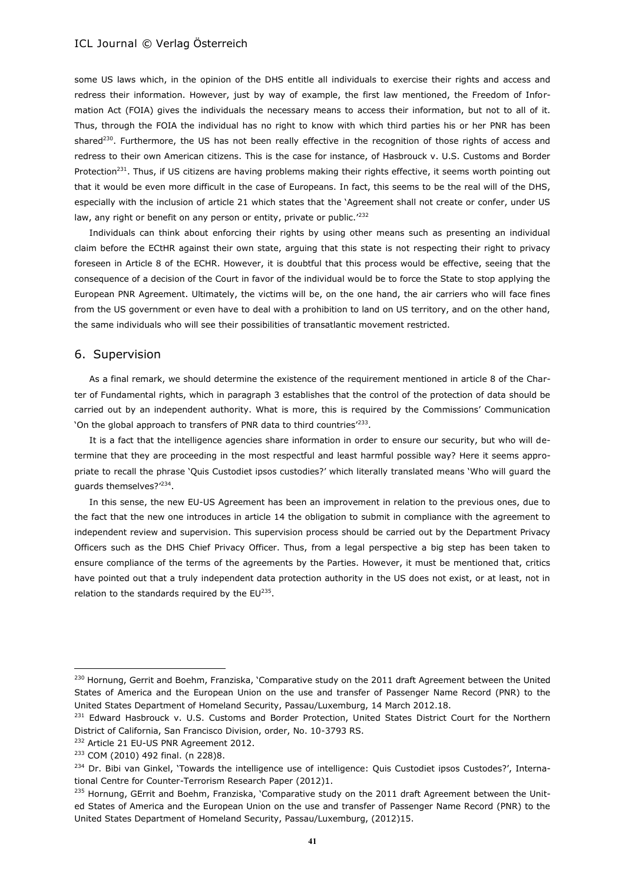some US laws which, in the opinion of the DHS entitle all individuals to exercise their rights and access and redress their information. However, just by way of example, the first law mentioned, the Freedom of Information Act (FOIA) gives the individuals the necessary means to access their information, but not to all of it. Thus, through the FOIA the individual has no right to know with which third parties his or her PNR has been shared[230]. Furthermore, the US has not been really effective in the recognition of those rights of access and redress to their own American citizens. This is the case for instance, of Hasbrouck v. U.S. Customs and Border Protection[231]. Thus, if US citizens are having problems making their rights effective, it seems worth pointing out that it would be even more difficult in the case of Europeans. In fact, this seems to be the real will of the DHS, especially with the inclusion of article 21 which states that the 'Agreement shall not create or confer, under US law, any right or benefit on any person or entity, private or public.'[232]

Individuals can think about enforcing their rights by using other means such as presenting an individual claim before the ECtHR against their own state, arguing that this state is not respecting their right to privacy foreseen in Article 8 of the ECHR. However, it is doubtful that this process would be effective, seeing that the consequence of a decision of the Court in favor of the individual would be to force the State to stop applying the European PNR Agreement. Ultimately, the victims will be, on the one hand, the air carriers who will face fines from the US government or even have to deal with a prohibition to land on US territory, and on the other hand, the same individuals who will see their possibilities of transatlantic movement restricted.

## 6. Supervision

As a final remark, we should determine the existence of the requirement mentioned in article 8 of the Charter of Fundamental rights, which in paragraph 3 establishes that the control of the protection of data should be carried out by an independent authority. What is more, this is required by the Commissions' Communication 'On the global approach to transfers of PNR data to third countries'[233].

It is a fact that the intelligence agencies share information in order to ensure our security, but who will determine that they are proceeding in the most respectful and least harmful possible way? Here it seems appropriate to recall the phrase 'Quis Custodiet ipsos custodies?' which literally translated means 'Who will guard the guards themselves?'[234].

In this sense, the new EU-US Agreement has been an improvement in relation to the previous ones, due to the fact that the new one introduces in article 14 the obligation to submit in compliance with the agreement to independent review and supervision. This supervision process should be carried out by the Department Privacy Officers such as the DHS Chief Privacy Officer. Thus, from a legal perspective a big step has been taken to ensure compliance of the terms of the agreements by the Parties. However, it must be mentioned that, critics have pointed out that a truly independent data protection authority in the US does not exist, or at least, not in relation to the standards required by the EU[235].

---

[230] Hornung, Gerrit and Boehm, Franziska, 'Comparative study on the 2011 draft Agreement between the United States of America and the European Union on the use and transfer of Passenger Name Record (PNR) to the United States Department of Homeland Security, Passau/Luxemburg, 14 March 2012.18.

[231] Edward Hasbrouck v. U.S. Customs and Border Protection, United States District Court for the Northern District of California, San Francisco Division, order, No. 10-3793 RS.

[232] Article 21 EU-US PNR Agreement 2012.

[233] COM (2010) 492 final. (n 228)8.

[234] Dr. Bibi van Ginkel, 'Towards the intelligence use of intelligence: Quis Custodiet ipsos Custodes?', International Centre for Counter-Terrorism Research Paper (2012)1.

[235] Hornung, GErrit and Boehm, Franziska, 'Comparative study on the 2011 draft Agreement between the United States of America and the European Union on the use and transfer of Passenger Name Record (PNR) to the United States Department of Homeland Security, Passau/Luxemburg, (2012)15.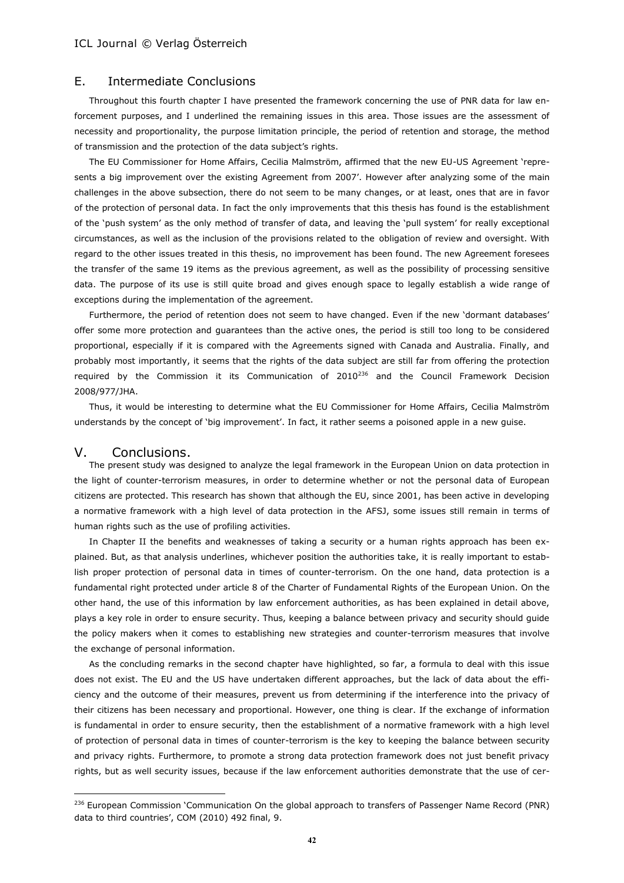## E. Intermediate Conclusions

Throughout this fourth chapter I have presented the framework concerning the use of PNR data for law enforcement purposes, and I underlined the remaining issues in this area. Those issues are the assessment of necessity and proportionality, the purpose limitation principle, the period of retention and storage, the method of transmission and the protection of the data subject's rights.

The EU Commissioner for Home Affairs, Cecilia Malmström, affirmed that the new EU-US Agreement 'represents a big improvement over the existing Agreement from 2007'. However after analyzing some of the main challenges in the above subsection, there do not seem to be many changes, or at least, ones that are in favor of the protection of personal data. In fact the only improvements that this thesis has found is the establishment of the 'push system' as the only method of transfer of data, and leaving the 'pull system' for really exceptional circumstances, as well as the inclusion of the provisions related to the obligation of review and oversight. With regard to the other issues treated in this thesis, no improvement has been found. The new Agreement foresees the transfer of the same 19 items as the previous agreement, as well as the possibility of processing sensitive data. The purpose of its use is still quite broad and gives enough space to legally establish a wide range of exceptions during the implementation of the agreement.

Furthermore, the period of retention does not seem to have changed. Even if the new 'dormant databases' offer some more protection and guarantees than the active ones, the period is still too long to be considered proportional, especially if it is compared with the Agreements signed with Canada and Australia. Finally, and probably most importantly, it seems that the rights of the data subject are still far from offering the protection required by the Commission it its Communication of 2010[236] and the Council Framework Decision 2008/977/JHA.

Thus, it would be interesting to determine what the EU Commissioner for Home Affairs, Cecilia Malmström understands by the concept of 'big improvement'. In fact, it rather seems a poisoned apple in a new guise.

# V. Conclusions.

The present study was designed to analyze the legal framework in the European Union on data protection in the light of counter-terrorism measures, in order to determine whether or not the personal data of European citizens are protected. This research has shown that although the EU, since 2001, has been active in developing a normative framework with a high level of data protection in the AFSJ, some issues still remain in terms of human rights such as the use of profiling activities.

In Chapter II the benefits and weaknesses of taking a security or a human rights approach has been explained. But, as that analysis underlines, whichever position the authorities take, it is really important to establish proper protection of personal data in times of counter-terrorism. On the one hand, data protection is a fundamental right protected under article 8 of the Charter of Fundamental Rights of the European Union. On the other hand, the use of this information by law enforcement authorities, as has been explained in detail above, plays a key role in order to ensure security. Thus, keeping a balance between privacy and security should guide the policy makers when it comes to establishing new strategies and counter-terrorism measures that involve the exchange of personal information.

As the concluding remarks in the second chapter have highlighted, so far, a formula to deal with this issue does not exist. The EU and the US have undertaken different approaches, but the lack of data about the efficiency and the outcome of their measures, prevent us from determining if the interference into the privacy of their citizens has been necessary and proportional. However, one thing is clear. If the exchange of information is fundamental in order to ensure security, then the establishment of a normative framework with a high level of protection of personal data in times of counter-terrorism is the key to keeping the balance between security and privacy rights. Furthermore, to promote a strong data protection framework does not just benefit privacy rights, but as well security issues, because if the law enforcement authorities demonstrate that the use of cer-

[236] European Commission 'Communication On the global approach to transfers of Passenger Name Record (PNR) data to third countries', COM (2010) 492 final, 9.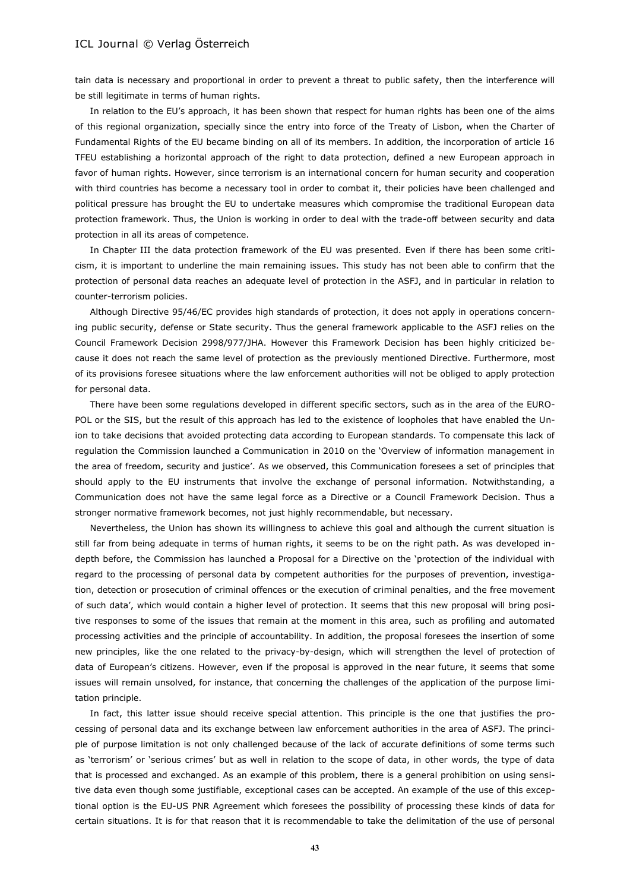tain data is necessary and proportional in order to prevent a threat to public safety, then the interference will be still legitimate in terms of human rights.

In relation to the EU's approach, it has been shown that respect for human rights has been one of the aims of this regional organization, specially since the entry into force of the Treaty of Lisbon, when the Charter of Fundamental Rights of the EU became binding on all of its members. In addition, the incorporation of article 16 TFEU establishing a horizontal approach of the right to data protection, defined a new European approach in favor of human rights. However, since terrorism is an international concern for human security and cooperation with third countries has become a necessary tool in order to combat it, their policies have been challenged and political pressure has brought the EU to undertake measures which compromise the traditional European data protection framework. Thus, the Union is working in order to deal with the trade-off between security and data protection in all its areas of competence.

In Chapter III the data protection framework of the EU was presented. Even if there has been some criticism, it is important to underline the main remaining issues. This study has not been able to confirm that the protection of personal data reaches an adequate level of protection in the ASFJ, and in particular in relation to counter-terrorism policies.

Although Directive 95/46/EC provides high standards of protection, it does not apply in operations concerning public security, defense or State security. Thus the general framework applicable to the ASFJ relies on the Council Framework Decision 2998/977/JHA. However this Framework Decision has been highly criticized because it does not reach the same level of protection as the previously mentioned Directive. Furthermore, most of its provisions foresee situations where the law enforcement authorities will not be obliged to apply protection for personal data.

There have been some regulations developed in different specific sectors, such as in the area of the EUROPOL or the SIS, but the result of this approach has led to the existence of loopholes that have enabled the Union to take decisions that avoided protecting data according to European standards. To compensate this lack of regulation the Commission launched a Communication in 2010 on the 'Overview of information management in the area of freedom, security and justice'. As we observed, this Communication foresees a set of principles that should apply to the EU instruments that involve the exchange of personal information. Notwithstanding, a Communication does not have the same legal force as a Directive or a Council Framework Decision. Thus a stronger normative framework becomes, not just highly recommendable, but necessary.

Nevertheless, the Union has shown its willingness to achieve this goal and although the current situation is still far from being adequate in terms of human rights, it seems to be on the right path. As was developed in-depth before, the Commission has launched a Proposal for a Directive on the 'protection of the individual with regard to the processing of personal data by competent authorities for the purposes of prevention, investigation, detection or prosecution of criminal offences or the execution of criminal penalties, and the free movement of such data', which would contain a higher level of protection. It seems that this new proposal will bring positive responses to some of the issues that remain at the moment in this area, such as profiling and automated processing activities and the principle of accountability. In addition, the proposal foresees the insertion of some new principles, like the one related to the privacy-by-design, which will strengthen the level of protection of data of European's citizens. However, even if the proposal is approved in the near future, it seems that some issues will remain unsolved, for instance, that concerning the challenges of the application of the purpose limitation principle.

In fact, this latter issue should receive special attention. This principle is the one that justifies the processing of personal data and its exchange between law enforcement authorities in the area of ASFJ. The principle of purpose limitation is not only challenged because of the lack of accurate definitions of some terms such as 'terrorism' or 'serious crimes' but as well in relation to the scope of data, in other words, the type of data that is processed and exchanged. As an example of this problem, there is a general prohibition on using sensitive data even though some justifiable, exceptional cases can be accepted. An example of the use of this exceptional option is the EU-US PNR Agreement which foresees the possibility of processing these kinds of data for certain situations. It is for that reason that it is recommendable to take the delimitation of the use of personal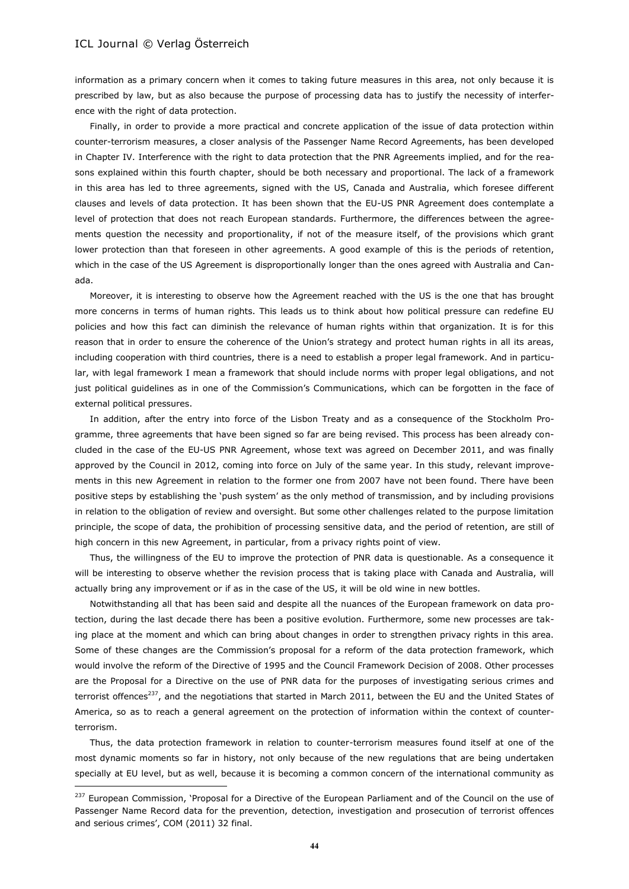information as a primary concern when it comes to taking future measures in this area, not only because it is prescribed by law, but as also because the purpose of processing data has to justify the necessity of interference with the right of data protection.

Finally, in order to provide a more practical and concrete application of the issue of data protection within counter-terrorism measures, a closer analysis of the Passenger Name Record Agreements, has been developed in Chapter IV. Interference with the right to data protection that the PNR Agreements implied, and for the reasons explained within this fourth chapter, should be both necessary and proportional. The lack of a framework in this area has led to three agreements, signed with the US, Canada and Australia, which foresee different clauses and levels of data protection. It has been shown that the EU-US PNR Agreement does contemplate a level of protection that does not reach European standards. Furthermore, the differences between the agreements question the necessity and proportionality, if not of the measure itself, of the provisions which grant lower protection than that foreseen in other agreements. A good example of this is the periods of retention, which in the case of the US Agreement is disproportionally longer than the ones agreed with Australia and Canada.

Moreover, it is interesting to observe how the Agreement reached with the US is the one that has brought more concerns in terms of human rights. This leads us to think about how political pressure can redefine EU policies and how this fact can diminish the relevance of human rights within that organization. It is for this reason that in order to ensure the coherence of the Union's strategy and protect human rights in all its areas, including cooperation with third countries, there is a need to establish a proper legal framework. And in particular, with legal framework I mean a framework that should include norms with proper legal obligations, and not just political guidelines as in one of the Commission's Communications, which can be forgotten in the face of external political pressures.

In addition, after the entry into force of the Lisbon Treaty and as a consequence of the Stockholm Programme, three agreements that have been signed so far are being revised. This process has been already concluded in the case of the EU-US PNR Agreement, whose text was agreed on December 2011, and was finally approved by the Council in 2012, coming into force on July of the same year. In this study, relevant improvements in this new Agreement in relation to the former one from 2007 have not been found. There have been positive steps by establishing the 'push system' as the only method of transmission, and by including provisions in relation to the obligation of review and oversight. But some other challenges related to the purpose limitation principle, the scope of data, the prohibition of processing sensitive data, and the period of retention, are still of high concern in this new Agreement, in particular, from a privacy rights point of view.

Thus, the willingness of the EU to improve the protection of PNR data is questionable. As a consequence it will be interesting to observe whether the revision process that is taking place with Canada and Australia, will actually bring any improvement or if as in the case of the US, it will be old wine in new bottles.

Notwithstanding all that has been said and despite all the nuances of the European framework on data protection, during the last decade there has been a positive evolution. Furthermore, some new processes are taking place at the moment and which can bring about changes in order to strengthen privacy rights in this area. Some of these changes are the Commission's proposal for a reform of the data protection framework, which would involve the reform of the Directive of 1995 and the Council Framework Decision of 2008. Other processes are the Proposal for a Directive on the use of PNR data for the purposes of investigating serious crimes and terrorist offences[237], and the negotiations that started in March 2011, between the EU and the United States of America, so as to reach a general agreement on the protection of information within the context of counter-terrorism.

Thus, the data protection framework in relation to counter-terrorism measures found itself at one of the most dynamic moments so far in history, not only because of the new regulations that are being undertaken specially at EU level, but as well, because it is becoming a common concern of the international community as

[237] European Commission, 'Proposal for a Directive of the European Parliament and of the Council on the use of Passenger Name Record data for the prevention, detection, investigation and prosecution of terrorist offences and serious crimes', COM (2011) 32 final.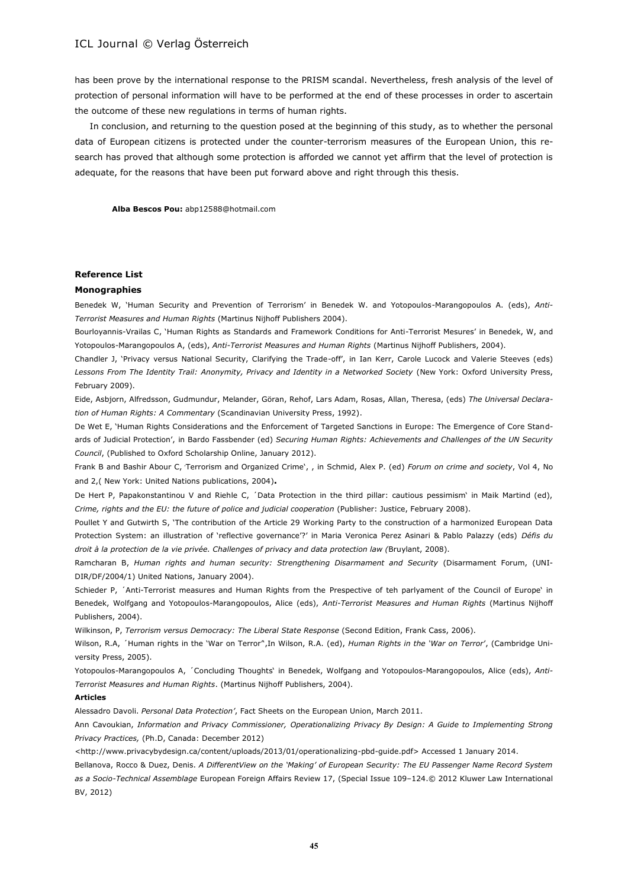has been prove by the international response to the PRISM scandal. Nevertheless, fresh analysis of the level of protection of personal information will have to be performed at the end of these processes in order to ascertain the outcome of these new regulations in terms of human rights.

In conclusion, and returning to the question posed at the beginning of this study, as to whether the personal data of European citizens is protected under the counter-terrorism measures of the European Union, this research has proved that although some protection is afforded we cannot yet affirm that the level of protection is adequate, for the reasons that have been put forward above and right through this thesis.

**Alba Bescos Pou:** abp12588@hotmail.com

### Reference List

#### Monographies

Benedek W, 'Human Security and Prevention of Terrorism' in Benedek W. and Yotopoulos-Marangopoulos A. (eds), *Anti-Terrorist Measures and Human Rights* (Martinus Nijhoff Publishers 2004).

Bourloyannis-Vrailas C, 'Human Rights as Standards and Framework Conditions for Anti-Terrorist Mesures' in Benedek, W, and Yotopoulos-Marangopoulos A, (eds), *Anti-Terrorist Measures and Human Rights* (Martinus Nijhoff Publishers, 2004).

Chandler J, 'Privacy versus National Security, Clarifying the Trade-off', in Ian Kerr, Carole Lucock and Valerie Steeves (eds) *Lessons From The Identity Trail: Anonymity, Privacy and Identity in a Networked Society* (New York: Oxford University Press, February 2009).

Eide, Asbjorn, Alfredsson, Gudmundur, Melander, Göran, Rehof, Lars Adam, Rosas, Allan, Theresa, (eds) *The Universal Declaration of Human Rights: A Commentary* (Scandinavian University Press, 1992).

De Wet E, 'Human Rights Considerations and the Enforcement of Targeted Sanctions in Europe: The Emergence of Core Standards of Judicial Protection', in Bardo Fassbender (ed) *Securing Human Rights: Achievements and Challenges of the UN Security Council*, (Published to Oxford Scholarship Online, January 2012).

Frank B and Bashir Abour C, 'Terrorism and Organized Crime', , in Schmid, Alex P. (ed) *Forum on crime and society*, Vol 4, No and 2,( New York: United Nations publications, 2004)**.**

De Hert P, Papakonstantinou V and Riehle C, ´Data Protection in the third pillar: cautious pessimism' in Maik Martind (ed), *Crime, rights and the EU: the future of police and judicial cooperation* (Publisher: Justice, February 2008).

Poullet Y and Gutwirth S, 'The contribution of the Article 29 Working Party to the construction of a harmonized European Data Protection System: an illustration of 'reflective governance'?' in Maria Veronica Perez Asinari & Pablo Palazzy (eds) *Défis du droit à la protection de la vie privée. Challenges of privacy and data protection law (*Bruylant, 2008).

Ramcharan B, *Human rights and human security: Strengthening Disarmament and Security* (Disarmament Forum, (UNIDIR/DF/2004/1) United Nations, January 2004).

Schieder P, ´Anti-Terrorist measures and Human Rights from the Prespective of teh parlyament of the Council of Europe' in Benedek, Wolfgang and Yotopoulos-Marangopoulos, Alice (eds), *Anti-Terrorist Measures and Human Rights* (Martinus Nijhoff Publishers, 2004).

Wilkinson, P, *Terrorism versus Democracy: The Liberal State Response* (Second Edition, Frank Cass, 2006).

Wilson, R.A, ´Human rights in the 'War on Terror^,In Wilson, R.A. (ed), *Human Rights in the 'War on Terror'*, (Cambridge University Press, 2005).

Yotopoulos-Marangopoulos A, ´Concluding Thoughts' in Benedek, Wolfgang and Yotopoulos-Marangopoulos, Alice (eds), *Anti-Terrorist Measures and Human Rights*. (Martinus Nijhoff Publishers, 2004).

#### Articles

Alessadro Davoli. *Personal Data Protection'*, Fact Sheets on the European Union, March 2011.

Ann Cavoukian, *Information and Privacy Commissioner, Operationalizing Privacy By Design: A Guide to Implementing Strong Privacy Practices,* (Ph.D, Canada: December 2012)

<http://www.privacybydesign.ca/content/uploads/2013/01/operationalizing-pbd-guide.pdf> Accessed 1 January 2014.

Bellanova, Rocco & Duez, Denis. *A DifferentView on the 'Making' of European Security: The EU Passenger Name Record System as a Socio-Technical Assemblage* European Foreign Affairs Review 17, (Special Issue 109–124.© 2012 Kluwer Law International BV, 2012)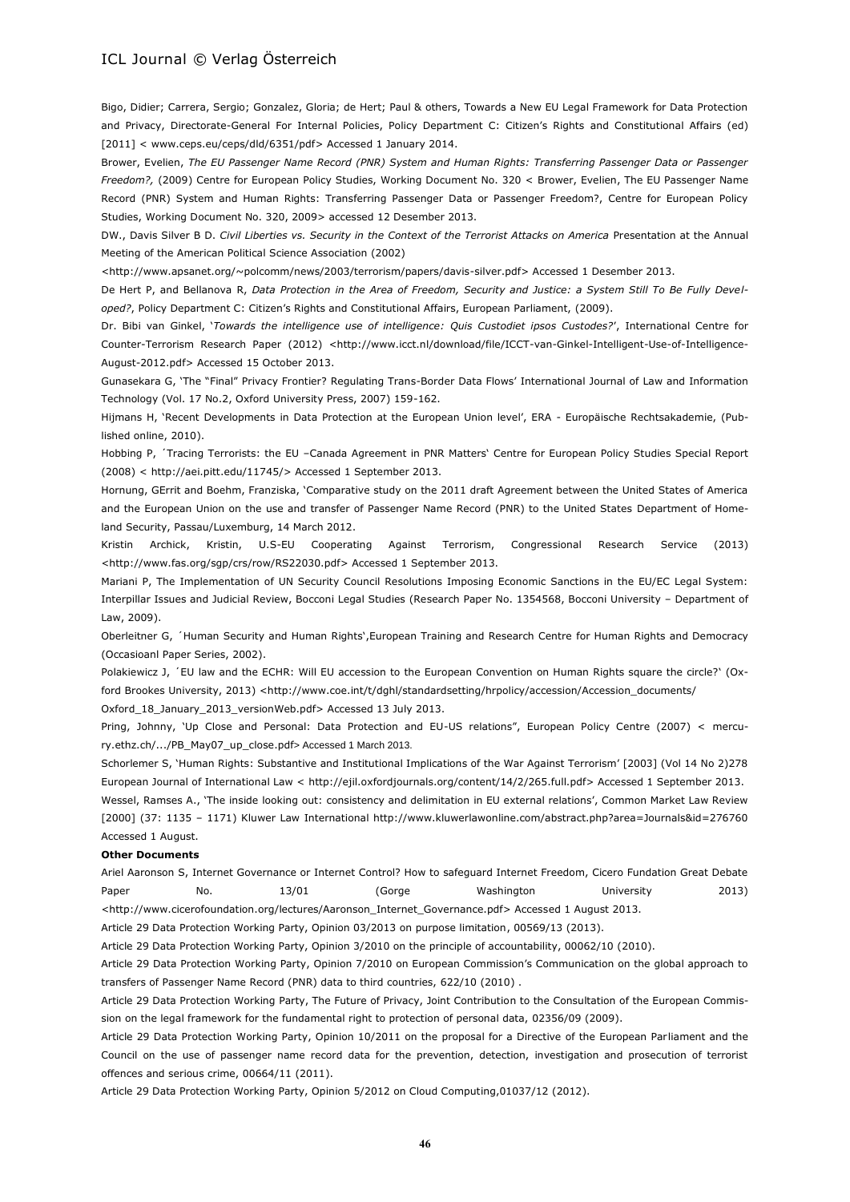Bigo, Didier; Carrera, Sergio; Gonzalez, Gloria; de Hert; Paul & others, Towards a New EU Legal Framework for Data Protection and Privacy, Directorate-General For Internal Policies, Policy Department C: Citizen's Rights and Constitutional Affairs (ed) [2011] < www.ceps.eu/ceps/dld/6351/pdf> Accessed 1 January 2014.

Brower, Evelien, *The EU Passenger Name Record (PNR) System and Human Rights: Transferring Passenger Data or Passenger Freedom?,* (2009) Centre for European Policy Studies, Working Document No. 320 < Brower, Evelien, The EU Passenger Name Record (PNR) System and Human Rights: Transferring Passenger Data or Passenger Freedom?, Centre for European Policy Studies, Working Document No. 320, 2009> accessed 12 Desember 2013.

DW., Davis Silver B D. *Civil Liberties vs. Security in the Context of the Terrorist Attacks on America* Presentation at the Annual Meeting of the American Political Science Association (2002) <http://www.apsanet.org/~polcomm/news/2003/terrorism/papers/davis-silver.pdf> Accessed 1 Desember 2013.

De Hert P, and Bellanova R, *Data Protection in the Area of Freedom, Security and Justice: a System Still To Be Fully Developed?*, Policy Department C: Citizen's Rights and Constitutional Affairs, European Parliament, (2009).

Dr. Bibi van Ginkel, '*Towards the intelligence use of intelligence: Quis Custodiet ipsos Custodes?*', International Centre for Counter-Terrorism Research Paper (2012) <http://www.icct.nl/download/file/ICCT-van-Ginkel-Intelligent-Use-of-Intelligence-August-2012.pdf> Accessed 15 October 2013.

Gunasekara G, 'The "Final" Privacy Frontier? Regulating Trans-Border Data Flows' International Journal of Law and Information Technology (Vol. 17 No.2, Oxford University Press, 2007) 159-162.

Hijmans H, 'Recent Developments in Data Protection at the European Union level', ERA - Europäische Rechtsakademie, (Published online, 2010).

Hobbing P, ´Tracing Terrorists: the EU –Canada Agreement in PNR Matters' Centre for European Policy Studies Special Report (2008) < http://aei.pitt.edu/11745/> Accessed 1 September 2013.

Hornung, GErrit and Boehm, Franziska, 'Comparative study on the 2011 draft Agreement between the United States of America and the European Union on the use and transfer of Passenger Name Record (PNR) to the United States Department of Homeland Security, Passau/Luxemburg, 14 March 2012.

Kristin Archick, Kristin, U.S-EU Cooperating Against Terrorism, Congressional Research Service (2013) <http://www.fas.org/sgp/crs/row/RS22030.pdf> Accessed 1 September 2013.

Mariani P, The Implementation of UN Security Council Resolutions Imposing Economic Sanctions in the EU/EC Legal System: Interpillar Issues and Judicial Review, Bocconi Legal Studies (Research Paper No. 1354568, Bocconi University – Department of Law, 2009).

Oberleitner G, ´Human Security and Human Rights',European Training and Research Centre for Human Rights and Democracy (Occasioanl Paper Series, 2002).

Polakiewicz J, ´EU law and the ECHR: Will EU accession to the European Convention on Human Rights square the circle?' (Oxford Brookes University, 2013) <http://www.coe.int/t/dghl/standardsetting/hrpolicy/accession/Accession_documents/Oxford_18_January_2013_versionWeb.pdf> Accessed 13 July 2013.

Pring, Johnny, 'Up Close and Personal: Data Protection and EU-US relations", European Policy Centre (2007) < mercury.ethz.ch/.../PB_May07_up_close.pdf> Accessed 1 March 2013.

Schorlemer S, 'Human Rights: Substantive and Institutional Implications of the War Against Terrorism' [2003] (Vol 14 No 2)278 European Journal of International Law < http://ejil.oxfordjournals.org/content/14/2/265.full.pdf> Accessed 1 September 2013.

Wessel, Ramses A., 'The inside looking out: consistency and delimitation in EU external relations', Common Market Law Review [2000] (37: 1135 – 1171) Kluwer Law International http://www.kluwerlawonline.com/abstract.php?area=Journals&id=276760 Accessed 1 August.

**Other Documents**

Ariel Aaronson S, Internet Governance or Internet Control? How to safeguard Internet Freedom, Cicero Fundation Great Debate Paper No. 13/01 (Gorge Washington University 2013) <http://www.cicerofoundation.org/lectures/Aaronson_Internet_Governance.pdf> Accessed 1 August 2013.

Article 29 Data Protection Working Party, Opinion 03/2013 on purpose limitation, 00569/13 (2013).

Article 29 Data Protection Working Party, Opinion 3/2010 on the principle of accountability, 00062/10 (2010).

Article 29 Data Protection Working Party, Opinion 7/2010 on European Commission's Communication on the global approach to transfers of Passenger Name Record (PNR) data to third countries, 622/10 (2010) .

Article 29 Data Protection Working Party, The Future of Privacy, Joint Contribution to the Consultation of the European Commission on the legal framework for the fundamental right to protection of personal data, 02356/09 (2009).

Article 29 Data Protection Working Party, Opinion 10/2011 on the proposal for a Directive of the European Parliament and the Council on the use of passenger name record data for the prevention, detection, investigation and prosecution of terrorist offences and serious crime, 00664/11 (2011).

Article 29 Data Protection Working Party, Opinion 5/2012 on Cloud Computing,01037/12 (2012).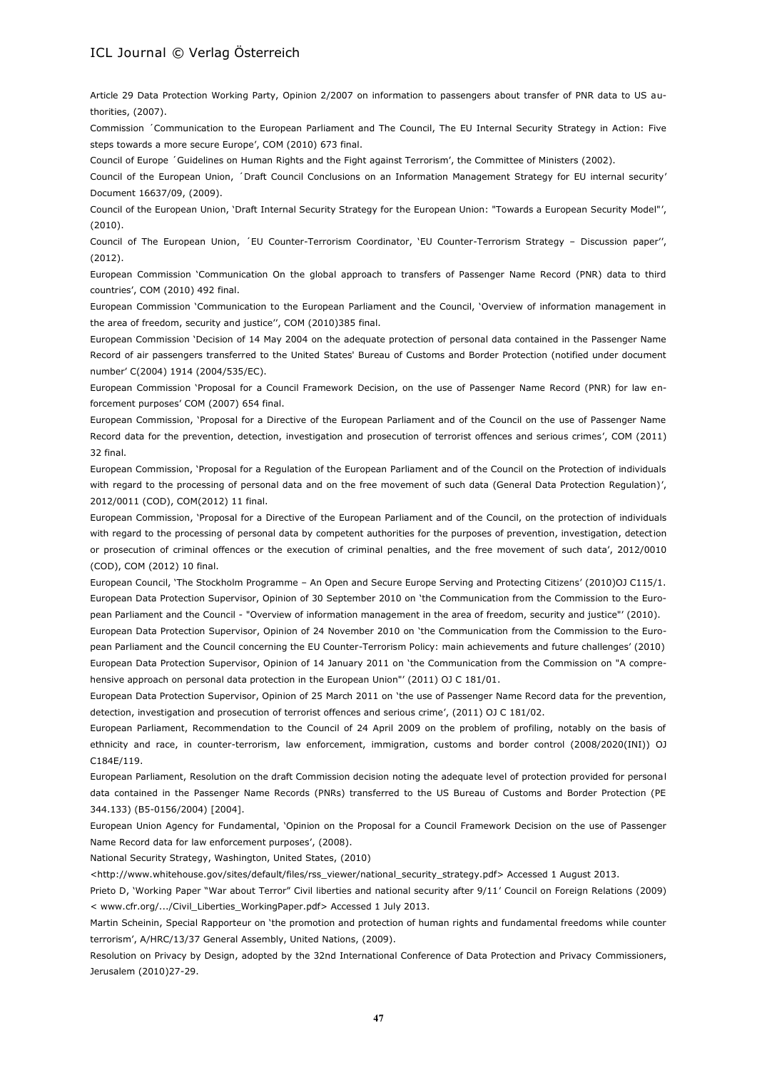Article 29 Data Protection Working Party, Opinion 2/2007 on information to passengers about transfer of PNR data to US authorities, (2007).

Commission ´Communication to the European Parliament and The Council, The EU Internal Security Strategy in Action: Five steps towards a more secure Europe', COM (2010) 673 final.

Council of Europe ´Guidelines on Human Rights and the Fight against Terrorism', the Committee of Ministers (2002).

Council of the European Union, ´Draft Council Conclusions on an Information Management Strategy for EU internal security' Document 16637/09, (2009).

Council of the European Union, 'Draft Internal Security Strategy for the European Union: "Towards a European Security Model"', (2010).

Council of The European Union, ´EU Counter-Terrorism Coordinator, 'EU Counter-Terrorism Strategy – Discussion paper'', (2012).

European Commission 'Communication On the global approach to transfers of Passenger Name Record (PNR) data to third countries', COM (2010) 492 final.

European Commission 'Communication to the European Parliament and the Council, 'Overview of information management in the area of freedom, security and justice'', COM (2010)385 final.

European Commission 'Decision of 14 May 2004 on the adequate protection of personal data contained in the Passenger Name Record of air passengers transferred to the United States' Bureau of Customs and Border Protection (notified under document number' C(2004) 1914 (2004/535/EC).

European Commission 'Proposal for a Council Framework Decision, on the use of Passenger Name Record (PNR) for law enforcement purposes' COM (2007) 654 final.

European Commission, 'Proposal for a Directive of the European Parliament and of the Council on the use of Passenger Name Record data for the prevention, detection, investigation and prosecution of terrorist offences and serious crimes', COM (2011) 32 final.

European Commission, 'Proposal for a Regulation of the European Parliament and of the Council on the Protection of individuals with regard to the processing of personal data and on the free movement of such data (General Data Protection Regulation)', 2012/0011 (COD), COM(2012) 11 final.

European Commission, 'Proposal for a Directive of the European Parliament and of the Council, on the protection of individuals with regard to the processing of personal data by competent authorities for the purposes of prevention, investigation, detection or prosecution of criminal offences or the execution of criminal penalties, and the free movement of such data', 2012/0010 (COD), COM (2012) 10 final.

European Council, 'The Stockholm Programme – An Open and Secure Europe Serving and Protecting Citizens' (2010)OJ C115/1.

European Data Protection Supervisor, Opinion of 30 September 2010 on 'the Communication from the Commission to the European Parliament and the Council - "Overview of information management in the area of freedom, security and justice"' (2010).

European Data Protection Supervisor, Opinion of 24 November 2010 on 'the Communication from the Commission to the European Parliament and the Council concerning the EU Counter-Terrorism Policy: main achievements and future challenges' (2010)

European Data Protection Supervisor, Opinion of 14 January 2011 on 'the Communication from the Commission on "A comprehensive approach on personal data protection in the European Union"' (2011) OJ C 181/01.

European Data Protection Supervisor, Opinion of 25 March 2011 on 'the use of Passenger Name Record data for the prevention, detection, investigation and prosecution of terrorist offences and serious crime', (2011) OJ C 181/02.

European Parliament, Recommendation to the Council of 24 April 2009 on the problem of profiling, notably on the basis of ethnicity and race, in counter-terrorism, law enforcement, immigration, customs and border control (2008/2020(INI)) OJ C184E/119.

European Parliament, Resolution on the draft Commission decision noting the adequate level of protection provided for personal data contained in the Passenger Name Records (PNRs) transferred to the US Bureau of Customs and Border Protection (PE 344.133) (B5-0156/2004) [2004].

European Union Agency for Fundamental, 'Opinion on the Proposal for a Council Framework Decision on the use of Passenger Name Record data for law enforcement purposes', (2008).

National Security Strategy, Washington, United States, (2010) <http://www.whitehouse.gov/sites/default/files/rss_viewer/national_security_strategy.pdf> Accessed 1 August 2013.

Prieto D, 'Working Paper "War about Terror" Civil liberties and national security after 9/11' Council on Foreign Relations (2009) < www.cfr.org/.../Civil_Liberties_WorkingPaper.pdf> Accessed 1 July 2013.

Martin Scheinin, Special Rapporteur on 'the promotion and protection of human rights and fundamental freedoms while counter terrorism', A/HRC/13/37 General Assembly, United Nations, (2009).

Resolution on Privacy by Design, adopted by the 32nd International Conference of Data Protection and Privacy Commissioners, Jerusalem (2010)27-29.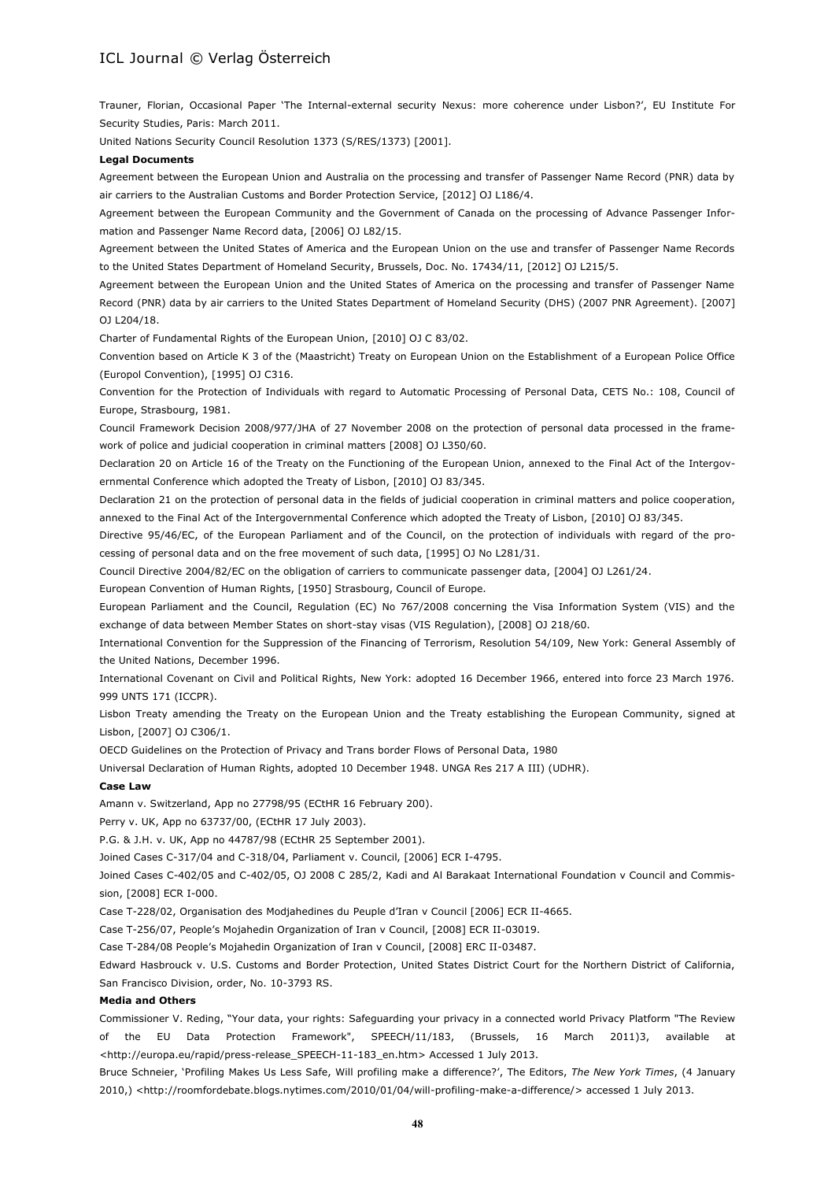Trauner, Florian, Occasional Paper 'The Internal-external security Nexus: more coherence under Lisbon?', EU Institute For Security Studies, Paris: March 2011.

United Nations Security Council Resolution 1373 (S/RES/1373) [2001].

**Legal Documents**

Agreement between the European Union and Australia on the processing and transfer of Passenger Name Record (PNR) data by air carriers to the Australian Customs and Border Protection Service, [2012] OJ L186/4.

Agreement between the European Community and the Government of Canada on the processing of Advance Passenger Information and Passenger Name Record data, [2006] OJ L82/15.

Agreement between the United States of America and the European Union on the use and transfer of Passenger Name Records to the United States Department of Homeland Security, Brussels, Doc. No. 17434/11, [2012] OJ L215/5.

Agreement between the European Union and the United States of America on the processing and transfer of Passenger Name Record (PNR) data by air carriers to the United States Department of Homeland Security (DHS) (2007 PNR Agreement). [2007] OJ L204/18.

Charter of Fundamental Rights of the European Union, [2010] OJ C 83/02.

Convention based on Article K 3 of the (Maastricht) Treaty on European Union on the Establishment of a European Police Office (Europol Convention), [1995] OJ C316.

Convention for the Protection of Individuals with regard to Automatic Processing of Personal Data, CETS No.: 108, Council of Europe, Strasbourg, 1981.

Council Framework Decision 2008/977/JHA of 27 November 2008 on the protection of personal data processed in the framework of police and judicial cooperation in criminal matters [2008] OJ L350/60.

Declaration 20 on Article 16 of the Treaty on the Functioning of the European Union, annexed to the Final Act of the Intergovernmental Conference which adopted the Treaty of Lisbon, [2010] OJ 83/345.

Declaration 21 on the protection of personal data in the fields of judicial cooperation in criminal matters and police cooperation, annexed to the Final Act of the Intergovernmental Conference which adopted the Treaty of Lisbon, [2010] OJ 83/345.

Directive 95/46/EC, of the European Parliament and of the Council, on the protection of individuals with regard of the processing of personal data and on the free movement of such data, [1995] OJ No L281/31.

Council Directive 2004/82/EC on the obligation of carriers to communicate passenger data, [2004] OJ L261/24.

European Convention of Human Rights, [1950] Strasbourg, Council of Europe.

European Parliament and the Council, Regulation (EC) No 767/2008 concerning the Visa Information System (VIS) and the exchange of data between Member States on short-stay visas (VIS Regulation), [2008] OJ 218/60.

International Convention for the Suppression of the Financing of Terrorism, Resolution 54/109, New York: General Assembly of the United Nations, December 1996.

International Covenant on Civil and Political Rights, New York: adopted 16 December 1966, entered into force 23 March 1976. 999 UNTS 171 (ICCPR).

Lisbon Treaty amending the Treaty on the European Union and the Treaty establishing the European Community, signed at Lisbon, [2007] OJ C306/1.

OECD Guidelines on the Protection of Privacy and Trans border Flows of Personal Data, 1980

Universal Declaration of Human Rights, adopted 10 December 1948. UNGA Res 217 A III) (UDHR).

**Case Law**

Amann v. Switzerland, App no 27798/95 (ECtHR 16 February 200).

Perry v. UK, App no 63737/00, (ECtHR 17 July 2003).

P.G. & J.H. v. UK, App no 44787/98 (ECtHR 25 September 2001).

Joined Cases C-317/04 and C-318/04, Parliament v. Council, [2006] ECR I-4795.

Joined Cases C-402/05 and C-402/05, OJ 2008 C 285/2, Kadi and Al Barakaat International Foundation v Council and Commission, [2008] ECR I-000.

Case T-228/02, Organisation des Modjahedines du Peuple d'Iran v Council [2006] ECR II-4665.

Case T-256/07, People's Mojahedin Organization of Iran v Council, [2008] ECR II-03019.

Case T-284/08 People's Mojahedin Organization of Iran v Council, [2008] ERC II-03487.

Edward Hasbrouck v. U.S. Customs and Border Protection, United States District Court for the Northern District of California, San Francisco Division, order, No. 10-3793 RS.

**Media and Others**

Commissioner V. Reding, "Your data, your rights: Safeguarding your privacy in a connected world Privacy Platform "The Review of the EU Data Protection Framework", SPEECH/11/183, (Brussels, 16 March 2011)3, available at <http://europa.eu/rapid/press-release_SPEECH-11-183_en.htm> Accessed 1 July 2013.

Bruce Schneier, 'Profiling Makes Us Less Safe, Will profiling make a difference?', The Editors, *The New York Times*, (4 January 2010,) <http://roomfordebate.blogs.nytimes.com/2010/01/04/will-profiling-make-a-difference/> accessed 1 July 2013.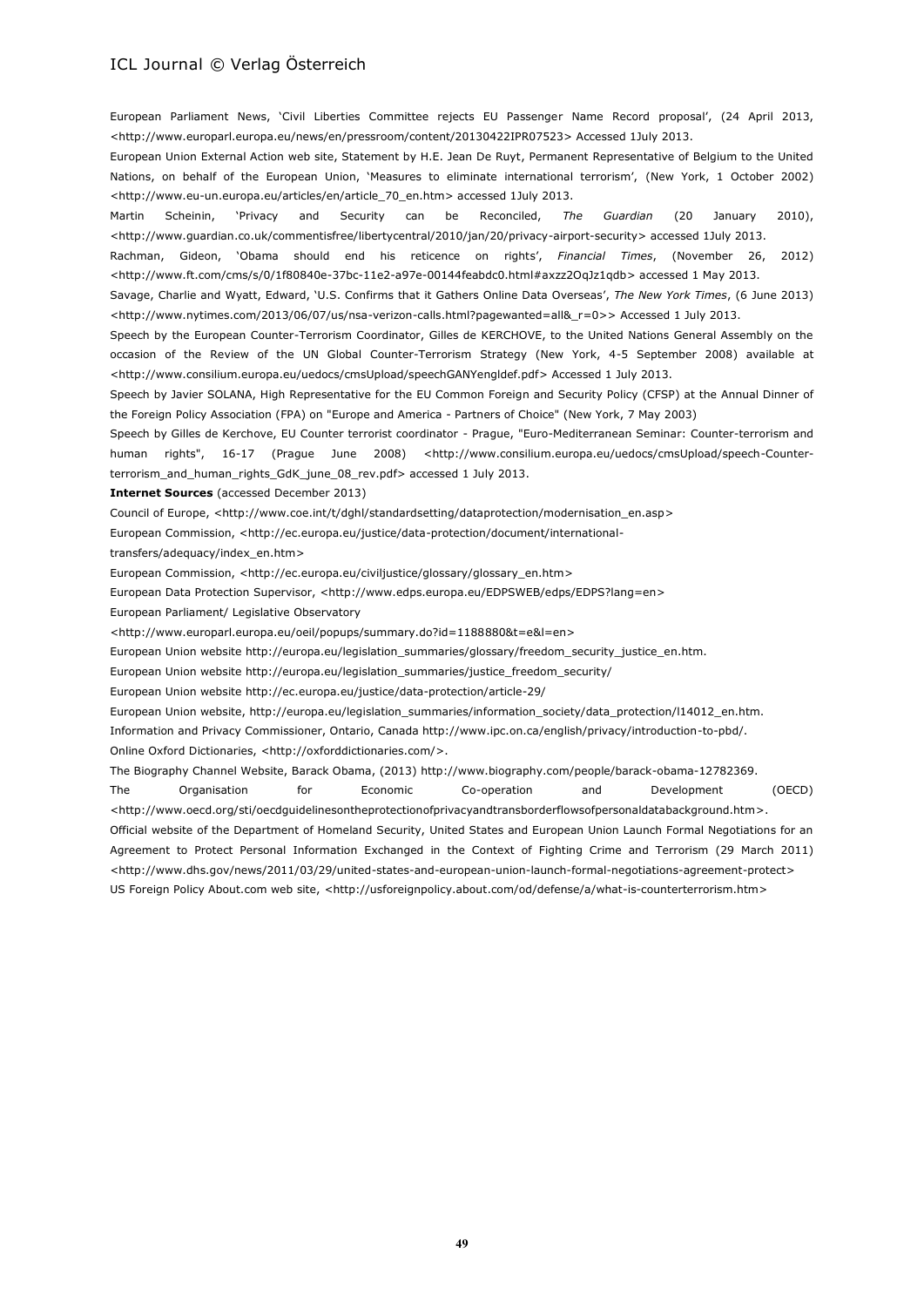European Parliament News, 'Civil Liberties Committee rejects EU Passenger Name Record proposal', (24 April 2013, <http://www.europarl.europa.eu/news/en/pressroom/content/20130422IPR07523> Accessed 1July 2013.

European Union External Action web site, Statement by H.E. Jean De Ruyt, Permanent Representative of Belgium to the United Nations, on behalf of the European Union, 'Measures to eliminate international terrorism', (New York, 1 October 2002) <http://www.eu-un.europa.eu/articles/en/article_70_en.htm> accessed 1July 2013.

Martin Scheinin, 'Privacy and Security can be Reconciled, *The Guardian* (20 January 2010), <http://www.guardian.co.uk/commentisfree/libertycentral/2010/jan/20/privacy-airport-security> accessed 1July 2013.

Rachman, Gideon, 'Obama should end his reticence on rights', *Financial Times*, (November 26, 2012) <http://www.ft.com/cms/s/0/1f80840e-37bc-11e2-a97e-00144feabdc0.html#axzz2OqJz1qdb> accessed 1 May 2013.

Savage, Charlie and Wyatt, Edward, 'U.S. Confirms that it Gathers Online Data Overseas', *The New York Times*, (6 June 2013) <http://www.nytimes.com/2013/06/07/us/nsa-verizon-calls.html?pagewanted=all&_r=0>> Accessed 1 July 2013.

Speech by the European Counter-Terrorism Coordinator, Gilles de KERCHOVE, to the United Nations General Assembly on the occasion of the Review of the UN Global Counter-Terrorism Strategy (New York, 4-5 September 2008) available at <http://www.consilium.europa.eu/uedocs/cmsUpload/speechGANYengldef.pdf> Accessed 1 July 2013.

Speech by Javier SOLANA, High Representative for the EU Common Foreign and Security Policy (CFSP) at the Annual Dinner of the Foreign Policy Association (FPA) on "Europe and America - Partners of Choice" (New York, 7 May 2003)

Speech by Gilles de Kerchove, EU Counter terrorist coordinator - Prague, "Euro-Mediterranean Seminar: Counter-terrorism and human rights", 16-17 (Prague June 2008) <http://www.consilium.europa.eu/uedocs/cmsUpload/speech-Counter-terrorism_and_human_rights_GdK_june_08_rev.pdf> accessed 1 July 2013.

**Internet Sources** (accessed December 2013)

Council of Europe, <http://www.coe.int/t/dghl/standardsetting/dataprotection/modernisation_en.asp>

European Commission, <http://ec.europa.eu/justice/data-protection/document/international-transfers/adequacy/index_en.htm>

European Commission, <http://ec.europa.eu/civiljustice/glossary/glossary_en.htm>

European Data Protection Supervisor, <http://www.edps.europa.eu/EDPSWEB/edps/EDPS?lang=en>

European Parliament/ Legislative Observatory <http://www.europarl.europa.eu/oeil/popups/summary.do?id=1188880&t=e&l=en>

European Union website http://europa.eu/legislation_summaries/glossary/freedom_security_justice_en.htm.

European Union website http://europa.eu/legislation_summaries/justice_freedom_security/

European Union website http://ec.europa.eu/justice/data-protection/article-29/

European Union website, http://europa.eu/legislation_summaries/information_society/data_protection/l14012_en.htm.

Information and Privacy Commissioner, Ontario, Canada http://www.ipc.on.ca/english/privacy/introduction-to-pbd/.

Online Oxford Dictionaries, <http://oxforddictionaries.com/>.

The Biography Channel Website, Barack Obama, (2013) http://www.biography.com/people/barack-obama-12782369.

The Organisation for Economic Co-operation and Development (OECD) <http://www.oecd.org/sti/oecdguidelinesontheprotectionofprivacyandtransborderflowsofpersonaldatabackground.htm>.

Official website of the Department of Homeland Security, United States and European Union Launch Formal Negotiations for an Agreement to Protect Personal Information Exchanged in the Context of Fighting Crime and Terrorism (29 March 2011) <http://www.dhs.gov/news/2011/03/29/united-states-and-european-union-launch-formal-negotiations-agreement-protect>

US Foreign Policy About.com web site, <http://usforeignpolicy.about.com/od/defense/a/what-is-counterterrorism.htm>